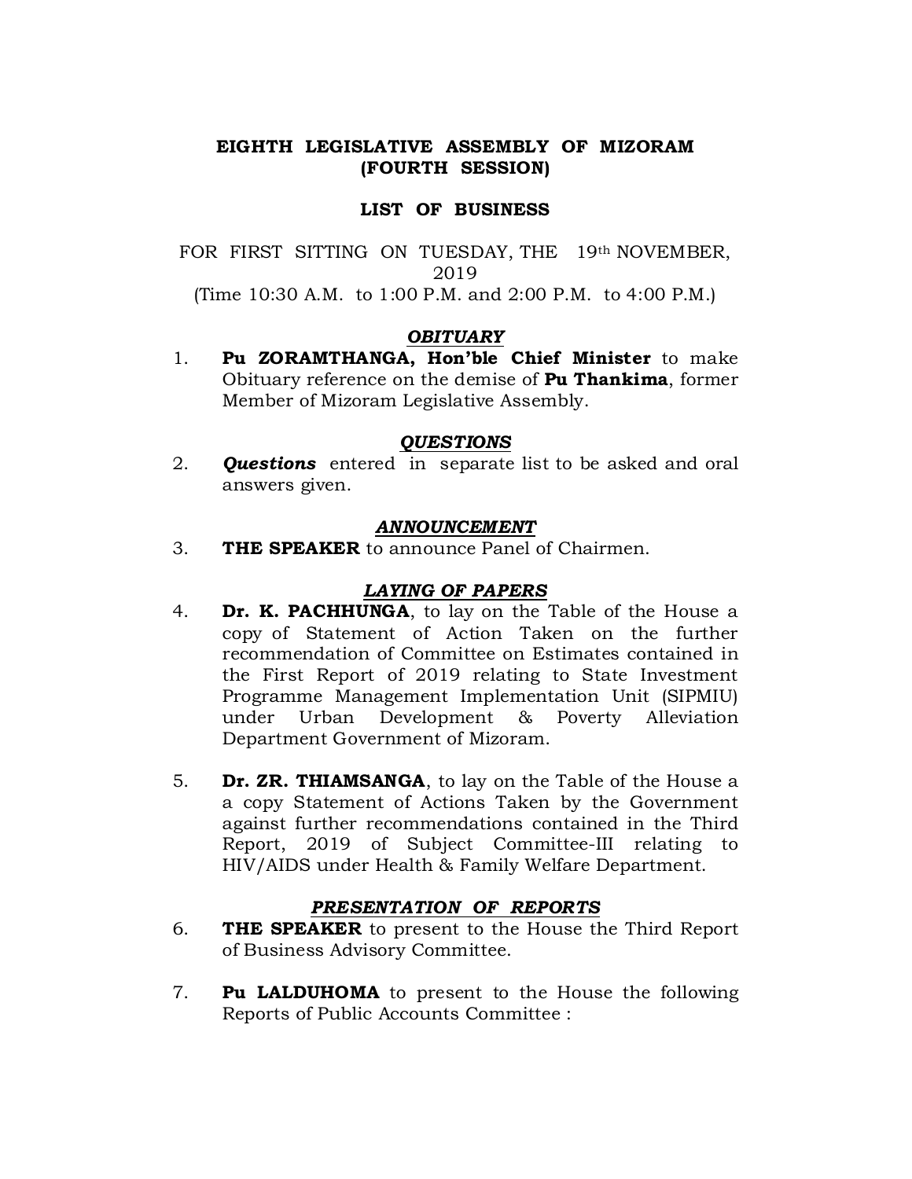**EIGHTH LEGISLATIVE ASSEMBLY OF MIZORAM**
**(FOURTH SESSION)**

**LIST OF BUSINESS**

FOR FIRST SITTING ON TUESDAY, THE 19th NOVEMBER, 2019
(Time 10:30 A.M. to 1:00 P.M. and 2:00 P.M. to 4:00 P.M.)

***OBITUARY***

1. **Pu ZORAMTHANGA, Hon'ble Chief Minister** to make Obituary reference on the demise of **Pu Thankima**, former Member of Mizoram Legislative Assembly.

***QUESTIONS***

2. ***Questions*** entered in separate list to be asked and oral answers given.

***ANNOUNCEMENT***

3. **THE SPEAKER** to announce Panel of Chairmen.

***LAYING OF PAPERS***

4. **Dr. K. PACHHUNGA**, to lay on the Table of the House a copy of Statement of Action Taken on the further recommendation of Committee on Estimates contained in the First Report of 2019 relating to State Investment Programme Management Implementation Unit (SIPMIU) under Urban Development & Poverty Alleviation Department Government of Mizoram.

5. **Dr. ZR. THIAMSANGA**, to lay on the Table of the House a a copy Statement of Actions Taken by the Government against further recommendations contained in the Third Report, 2019 of Subject Committee-III relating to HIV/AIDS under Health & Family Welfare Department.

***PRESENTATION OF REPORTS***

6. **THE SPEAKER** to present to the House the Third Report of Business Advisory Committee.

7. **Pu LALDUHOMA** to present to the House the following Reports of Public Accounts Committee :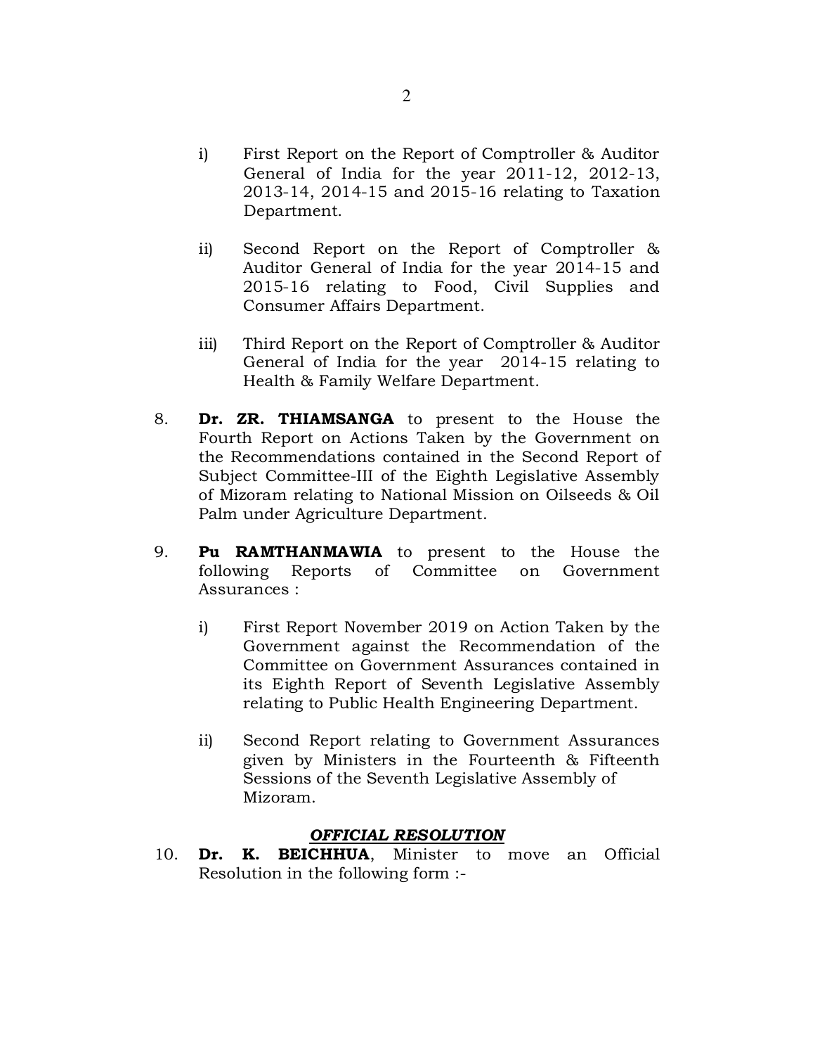i) First Report on the Report of Comptroller & Auditor General of India for the year 2011-12, 2012-13, 2013-14, 2014-15 and 2015-16 relating to Taxation Department.

ii) Second Report on the Report of Comptroller & Auditor General of India for the year 2014-15 and 2015-16 relating to Food, Civil Supplies and Consumer Affairs Department.

iii) Third Report on the Report of Comptroller & Auditor General of India for the year 2014-15 relating to Health & Family Welfare Department.

8. **Dr. ZR. THIAMSANGA** to present to the House the Fourth Report on Actions Taken by the Government on the Recommendations contained in the Second Report of Subject Committee-III of the Eighth Legislative Assembly of Mizoram relating to National Mission on Oilseeds & Oil Palm under Agriculture Department.

9. **Pu RAMTHANMAWIA** to present to the House the following Reports of Committee on Government Assurances :

   i) First Report November 2019 on Action Taken by the Government against the Recommendation of the Committee on Government Assurances contained in its Eighth Report of Seventh Legislative Assembly relating to Public Health Engineering Department.

   ii) Second Report relating to Government Assurances given by Ministers in the Fourteenth & Fifteenth Sessions of the Seventh Legislative Assembly of Mizoram.

## ***OFFICIAL RESOLUTION***

10. **Dr. K. BEICHHUA**, Minister to move an Official Resolution in the following form :-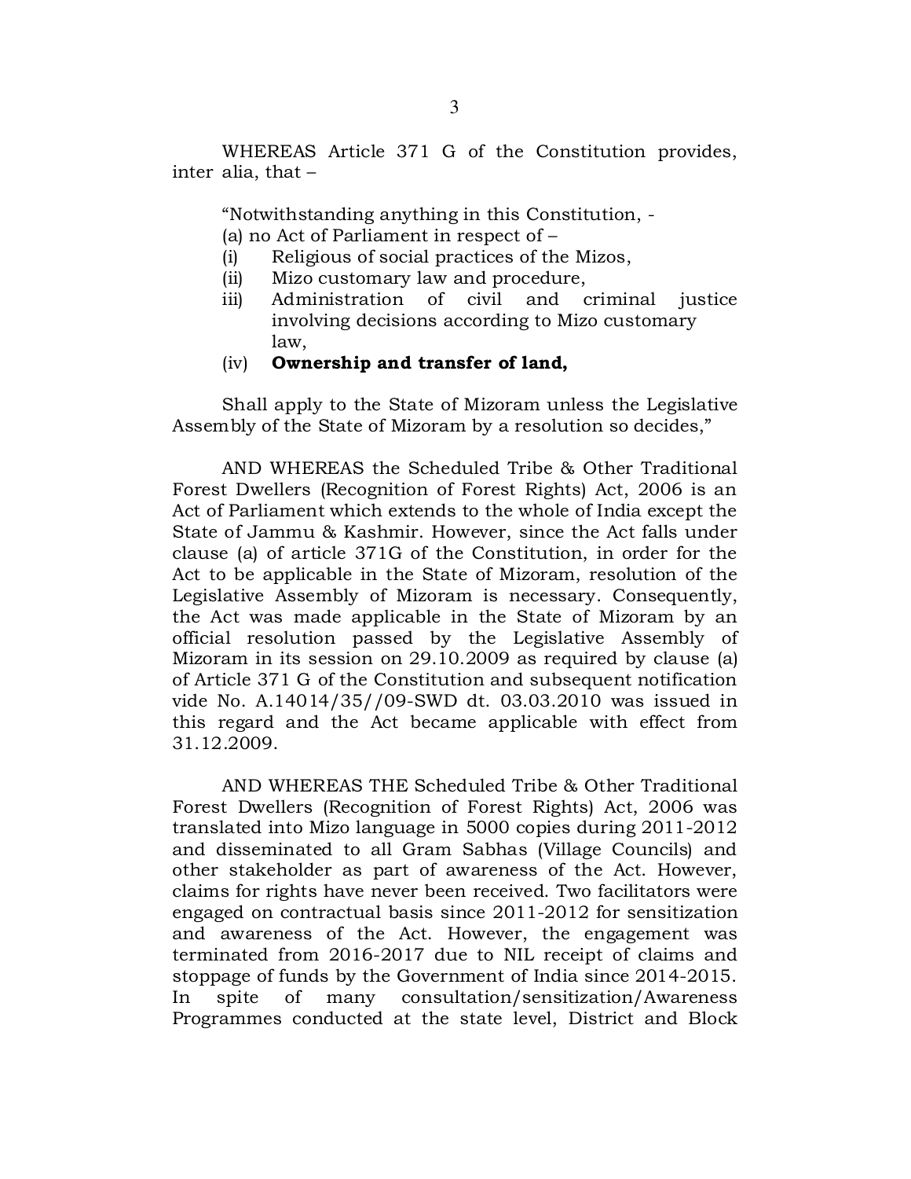WHEREAS Article 371 G of the Constitution provides, inter alia, that –

"Notwithstanding anything in this Constitution, -
(a) no Act of Parliament in respect of –
(i) Religious of social practices of the Mizos,
(ii) Mizo customary law and procedure,
iii) Administration of civil and criminal justice involving decisions according to Mizo customary law,
(iv) **Ownership and transfer of land,**

Shall apply to the State of Mizoram unless the Legislative Assembly of the State of Mizoram by a resolution so decides,"

AND WHEREAS the Scheduled Tribe & Other Traditional Forest Dwellers (Recognition of Forest Rights) Act, 2006 is an Act of Parliament which extends to the whole of India except the State of Jammu & Kashmir. However, since the Act falls under clause (a) of article 371G of the Constitution, in order for the Act to be applicable in the State of Mizoram, resolution of the Legislative Assembly of Mizoram is necessary. Consequently, the Act was made applicable in the State of Mizoram by an official resolution passed by the Legislative Assembly of Mizoram in its session on 29.10.2009 as required by clause (a) of Article 371 G of the Constitution and subsequent notification vide No. A.14014/35//09-SWD dt. 03.03.2010 was issued in this regard and the Act became applicable with effect from 31.12.2009.

AND WHEREAS THE Scheduled Tribe & Other Traditional Forest Dwellers (Recognition of Forest Rights) Act, 2006 was translated into Mizo language in 5000 copies during 2011-2012 and disseminated to all Gram Sabhas (Village Councils) and other stakeholder as part of awareness of the Act. However, claims for rights have never been received. Two facilitators were engaged on contractual basis since 2011-2012 for sensitization and awareness of the Act. However, the engagement was terminated from 2016-2017 due to NIL receipt of claims and stoppage of funds by the Government of India since 2014-2015. In spite of many consultation/sensitization/Awareness Programmes conducted at the state level, District and Block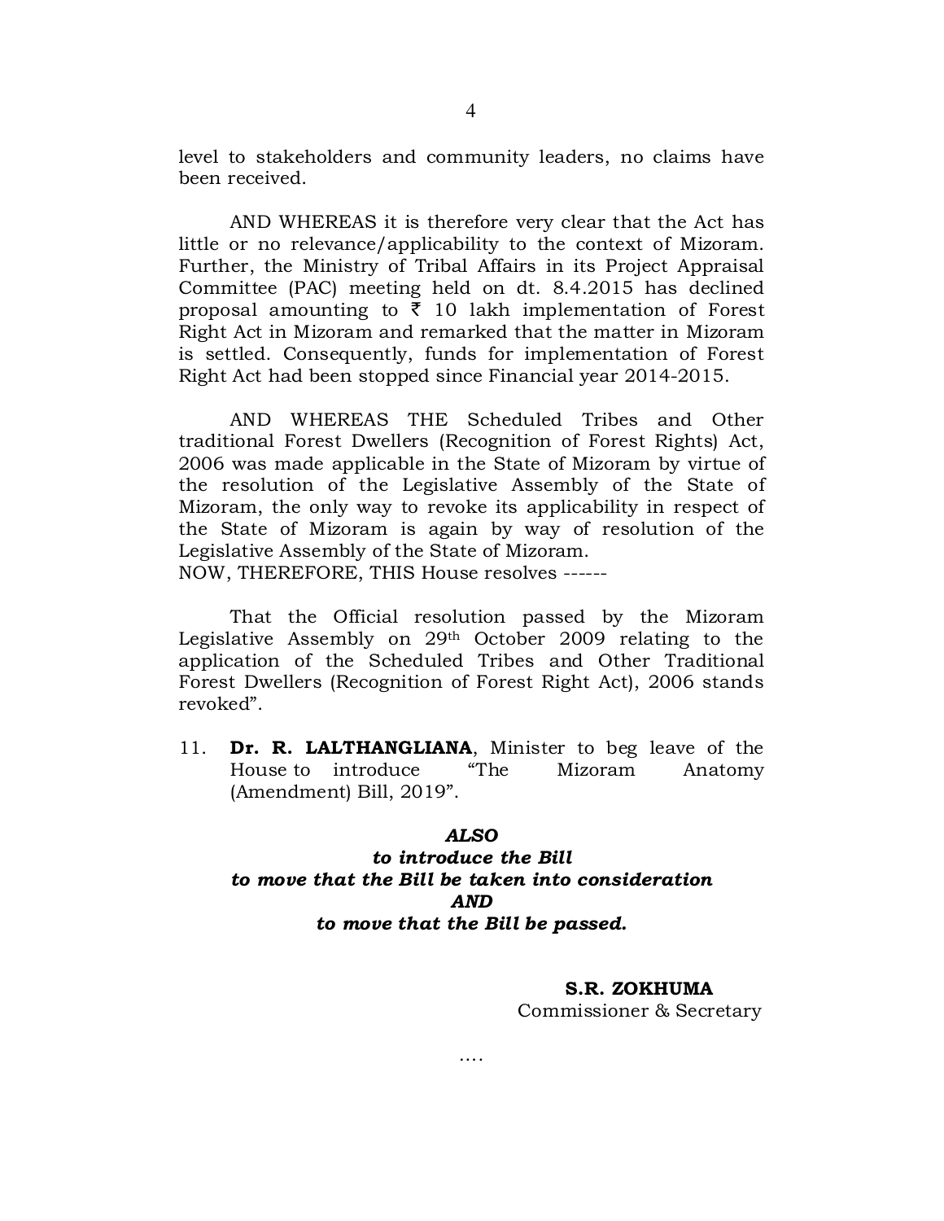level to stakeholders and community leaders, no claims have been received.

AND WHEREAS it is therefore very clear that the Act has little or no relevance/applicability to the context of Mizoram. Further, the Ministry of Tribal Affairs in its Project Appraisal Committee (PAC) meeting held on dt. 8.4.2015 has declined proposal amounting to ₹ 10 lakh implementation of Forest Right Act in Mizoram and remarked that the matter in Mizoram is settled. Consequently, funds for implementation of Forest Right Act had been stopped since Financial year 2014-2015.

AND WHEREAS THE Scheduled Tribes and Other traditional Forest Dwellers (Recognition of Forest Rights) Act, 2006 was made applicable in the State of Mizoram by virtue of the resolution of the Legislative Assembly of the State of Mizoram, the only way to revoke its applicability in respect of the State of Mizoram is again by way of resolution of the Legislative Assembly of the State of Mizoram.
NOW, THEREFORE, THIS House resolves ------

That the Official resolution passed by the Mizoram Legislative Assembly on 29th October 2009 relating to the application of the Scheduled Tribes and Other Traditional Forest Dwellers (Recognition of Forest Right Act), 2006 stands revoked".

11. **Dr. R. LALTHANGLIANA**, Minister to beg leave of the House to introduce "The Mizoram Anatomy (Amendment) Bill, 2019".

***ALSO***
***to introduce the Bill***
***to move that the Bill be taken into consideration***
***AND***
***to move that the Bill be passed.***

**S.R. ZOKHUMA**
Commissioner & Secretary

….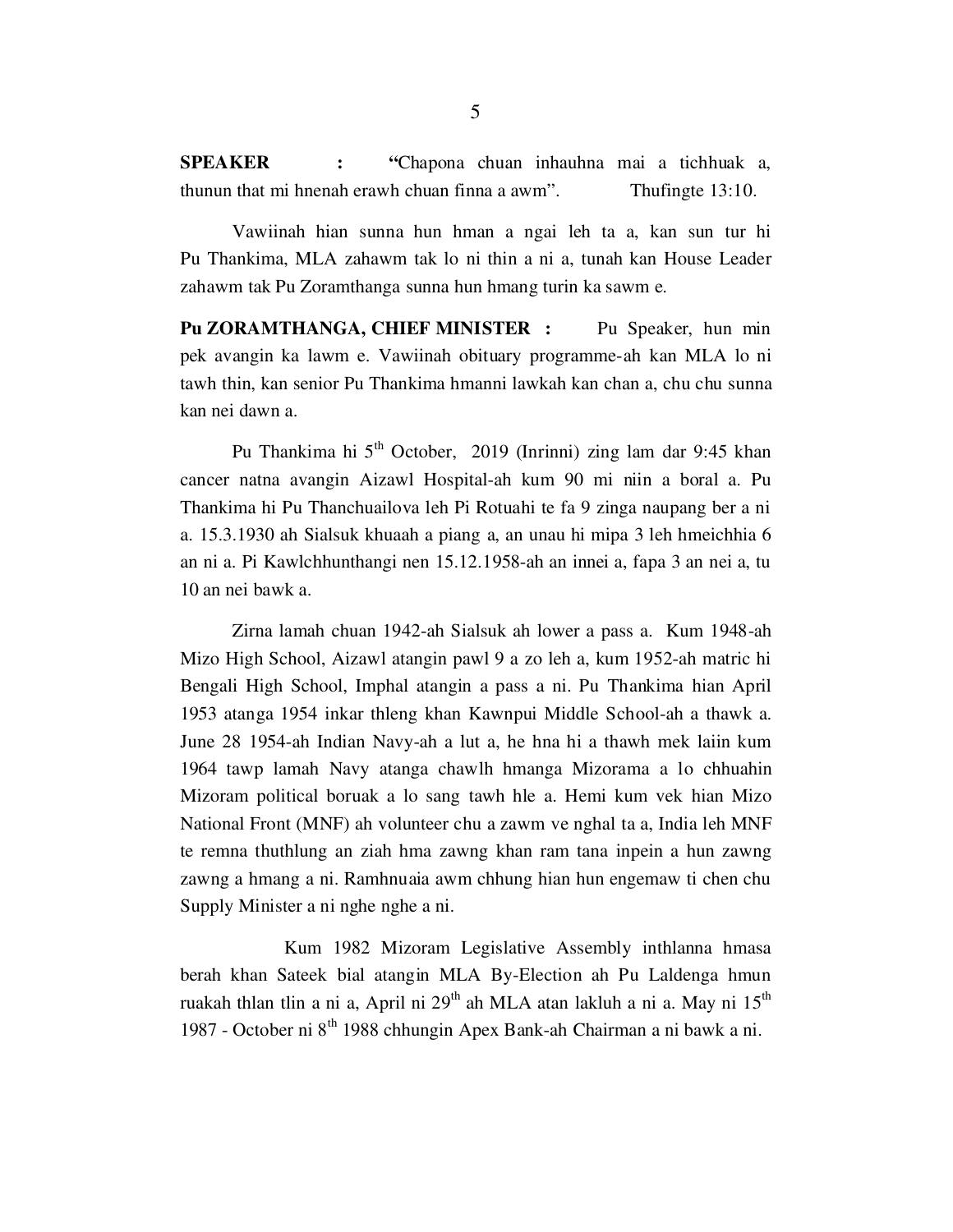**SPEAKER :** "Chapona chuan inhauhna mai a tichhuak a, thunun that mi hnenah erawh chuan finna a awm". Thufingte 13:10.

Vawiinah hian sunna hun hman a ngai leh ta a, kan sun tur hi Pu Thankima, MLA zahawm tak lo ni thin a ni a, tunah kan House Leader zahawm tak Pu Zoramthanga sunna hun hmang turin ka sawm e.

**Pu ZORAMTHANGA, CHIEF MINISTER :** Pu Speaker, hun min pek avangin ka lawm e. Vawiinah obituary programme-ah kan MLA lo ni tawh thin, kan senior Pu Thankima hmanni lawkah kan chan a, chu chu sunna kan nei dawn a.

Pu Thankima hi 5th October, 2019 (Inrinni) zing lam dar 9:45 khan cancer natna avangin Aizawl Hospital-ah kum 90 mi niin a boral a. Pu Thankima hi Pu Thanchuailova leh Pi Rotuahi te fa 9 zinga naupang ber a ni a. 15.3.1930 ah Sialsuk khuaah a piang a, an unau hi mipa 3 leh hmeichhia 6 an ni a. Pi Kawlchhunthangi nen 15.12.1958-ah an innei a, fapa 3 an nei a, tu 10 an nei bawk a.

Zirna lamah chuan 1942-ah Sialsuk ah lower a pass a. Kum 1948-ah Mizo High School, Aizawl atangin pawl 9 a zo leh a, kum 1952-ah matric hi Bengali High School, Imphal atangin a pass a ni. Pu Thankima hian April 1953 atanga 1954 inkar thleng khan Kawnpui Middle School-ah a thawk a. June 28 1954-ah Indian Navy-ah a lut a, he hna hi a thawh mek laiin kum 1964 tawp lamah Navy atanga chawlh hmanga Mizorama a lo chhuahin Mizoram political boruak a lo sang tawh hle a. Hemi kum vek hian Mizo National Front (MNF) ah volunteer chu a zawm ve nghal ta a, India leh MNF te remna thuthlung an ziah hma zawng khan ram tana inpein a hun zawng zawng a hmang a ni. Ramhnuaia awm chhung hian hun engemaw ti chen chu Supply Minister a ni nghe nghe a ni.

Kum 1982 Mizoram Legislative Assembly inthlanna hmasa berah khan Sateek bial atangin MLA By-Election ah Pu Laldenga hmun ruakah thlan tlin a ni a, April ni 29th ah MLA atan lakluh a ni a. May ni 15th 1987 - October ni 8th 1988 chhungin Apex Bank-ah Chairman a ni bawk a ni.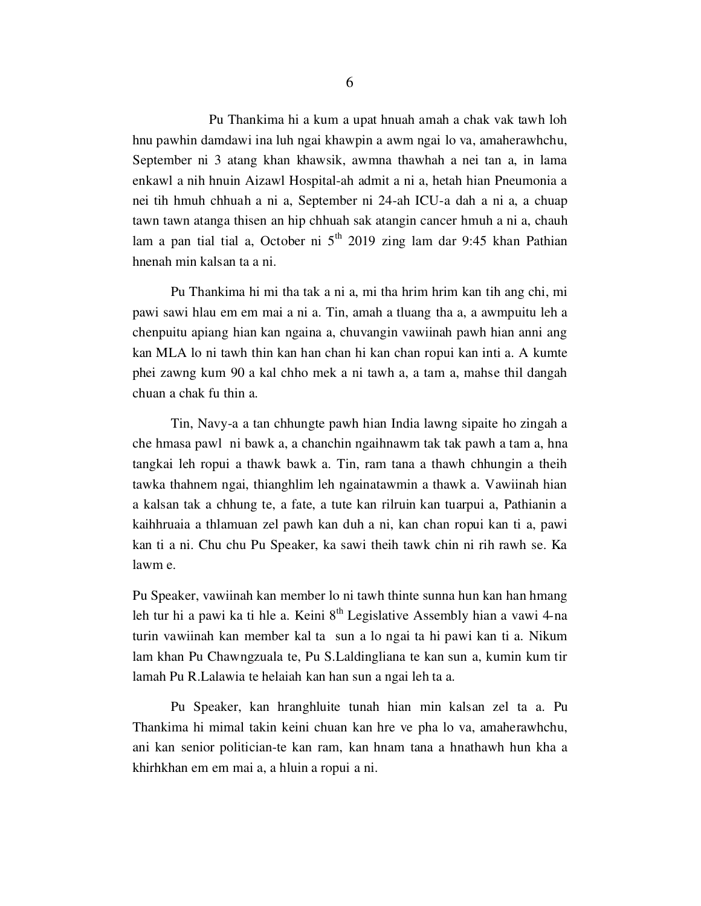Pu Thankima hi a kum a upat hnuah amah a chak vak tawh loh hnu pawhin damdawi ina luh ngai khawpin a awm ngai lo va, amaherawhchu, September ni 3 atang khan khawsik, awmna thawhah a nei tan a, in lama enkawl a nih hnuin Aizawl Hospital-ah admit a ni a, hetah hian Pneumonia a nei tih hmuh chhuah a ni a, September ni 24-ah ICU-a dah a ni a, a chuap tawn tawn atanga thisen an hip chhuah sak atangin cancer hmuh a ni a, chauh lam a pan tial tial a, October ni 5th 2019 zing lam dar 9:45 khan Pathian hnenah min kalsan ta a ni.

Pu Thankima hi mi tha tak a ni a, mi tha hrim hrim kan tih ang chi, mi pawi sawi hlau em em mai a ni a. Tin, amah a tluang tha a, a awmpuitu leh a chenpuitu apiang hian kan ngaina a, chuvangin vawiinah pawh hian anni ang kan MLA lo ni tawh thin kan han chan hi kan chan ropui kan inti a. A kumte phei zawng kum 90 a kal chho mek a ni tawh a, a tam a, mahse thil dangah chuan a chak fu thin a.

Tin, Navy-a a tan chhungte pawh hian India lawng sipaite ho zingah a che hmasa pawl ni bawk a, a chanchin ngaihnawm tak tak pawh a tam a, hna tangkai leh ropui a thawk bawk a. Tin, ram tana a thawh chhungin a theih tawkka thahnem ngai, thianghlim leh ngainatawmin a thawk a. Vawiinah hian a kalsan tak a chhung te, a fate, a tute kan rilruin kan tuarpui a, Pathianin a kaihhruaia a thlamuan zel pawh kan duh a ni, kan chan ropui kan ti a, pawi kan ti a ni. Chu chu Pu Speaker, ka sawi theih tawk chin ni rih rawh se. Ka lawm e.

Pu Speaker, vawiinah kan member lo ni tawh thinte sunna hun kan han hmang leh tur hi a pawi ka ti hle a. Keini 8th Legislative Assembly hian a vawi 4-na turin vawiinah kan member kal ta sun a lo ngai ta hi pawi kan ti a. Nikum lam khan Pu Chawngzuala te, Pu S.Laldingliana te kan sun a, kumin kum tir lamah Pu R.Lalawia te helaiah kan han sun a ngai leh ta a.

Pu Speaker, kan hranghluite tunah hian min kalsan zel ta a. Pu Thankima hi mimal takin keini chuan kan hre ve pha lo va, amaherawhchu, ani kan senior politician-te kan ram, kan hnam tana a hnathawh hun kha a khirhkhan em em mai a, a hluin a ropui a ni.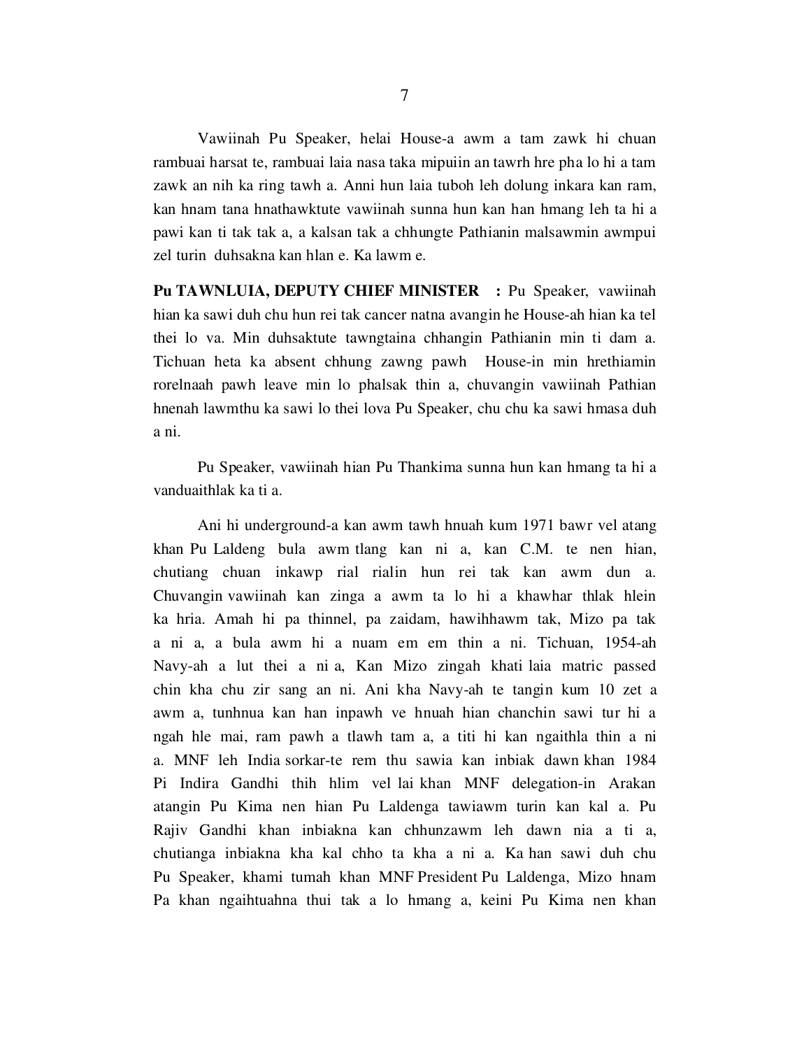Vawiinah Pu Speaker, helai House-a awm a tam zawk hi chuan rambuai harsat te, rambuai laia nasa taka mipuiin an tawrh hre pha lo hi a tam zawk an nih ka ring tawh a. Anni hun laia tuboh leh dolung inkara kan ram, kan hnam tana hnathawktute vawiinah sunna hun kan han hmang leh ta hi a pawi kan ti tak tak a, a kalsan tak a chhungte Pathianin malsawmin awmpui zel turin duhsakna kan hlan e. Ka lawm e.

**Pu TAWNLUIA, DEPUTY CHIEF MINISTER :** Pu Speaker, vawiinah hian ka sawi duh chu hun rei tak cancer natna avangin he House-ah hian ka tel thei lo va. Min duhsaktute tawngtaina chhangin Pathianin min ti dam a. Tichuan heta ka absent chhung zawng pawh House-in min hrethiamin rorelnaah pawh leave min lo phalsak thin a, chuvangin vawiinah Pathian hnenah lawmthu ka sawi lo thei lova Pu Speaker, chu chu ka sawi hmasa duh a ni.

Pu Speaker, vawiinah hian Pu Thankima sunna hun kan hmang ta hi a vanduaithlak ka ti a.

Ani hi underground-a kan awm tawh hnuah kum 1971 bawr vel atang khan Pu Laldeng bula awm tlang kan ni a, kan C.M. te nen hian, chutiang chuan inkawp rial rialin hun rei tak kan awm dun a. Chuvangin vawiinah kan zinga a awm ta lo hi a khawhar thlak hlein ka hria. Amah hi pa thinnel, pa zaidam, hawihhawm tak, Mizo pa tak a ni a, a bula awm hi a nuam em em thin a ni. Tichuan, 1954-ah Navy-ah a lut thei a ni a, Kan Mizo zingah khati laia matric passed chin kha chu zir sang an ni. Ani kha Navy-ah te tangin kum 10 zet a awm a, tunhnua kan han inpawh ve hnuah hian chanchin sawi tur hi a ngah hle mai, ram pawh a tlawh tam a, a titi hi kan ngaithla thin a ni a. MNF leh India sorkar-te rem thu sawia kan inbiak dawn khan 1984 Pi Indira Gandhi thih hlim vel lai khan MNF delegation-in Arakan atangin Pu Kima nen hian Pu Laldenga tawiawm turin kan kal a. Pu Rajiv Gandhi khan inbiakna kan chhunzawm leh dawn nia a ti a, chutianga inbiakna kha kal chho ta kha a ni a. Ka han sawi duh chu Pu Speaker, khami tumah khan MNF President Pu Laldenga, Mizo hnam Pa khan ngaihtuahna thui tak a lo hmang a, keini Pu Kima nen khan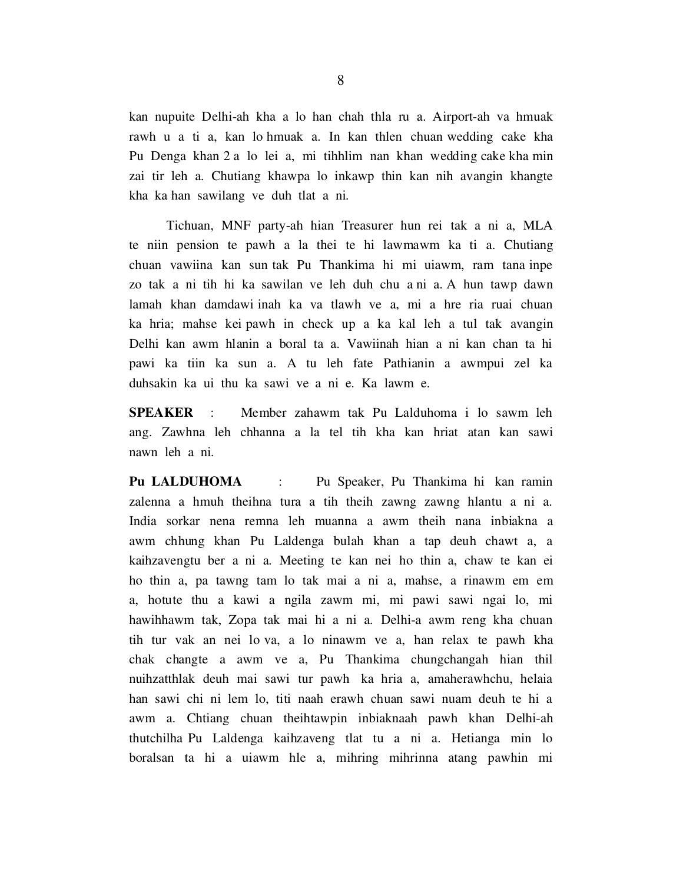kan nupuite Delhi-ah kha a lo han chah thla ru a. Airport-ah va hmuak rawh u a ti a, kan lo hmuak a. In kan thlen chuan wedding cake kha Pu Denga khan 2 a lo lei a, mi tihhlim nan khan wedding cake kha min zai tir leh a. Chutiang khawpa lo inkawp thin kan nih avangin khangte kha ka han sawilang ve duh tlat a ni.

Tichuan, MNF party-ah hian Treasurer hun rei tak a ni a, MLA te niin pension te pawh a la thei te hi lawmawm ka ti a. Chutiang chuan vawiina kan sun tak Pu Thankima hi mi uiawm, ram tana inpe zo tak a ni tih hi ka sawilan ve leh duh chu a ni a. A hun tawp dawn lamah khan damdawi inah ka va tlawh ve a, mi a hre ria ruai chuan ka hria; mahse kei pawh in check up a ka kal leh a tul tak avangin Delhi kan awm hlanin a boral ta a. Vawiinah hian a ni kan chan ta hi pawi ka tiin ka sun a. A tu leh fate Pathianin a awmpui zel ka duhsakin ka ui thu ka sawi ve a ni e. Ka lawm e.

**SPEAKER** : Member zahawm tak Pu Lalduhoma i lo sawm leh ang. Zawhna leh chhanna a la tel tih kha kan hriat atan kan sawi nawn leh a ni.

**Pu LALDUHOMA** : Pu Speaker, Pu Thankima hi kan ramin zalenna a hmuh theihna tura a tih theih zawng zawng hlantu a ni a. India sorkar nena remna leh muanna a awm theih nana inbiakna a awm chhung khan Pu Laldenga bulah khan a tap deuh chawt a, a kaihzavengtu ber a ni a. Meeting te kan nei ho thin a, chaw te kan ei ho thin a, pa tawng tam lo tak mai a ni a, mahse, a rinawm em em a, hotute thu a kawi a ngila zawm mi, mi pawi sawi ngai lo, mi hawihhawm tak, Zopa tak mai hi a ni a. Delhi-a awm reng kha chuan tih tur vak an nei lo va, a lo ninawm ve a, han relax te pawh kha chak changte a awm ve a, Pu Thankima chungchangah hian thil nuihzatthlak deuh mai sawi tur pawh ka hria a, amaherawhchu, helaia han sawi chi ni lem lo, titi naah erawh chuan sawi nuam deuh te hi a awm a. Chtiang chuan theihtawpin inbiaknaah pawh khan Delhi-ah thutchilha Pu Laldenga kaihzaveng tlat tu a ni a. Hetianga min lo boralsan ta hi a uiawm hle a, mihring mihrinna atang pawhin mi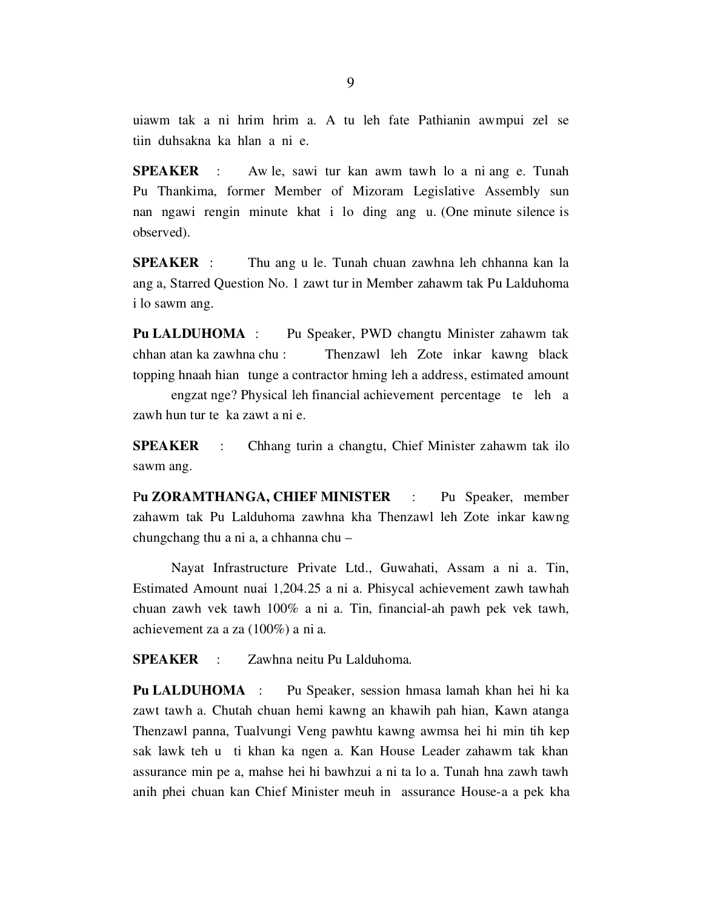uiawm tak a ni hrim hrim a. A tu leh fate Pathianin awmpui zel se tiin duhsakna ka hlan a ni e.

**SPEAKER** : Aw le, sawi tur kan awm tawh lo a ni ang e. Tunah Pu Thankima, former Member of Mizoram Legislative Assembly sun nan ngawi rengin minute khat i lo ding ang u. (One minute silence is observed).

**SPEAKER** : Thu ang u le. Tunah chuan zawhna leh chhanna kan la ang a, Starred Question No. 1 zawt tur in Member zahawm tak Pu Lalduhoma i lo sawm ang.

**Pu LALDUHOMA** : Pu Speaker, PWD changtu Minister zahawm tak chhan atan ka zawhna chu : Thenzawl leh Zote inkar kawng black topping hnaah hian tunge a contractor hming leh a address, estimated amount engzat nge? Physical leh financial achievement percentage te leh a zawh hun tur te ka zawt a ni e.

**SPEAKER** : Chhang turin a changtu, Chief Minister zahawm tak ilo sawm ang.

**Pu ZORAMTHANGA, CHIEF MINISTER** : Pu Speaker, member zahawm tak Pu Lalduhoma zawhna kha Thenzawl leh Zote inkar kawng chungchang thu a ni a, a chhanna chu –

Nayat Infrastructure Private Ltd., Guwahati, Assam a ni a. Tin, Estimated Amount nuai 1,204.25 a ni a. Phisycal achievement zawh tawhah chuan zawh vek tawh 100% a ni a. Tin, financial-ah pawh pek vek tawh, achievement za a za (100%) a ni a.

**SPEAKER** : Zawhna neitu Pu Lalduhoma.

**Pu LALDUHOMA** : Pu Speaker, session hmasa lamah khan hei hi ka zawt tawh a. Chutah chuan hemi kawng an khawih pah hian, Kawn atanga Thenzawl panna, Tualvungi Veng pawhtu kawng awmsa hei hi min tih kep sak lawk teh u ti khan ka ngen a. Kan House Leader zahawm tak khan assurance min pe a, mahse hei hi bawhzui a ni ta lo a. Tunah hna zawh tawh anih phei chuan kan Chief Minister meuh in assurance House-a a pek kha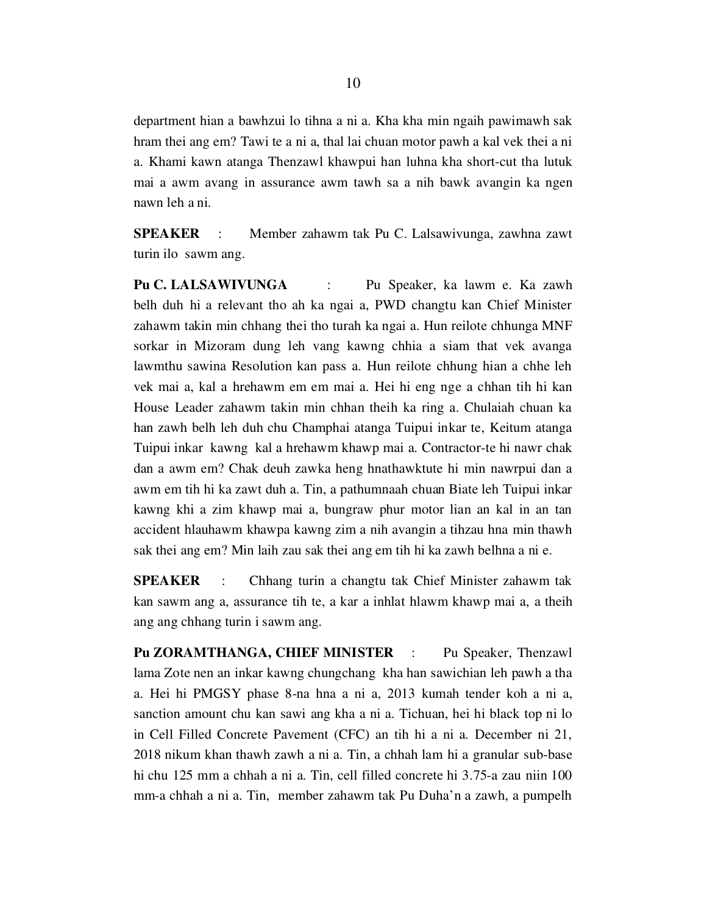department hian a bawhzui lo tihna a ni a. Kha kha min ngaih pawimawh sak hram thei ang em? Tawi te a ni a, thal lai chuan motor pawh a kal vek thei a ni a. Khami kawn atanga Thenzawl khawpui han luhna kha short-cut tha lutuk mai a awm avang in assurance awm tawh sa a nih bawk avangin ka ngen nawn leh a ni.

**SPEAKER** : Member zahawm tak Pu C. Lalsawivunga, zawhna zawt turin ilo sawm ang.

**Pu C. LALSAWIVUNGA** : Pu Speaker, ka lawm e. Ka zawh belh duh hi a relevant tho ah ka ngai a, PWD changtu kan Chief Minister zahawm takin min chhang thei tho turah ka ngai a. Hun reilote chhunga MNF sorkar in Mizoram dung leh vang kawng chhia a siam that vek avanga lawmthu sawina Resolution kan pass a. Hun reilote chhung hian a chhe leh vek mai a, kal a hrehawm em em mai a. Hei hi eng nge a chhan tih hi kan House Leader zahawm takin min chhan theih ka ring a. Chulaiah chuan ka han zawh belh leh duh chu Champhai atanga Tuipui inkar te, Keitum atanga Tuipui inkar kawng kal a hrehawm khawp mai a. Contractor-te hi nawr chak dan a awm em? Chak deuh zawka heng hnathawktute hi min nawrpui dan a awm em tih hi ka zawt duh a. Tin, a pathumnaah chuan Biate leh Tuipui inkar kawng khi a zim khawp mai a, bungraw phur motor lian an kal in an tan accident hlauhawm khawpa kawng zim a nih avangin a tihzau hna min thawh sak thei ang em? Min laih zau sak thei ang em tih hi ka zawh belhna a ni e.

**SPEAKER** : Chhang turin a changtu tak Chief Minister zahawm tak kan sawm ang a, assurance tih te, a kar a inhlat hlawm khawp mai a, a theih ang ang chhang turin i sawm ang.

**Pu ZORAMTHANGA, CHIEF MINISTER** : Pu Speaker, Thenzawl lama Zote nen an inkar kawng chungchang kha han sawichian leh pawh a tha a. Hei hi PMGSY phase 8-na hna a ni a, 2013 kumah tender koh a ni a, sanction amount chu kan sawi ang kha a ni a. Tichuan, hei hi black top ni lo in Cell Filled Concrete Pavement (CFC) an tih hi a ni a. December ni 21, 2018 nikum khan thawh zawh a ni a. Tin, a chhah lam hi a granular sub-base hi chu 125 mm a chhah a ni a. Tin, cell filled concrete hi 3.75-a zau niin 100 mm-a chhah a ni a. Tin, member zahawm tak Pu Duha'n a zawh, a pumpelh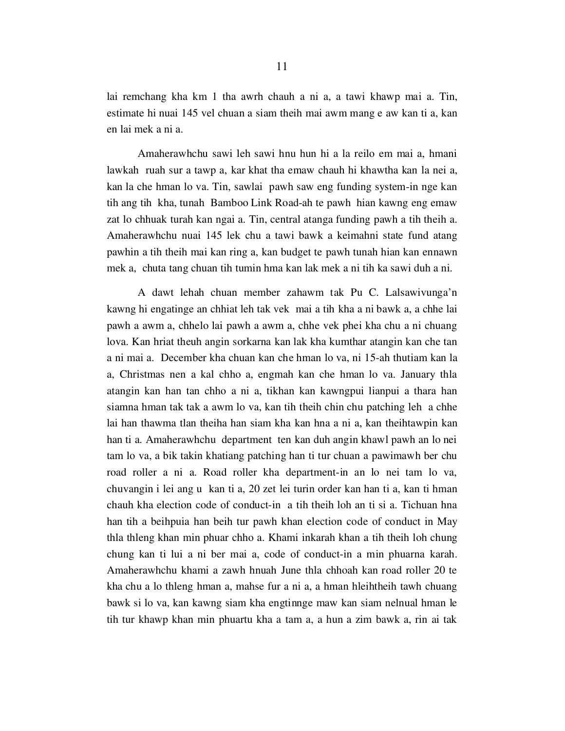lai remchang kha km 1 tha awrh chauh a ni a, a tawi khawp mai a. Tin, estimate hi nuai 145 vel chuan a siam theih mai awm mang e aw kan ti a, kan en lai mek a ni a.

Amaherawhchu sawi leh sawi hnu hun hi a la reilo em mai a, hmani lawkah ruah sur a tawp a, kar khat tha emaw chauh hi khawtha kan la nei a, kan la che hman lo va. Tin, sawlai pawh saw eng funding system-in nge kan tih ang tih kha, tunah Bamboo Link Road-ah te pawh hian kawng eng emaw zat lo chhuak turah kan ngai a. Tin, central atanga funding pawh a tih theih a. Amaherawhchu nuai 145 lek chu a tawi bawk a keimahni state fund atang pawhin a tih theih mai kan ring a, kan budget te pawh tunah hian kan ennawn mek a, chuta tang chuan tih tumin hma kan lak mek a ni tih ka sawi duh a ni.

A dawt lehah chuan member zahawm tak Pu C. Lalsawivunga'n kawng hi engatinge an chhiat leh tak vek mai a tih kha a ni bawk a, a chhe lai pawh a awm a, chhelo lai pawh a awm a, chhe vek phei kha chu a ni chuang lova. Kan hriat theuh angin sorkarna kan lak kha kumthar atangin kan che tan a ni mai a. December kha chuan kan che hman lo va, ni 15-ah thutiam kan la a, Christmas nen a kal chho a, engmah kan che hman lo va. January thla atangin kan han tan chho a ni a, tikhan kan kawngpui lianpui a thara han siamna hman tak tak a awm lo va, kan tih theih chin chu patching leh a chhe lai han thawma tlan theiha han siam kha kan hna a ni a, kan theihtawpin kan han ti a. Amaherawhchu department ten kan duh angin khawl pawh an lo nei tam lo va, a bik takin khatiang patching han ti tur chuan a pawimawh ber chu road roller a ni a. Road roller kha department-in an lo nei tam lo va, chuvangin i lei ang u kan ti a, 20 zet lei turin order kan han ti a, kan ti hman chauh kha election code of conduct-in a tih theih loh an ti si a. Tichuan hna han tih a beihpuia han beih tur pawh khan election code of conduct in May thla thleng khan min phuar chho a. Khami inkarah khan a tih theih loh chung chung kan ti lui a ni ber mai a, code of conduct-in a min phuarna karah. Amaherawhchu khami a zawh hnuah June thla chhoah kan road roller 20 te kha chu a lo thleng hman a, mahse fur a ni a, a hman hleihtheih tawh chuang bawk si lo va, kan kawng siam kha engtinnge maw kan siam nelnual hman le tih tur khawp khan min phuartu kha a tam a, a hun a zim bawk a, rin ai tak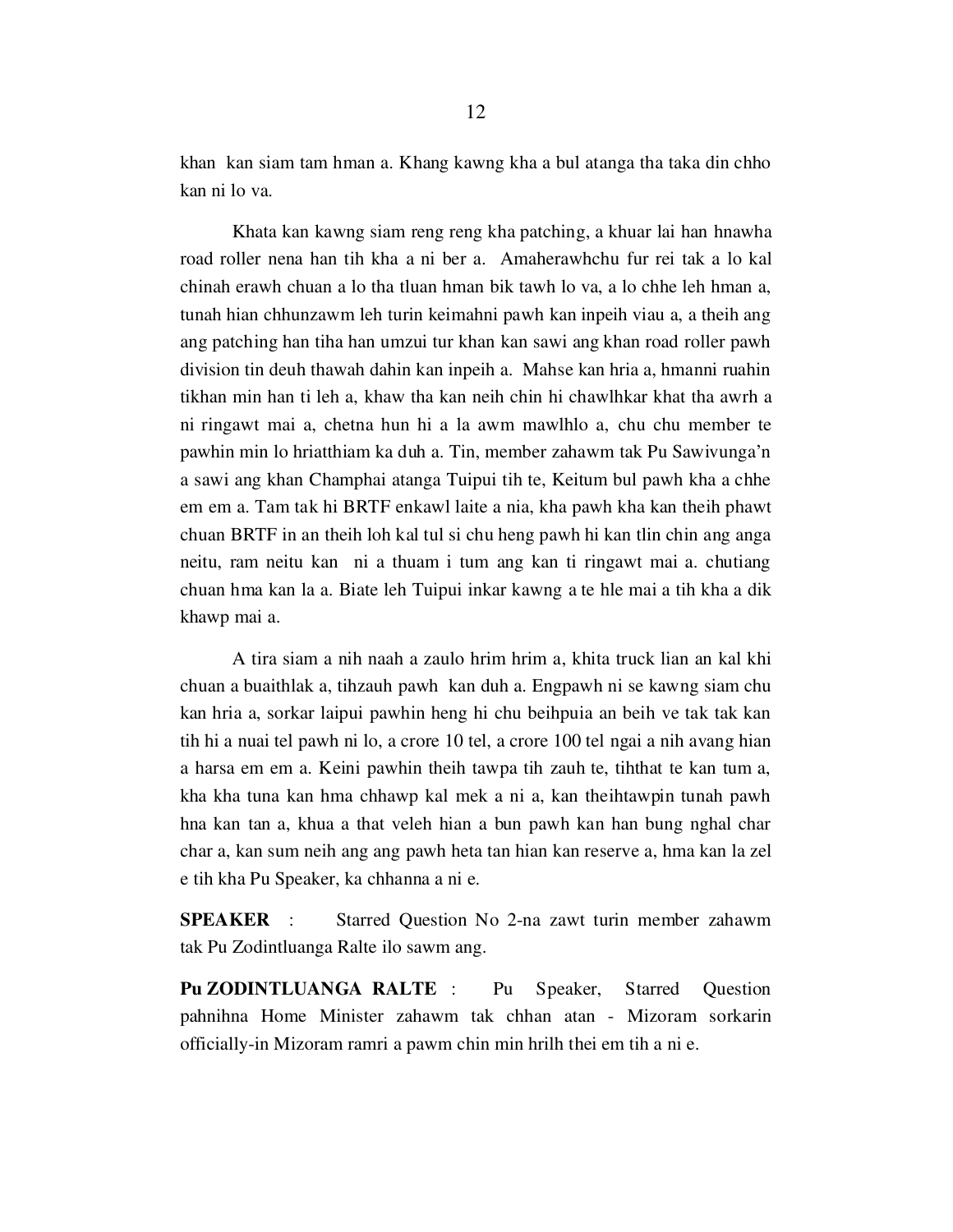khan  kan siam tam hman a. Khang kawng kha a bul atanga tha taka din chho kan ni lo va.

Khata kan kawng siam reng reng kha patching, a khuar lai han hnawha road roller nena han tih kha a ni ber a.  Amaherawhchu fur rei tak a lo kal chinah erawh chuan a lo tha tluan hman bik tawh lo va, a lo chhe leh hman a, tunah hian chhunzawm leh turin keimahni pawh kan inpeih viau a, a theih ang ang patching han tiha han umzui tur khan kan sawi ang khan road roller pawh division tin deuh thawah dahin kan inpeih a.  Mahse kan hria a, hmanni ruahin tikhan min han ti leh a, khaw tha kan neih chin hi chawlhkar khat tha awrh a ni ringawt mai a, chetna hun hi a la awm mawlhlo a, chu chu member te pawhin min lo hriatthiam ka duh a. Tin, member zahawm tak Pu Sawivunga'n a sawi ang khan Champhai atanga Tuipui tih te, Keitum bul pawh kha a chhe em em a. Tam tak hi BRTF enkawl laite a nia, kha pawh kha kan theih phawt chuan BRTF in an theih loh kal tul si chu heng pawh hi kan tlin chin ang anga neitu, ram neitu kan  ni a thuam i tum ang kan ti ringawt mai a. chutiang chuan hma kan la a. Biate leh Tuipui inkar kawng a te hle mai a tih kha a dik khawp mai a.

A tira siam a nih naah a zaulo hrim hrim a, khita truck lian an kal khi chuan a buaithlak a, tihzauh pawh  kan duh a. Engpawh ni se kawng siam chu kan hria a, sorkar laipui pawhin heng hi chu beihpuia an beih ve tak tak kan tih hi a nuai tel pawh ni lo, a crore 10 tel, a crore 100 tel ngai a nih avang hian a harsa em em a. Keini pawhin theih tawpa tih zauh te, tihthat te kan tum a, kha kha tuna kan hma chhawp kal mek a ni a, kan theihtawpin tunah pawh hna kan tan a, khua a that veleh hian a bun pawh kan han bung nghal char char a, kan sum neih ang ang pawh heta tan hian kan reserve a, hma kan la zel e tih kha Pu Speaker, ka chhanna a ni e.

**SPEAKER** :   Starred Question No 2-na zawt turin member zahawm tak Pu Zodintluanga Ralte ilo sawm ang.

**Pu ZODINTLUANGA RALTE** :   Pu Speaker, Starred Question pahnihna Home Minister zahawm tak chhan atan - Mizoram sorkarin officially-in Mizoram ramri a pawm chin min hrilh thei em tih a ni e.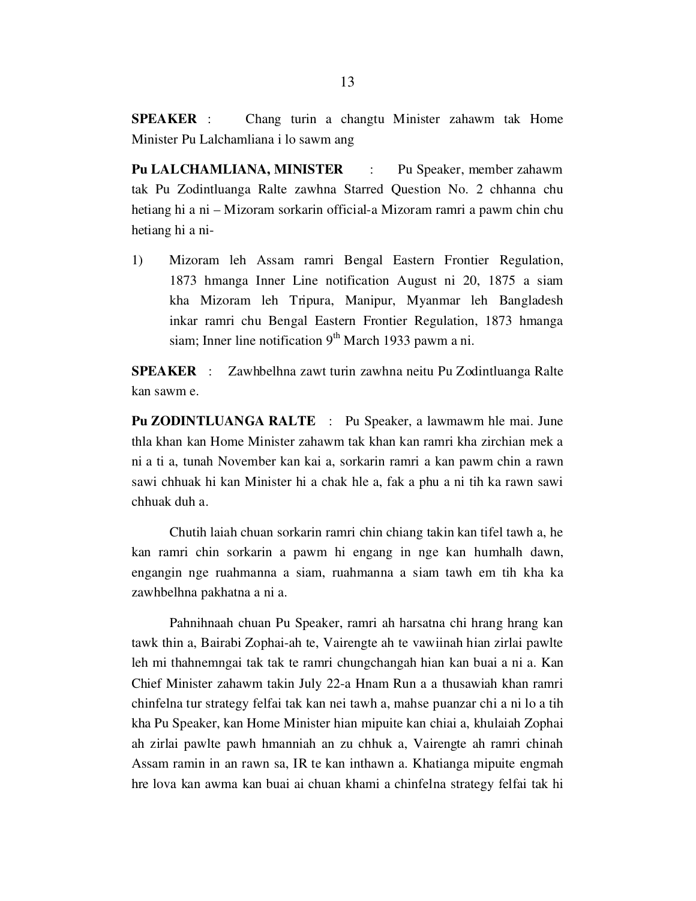**SPEAKER** : Chang turin a changtu Minister zahawm tak Home Minister Pu Lalchamliana i lo sawm ang

**Pu LALCHAMLIANA, MINISTER** : Pu Speaker, member zahawm tak Pu Zodintluanga Ralte zawhna Starred Question No. 2 chhanna chu hetiang hi a ni – Mizoram sorkarin official-a Mizoram ramri a pawm chin chu hetiang hi a ni-

1) Mizoram leh Assam ramri Bengal Eastern Frontier Regulation, 1873 hmanga Inner Line notification August ni 20, 1875 a siam kha Mizoram leh Tripura, Manipur, Myanmar leh Bangladesh inkar ramri chu Bengal Eastern Frontier Regulation, 1873 hmanga siam; Inner line notification 9th March 1933 pawm a ni.

**SPEAKER** : Zawhbelhna zawt turin zawhna neitu Pu Zodintluanga Ralte kan sawm e.

**Pu ZODINTLUANGA RALTE** : Pu Speaker, a lawmawm hle mai. June thla khan kan Home Minister zahawm tak khan kan ramri kha zirchian mek a ni a ti a, tunah November kan kai a, sorkarin ramri a kan pawm chin a rawn sawi chhuak hi kan Minister hi a chak hle a, fak a phu a ni tih ka rawn sawi chhuak duh a.

Chutih laiah chuan sorkarin ramri chin chiang takin kan tifel tawh a, he kan ramri chin sorkarin a pawm hi engang in nge kan humhalh dawn, engangin nge ruahmanna a siam, ruahmanna a siam tawh em tih kha ka zawhbelhna pakhatna a ni a.

Pahnihnaah chuan Pu Speaker, ramri ah harsatna chi hrang hrang kan tawk thin a, Bairabi Zophai-ah te, Vairengte ah te vawiinah hian zirlai pawlte leh mi thahnemngai tak tak te ramri chungchangah hian kan buai a ni a. Kan Chief Minister zahawm takin July 22-a Hnam Run a a thusawiah khan ramri chinfelna tur strategy felfai tak kan nei tawh a, mahse puanzar chi a ni lo a tih kha Pu Speaker, kan Home Minister hian mipuite kan chiai a, khulaiah Zophai ah zirlai pawlte pawh hmanniah an zu chhuk a, Vairengte ah ramri chinah Assam ramin in an rawn sa, IR te kan inthawn a. Khatianga mipuite engmah hre lova kan awma kan buai ai chuan khami a chinfelna strategy felfai tak hi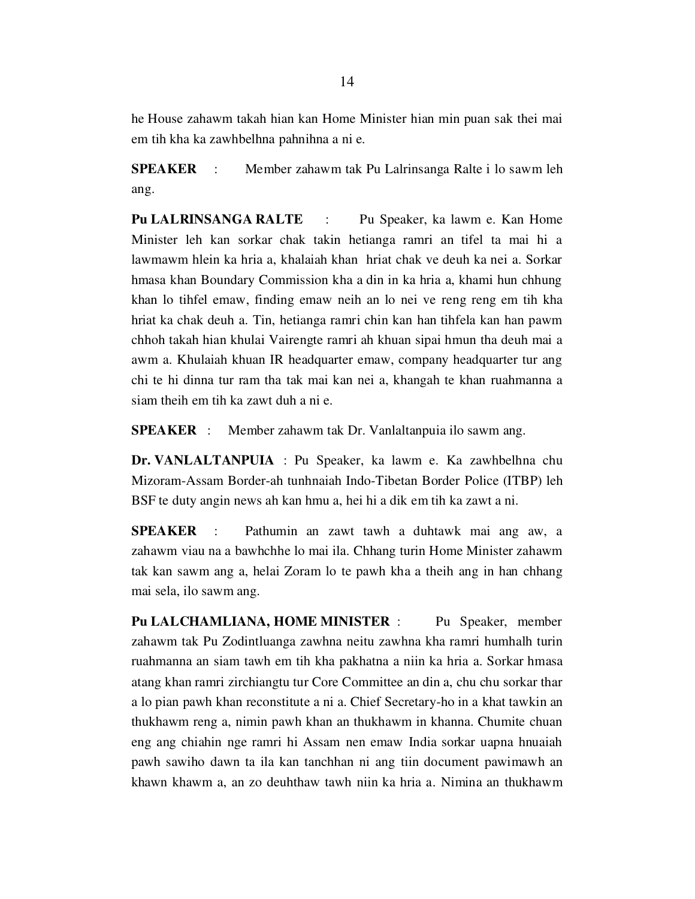he House zahawm takah hian kan Home Minister hian min puan sak thei mai em tih kha ka zawhbelhna pahnihna a ni e.

**SPEAKER** : Member zahawm tak Pu Lalrinsanga Ralte i lo sawm leh ang.

**Pu LALRINSANGA RALTE** : Pu Speaker, ka lawm e. Kan Home Minister leh kan sorkar chak takin hetianga ramri an tifel ta mai hi a lawmawm hlein ka hria a, khalaiah khan hriat chak ve deuh ka nei a. Sorkar hmasa khan Boundary Commission kha a din in ka hria a, khami hun chhung khan lo tihfel emaw, finding emaw neih an lo nei ve reng reng em tih kha hriat ka chak deuh a. Tin, hetianga ramri chin kan han tihfela kan han pawm chhoh takah hian khulai Vairengte ramri ah khuan sipai hmun tha deuh mai a awm a. Khulaiah khuan IR headquarter emaw, company headquarter tur ang chi te hi dinna tur ram tha tak mai kan nei a, khangah te khan ruahmanna a siam theih em tih ka zawt duh a ni e.

**SPEAKER** : Member zahawm tak Dr. Vanlaltanpuia ilo sawm ang.

**Dr. VANLALTANPUIA** : Pu Speaker, ka lawm e. Ka zawhbelhna chu Mizoram-Assam Border-ah tunhnaiah Indo-Tibetan Border Police (ITBP) leh BSF te duty angin news ah kan hmu a, hei hi a dik em tih ka zawt a ni.

**SPEAKER** : Pathumin an zawt tawh a duhtawk mai ang aw, a zahawm viau na a bawhchhe lo mai ila. Chhang turin Home Minister zahawm tak kan sawm ang a, helai Zoram lo te pawh kha a theih ang in han chhang mai sela, ilo sawm ang.

**Pu LALCHAMLIANA, HOME MINISTER** : Pu Speaker, member zahawm tak Pu Zodintluanga zawhna neitu zawhna kha ramri humhalh turin ruahmanna an siam tawh em tih kha pakhatna a niin ka hria a. Sorkar hmasa atang khan ramri zirchiangtu tur Core Committee an din a, chu chu sorkar thar a lo pian pawh khan reconstitute a ni a. Chief Secretary-ho in a khat tawkin an thukhawm reng a, nimin pawh khan an thukhawm in khanna. Chumite chuan eng ang chiahin nge ramri hi Assam nen emaw India sorkar uapna hnuaiah pawh sawiho dawn ta ila kan tanchhan ni ang tiin document pawimawh an khawn khawm a, an zo deuhthaw tawh niin ka hria a. Nimina an thukhawm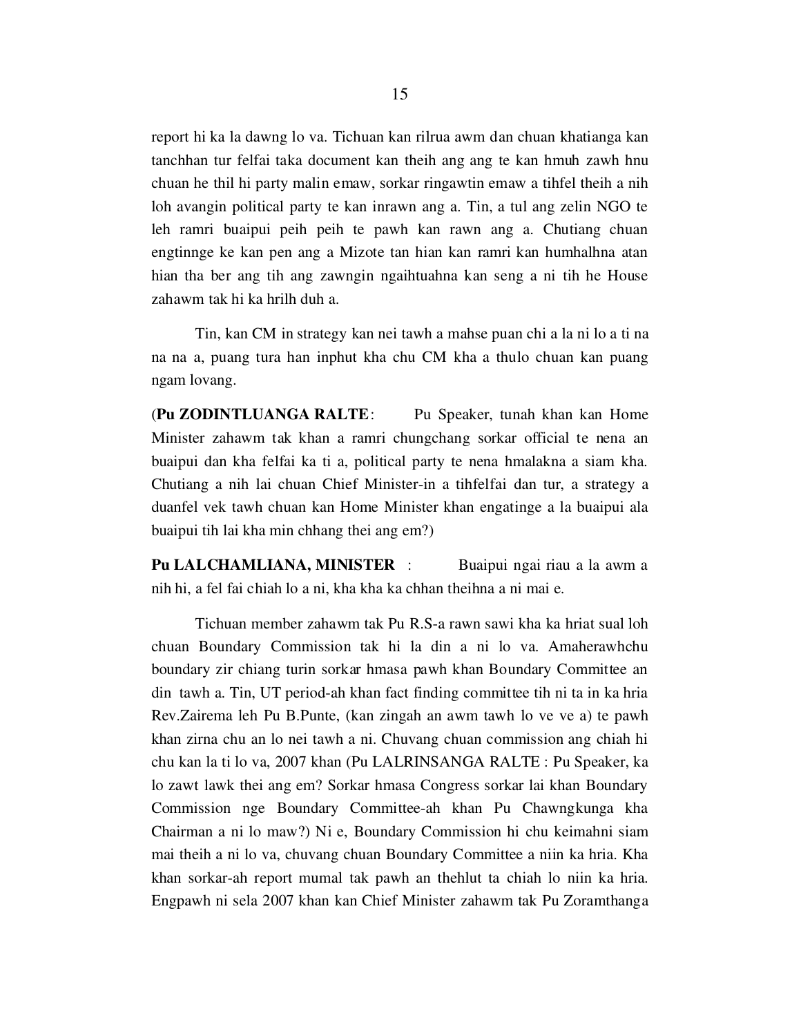report hi ka la dawng lo va. Tichuan kan rilrua awm dan chuan khatianga kan tanchhan tur felfai taka document kan theih ang ang te kan hmuh zawh hnu chuan he thil hi party malin emaw, sorkar ringawtin emaw a tihfel theih a nih loh avangin political party te kan inrawn ang a. Tin, a tul ang zelin NGO te leh ramri buaipui peih peih te pawh kan rawn ang a. Chutiang chuan engtinnge ke kan pen ang a Mizote tan hian kan ramri kan humhalhna atan hian tha ber ang tih ang zawngin ngaihtuahna kan seng a ni tih he House zahawm tak hi ka hrilh duh a.

Tin, kan CM in strategy kan nei tawh a mahse puan chi a la ni lo a ti na na na a, puang tura han inphut kha chu CM kha a thulo chuan kan puang ngam lovang.

(**Pu ZODINTLUANGA RALTE**: Pu Speaker, tunah khan kan Home Minister zahawm tak khan a ramri chungchang sorkar official te nena an buaipui dan kha felfai ka ti a, political party te nena hmalakna a siam kha. Chutiang a nih lai chuan Chief Minister-in a tihfelfai dan tur, a strategy a duanfel vek tawh chuan kan Home Minister khan engatinge a la buaipui ala buaipui tih lai kha min chhang thei ang em?)

**Pu LALCHAMLIANA, MINISTER** : Buaipui ngai riau a la awm a nih hi, a fel fai chiah lo a ni, kha kha ka chhan theihna a ni mai e.

Tichuan member zahawm tak Pu R.S-a rawn sawi kha ka hriat sual loh chuan Boundary Commission tak hi la din a ni lo va. Amaherawhchu boundary zir chiang turin sorkar hmasa pawh khan Boundary Committee an din tawh a. Tin, UT period-ah khan fact finding committee tih ni ta in ka hria Rev.Zairema leh Pu B.Punte, (kan zingah an awm tawh lo ve ve a) te pawh khan zirna chu an lo nei tawh a ni. Chuvang chuan commission ang chiah hi chu kan la ti lo va, 2007 khan (Pu LALRINSANGA RALTE : Pu Speaker, ka lo zawt lawk thei ang em? Sorkar hmasa Congress sorkar lai khan Boundary Commission nge Boundary Committee-ah khan Pu Chawngkunga kha Chairman a ni lo maw?) Ni e, Boundary Commission hi chu keimahni siam mai theih a ni lo va, chuvang chuan Boundary Committee a niin ka hria. Kha khan sorkar-ah report mumal tak pawh an thehlut ta chiah lo niin ka hria. Engpawh ni sela 2007 khan kan Chief Minister zahawm tak Pu Zoramthanga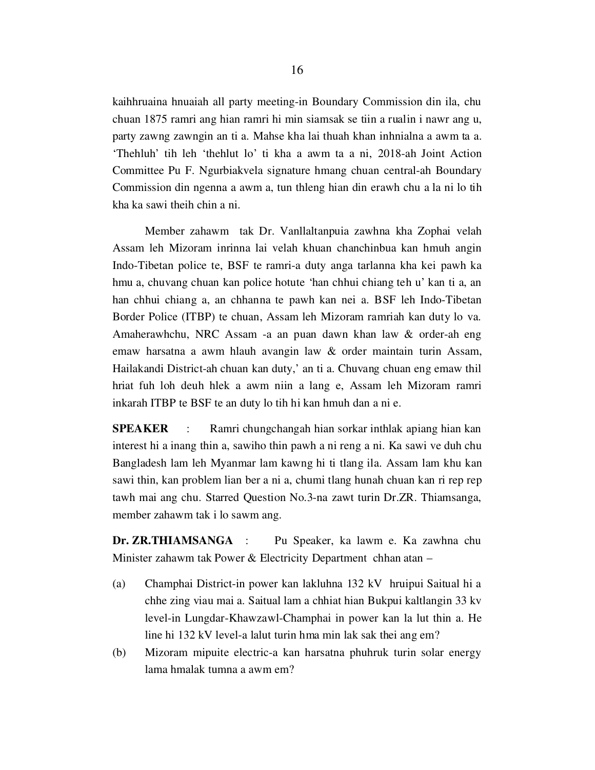kaihhruaina hnuaiah all party meeting-in Boundary Commission din ila, chu chuan 1875 ramri ang hian ramri hi min siamsak se tiin a rualin i nawr ang u, party zawng zawngin an ti a. Mahse kha lai thuah khan inhnialna a awm ta a. 'Thehluh' tih leh 'thehlut lo' ti kha a awm ta a ni, 2018-ah Joint Action Committee Pu F. Ngurbiakvela signature hmang chuan central-ah Boundary Commission din ngenna a awm a, tun thleng hian din erawh chu a la ni lo tih kha ka sawi theih chin a ni.

Member zahawm tak Dr. Vanllaltanpuia zawhna kha Zophai velah Assam leh Mizoram inrinna lai velah khuan chanchinbua kan hmuh angin Indo-Tibetan police te, BSF te ramri-a duty anga tarlanna kha kei pawh ka hmu a, chuvang chuan kan police hotute 'han chhui chiang teh u' kan ti a, an han chhui chiang a, an chhanna te pawh kan nei a. BSF leh Indo-Tibetan Border Police (ITBP) te chuan, Assam leh Mizoram ramriah kan duty lo va. Amaherawhchu, NRC Assam -a an puan dawn khan law & order-ah eng emaw harsatna a awm hlauh avangin law & order maintain turin Assam, Hailakandi District-ah chuan kan duty,' an ti a. Chuvang chuan eng emaw thil hriat fuh loh deuh hlek a awm niin a lang e, Assam leh Mizoram ramri inkarah ITBP te BSF te an duty lo tih hi kan hmuh dan a ni e.

**SPEAKER** : Ramri chungchangah hian sorkar inthlak apiang hian kan interest hi a inang thin a, sawiho thin pawh a ni reng a ni. Ka sawi ve duh chu Bangladesh lam leh Myanmar lam kawng hi ti tlang ila. Assam lam khu kan sawi thin, kan problem lian ber a ni a, chumi tlang hunah chuan kan ri rep rep tawh mai ang chu. Starred Question No.3-na zawt turin Dr.ZR. Thiamsanga, member zahawm tak i lo sawm ang.

**Dr. ZR.THIAMSANGA** : Pu Speaker, ka lawm e. Ka zawhna chu Minister zahawm tak Power & Electricity Department chhan atan –

(a) Champhai District-in power kan lakluhna 132 kV hruipui Saitual hi a chhe zing viau mai a. Saitual lam a chhiat hian Bukpui kaltlangin 33 kv level-in Lungdar-Khawzawl-Champhai in power kan la lut thin a. He line hi 132 kV level-a lalut turin hma min lak sak thei ang em?

(b) Mizoram mipuite electric-a kan harsatna phuhruk turin solar energy lama hmalak tumna a awm em?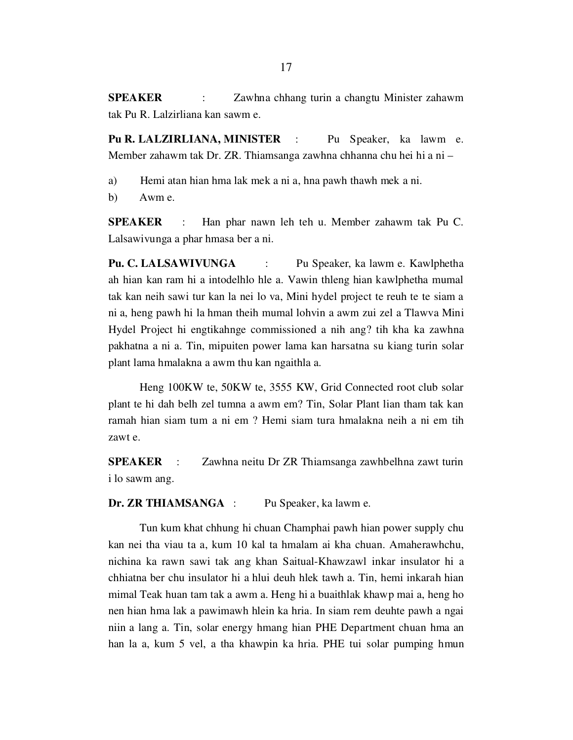**SPEAKER** : Zawhna chhang turin a changtu Minister zahawm tak Pu R. Lalzirliana kan sawm e.

**Pu R. LALZIRLIANA, MINISTER** : Pu Speaker, ka lawm e. Member zahawm tak Dr. ZR. Thiamsanga zawhna chhanna chu hei hi a ni –

a) Hemi atan hian hma lak mek a ni a, hna pawh thawh mek a ni.
b) Awm e.

**SPEAKER** : Han phar nawn leh teh u. Member zahawm tak Pu C. Lalsawivunga a phar hmasa ber a ni.

**Pu. C. LALSAWIVUNGA** : Pu Speaker, ka lawm e. Kawlphetha ah hian kan ram hi a intodelhlo hle a. Vawin thleng hian kawlphetha mumal tak kan neih sawi tur kan la nei lo va, Mini hydel project te reuh te te siam a ni a, heng pawh hi la hman theih mumal lohvin a awm zui zel a Tlawva Mini Hydel Project hi engtikahnge commissioned a nih ang? tih kha ka zawhna pakhatna a ni a. Tin, mipuiten power lama kan harsatna su kiang turin solar plant lama hmalakna a awm thu kan ngaithla a.

Heng 100KW te, 50KW te, 3555 KW, Grid Connected root club solar plant te hi dah belh zel tumna a awm em? Tin, Solar Plant lian tham tak kan ramah hian siam tum a ni em ? Hemi siam tura hmalakna neih a ni em tih zawt e.

**SPEAKER** : Zawhna neitu Dr ZR Thiamsanga zawhbelhna zawt turin i lo sawm ang.

**Dr. ZR THIAMSANGA** : Pu Speaker, ka lawm e.

Tun kum khat chhung hi chuan Champhai pawh hian power supply chu kan nei tha viau ta a, kum 10 kal ta hmalam ai kha chuan. Amaherawhchu, nichina ka rawn sawi tak ang khan Saitual-Khawzawl inkar insulator hi a chhiatna ber chu insulator hi a hlui deuh hlek tawh a. Tin, hemi inkarah hian mimal Teak huan tam tak a awm a. Heng hi a buaithlak khawp mai a, heng ho nen hian hma lak a pawimawh hlein ka hria. In siam rem deuhte pawh a ngai niin a lang a. Tin, solar energy hmang hian PHE Department chuan hma an han la a, kum 5 vel, a tha khawpin ka hria. PHE tui solar pumping hmun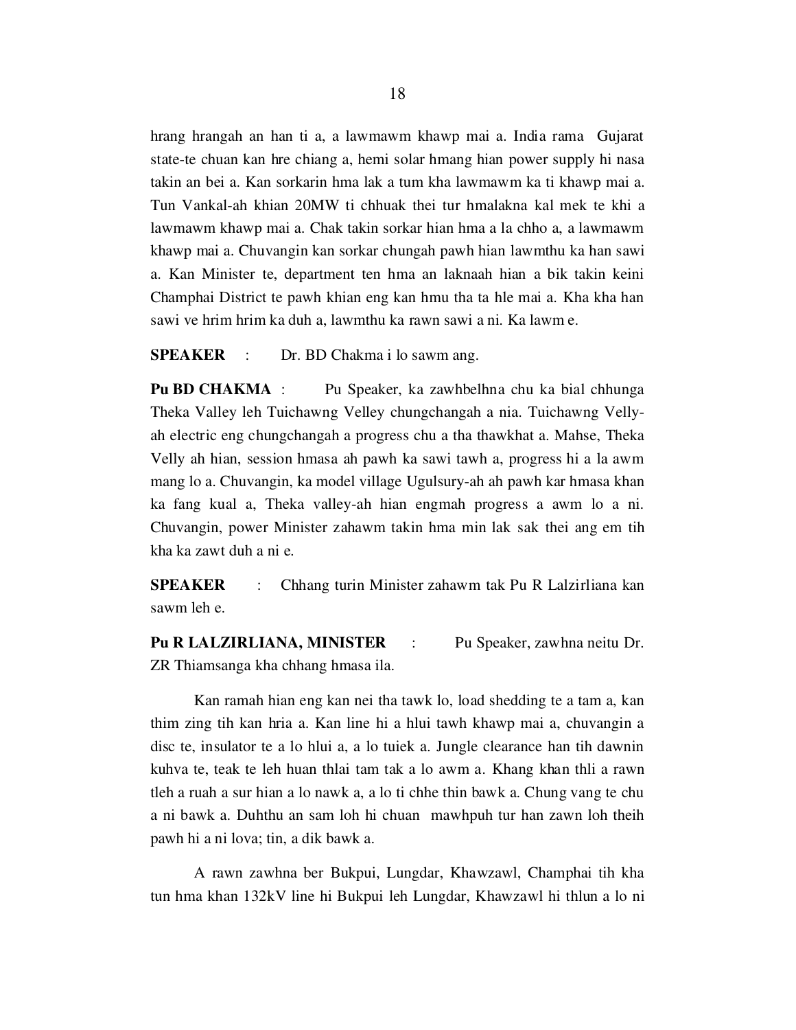hrang hrangah an han ti a, a lawmawm khawp mai a. India rama Gujarat state-te chuan kan hre chiang a, hemi solar hmang hian power supply hi nasa takin an bei a. Kan sorkarin hma lak a tum kha lawmawm ka ti khawp mai a. Tun Vankal-ah khian 20MW ti chhuak thei tur hmalakna kal mek te khi a lawmawm khawp mai a. Chak takin sorkar hian hma a la chho a, a lawmawm khawp mai a. Chuvangin kan sorkar chungah pawh hian lawmthu ka han sawi a. Kan Minister te, department ten hma an laknaah hian a bik takin keini Champhai District te pawh khian eng kan hmu tha ta hle mai a. Kha kha han sawi ve hrim hrim ka duh a, lawmthu ka rawn sawi a ni. Ka lawm e.

**SPEAKER** : Dr. BD Chakma i lo sawm ang.

**Pu BD CHAKMA** : Pu Speaker, ka zawhbelhna chu ka bial chhunga Theka Valley leh Tuichawng Velley chungchangah a nia. Tuichawng Velly-ah electric eng chungchangah a progress chu a tha thawkhat a. Mahse, Theka Velly ah hian, session hmasa ah pawh ka sawi tawh a, progress hi a la awm mang lo a. Chuvangin, ka model village Ugulsury-ah ah pawh kar hmasa khan ka fang kual a, Theka valley-ah hian engmah progress a awm lo a ni. Chuvangin, power Minister zahawm takin hma min lak sak thei ang em tih kha ka zawt duh a ni e.

**SPEAKER** : Chhang turin Minister zahawm tak Pu R Lalzirliana kan sawm leh e.

**Pu R LALZIRLIANA, MINISTER** : Pu Speaker, zawhna neitu Dr. ZR Thiamsanga kha chhang hmasa ila.

Kan ramah hian eng kan nei tha tawk lo, load shedding te a tam a, kan thim zing tih kan hria a. Kan line hi a hlui tawh khawp mai a, chuvangin a disc te, insulator te a lo hlui a, a lo tuiek a. Jungle clearance han tih dawnin kuhva te, teak te leh huan thlai tam tak a lo awm a. Khang khan thli a rawn tleh a ruah a sur hian a lo nawk a, a lo ti chhe thin bawk a. Chung vang te chu a ni bawk a. Duhthu an sam loh hi chuan mawhpuh tur han zawn loh theih pawh hi a ni lova; tin, a dik bawk a.

A rawn zawhna ber Bukpui, Lungdar, Khawzawl, Champhai tih kha tun hma khan 132kV line hi Bukpui leh Lungdar, Khawzawl hi thlun a lo ni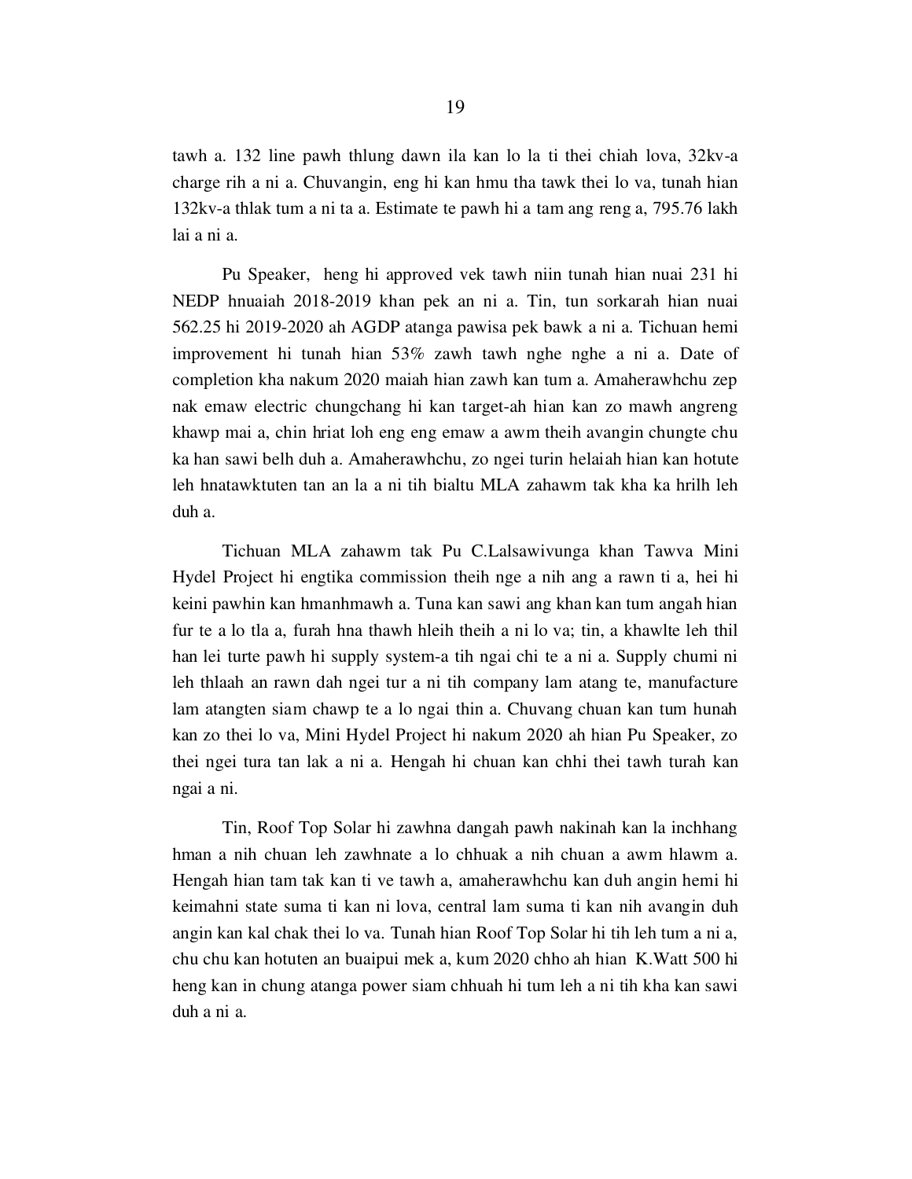tawh a. 132 line pawh thlung dawn ila kan lo la ti thei chiah lova, 32kv-a charge rih a ni a. Chuvangin, eng hi kan hmu tha tawk thei lo va, tunah hian 132kv-a thlak tum a ni ta a. Estimate te pawh hi a tam ang reng a, 795.76 lakh lai a ni a.

Pu Speaker, heng hi approved vek tawh niin tunah hian nuai 231 hi NEDP hnuaiah 2018-2019 khan pek an ni a. Tin, tun sorkarah hian nuai 562.25 hi 2019-2020 ah AGDP atanga pawisa pek bawk a ni a. Tichuan hemi improvement hi tunah hian 53% zawh tawh nghe nghe a ni a. Date of completion kha nakum 2020 maiah hian zawh kan tum a. Amaherawhchu zep nak emaw electric chungchang hi kan target-ah hian kan zo mawh angreng khawp mai a, chin hriat loh eng eng emaw a awm theih avangin chungte chu ka han sawi belh duh a. Amaherawhchu, zo ngei turin helaiah hian kan hotute leh hnatawktuten tan an la a ni tih bialtu MLA zahawm tak kha ka hrilh leh duh a.

Tichuan MLA zahawm tak Pu C.Lalsawivunga khan Tawva Mini Hydel Project hi engtika commission theih nge a nih ang a rawn ti a, hei hi keini pawhin kan hmanhmawh a. Tuna kan sawi ang khan kan tum angah hian fur te a lo tla a, furah hna thawh hleih theih a ni lo va; tin, a khawlte leh thil han lei turte pawh hi supply system-a tih ngai chi te a ni a. Supply chumi ni leh thlaah an rawn dah ngei tur a ni tih company lam atang te, manufacture lam atangten siam chawp te a lo ngai thin a. Chuvang chuan kan tum hunah kan zo thei lo va, Mini Hydel Project hi nakum 2020 ah hian Pu Speaker, zo thei ngei tura tan lak a ni a. Hengah hi chuan kan chhi thei tawh turah kan ngai a ni.

Tin, Roof Top Solar hi zawhna dangah pawh nakinah kan la inchhang hman a nih chuan leh zawhnate a lo chhuak a nih chuan a awm hlawm a. Hengah hian tam tak kan ti ve tawh a, amaherawhchu kan duh angin hemi hi keimahni state suma ti kan ni lova, central lam suma ti kan nih avangin duh angin kan kal chak thei lo va. Tunah hian Roof Top Solar hi tih leh tum a ni a, chu chu kan hotuten an buaipui mek a, kum 2020 chho ah hian K.Watt 500 hi heng kan in chung atanga power siam chhuah hi tum leh a ni tih kha kan sawi duh a ni a.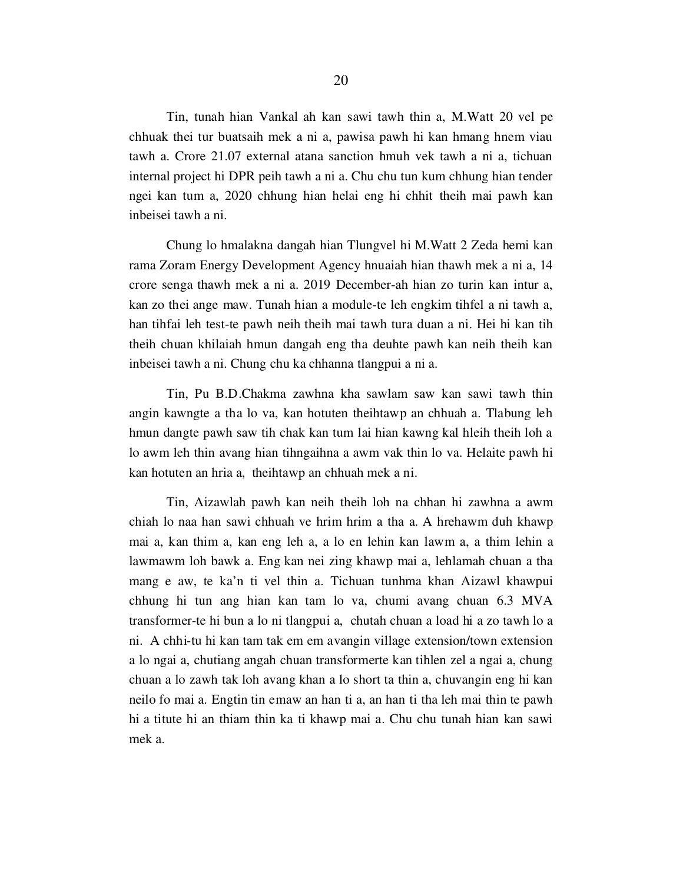Tin, tunah hian Vankal ah kan sawi tawh thin a, M.Watt 20 vel pe chhuak thei tur buatsaih mek a ni a, pawisa pawh hi kan hmang hnem viau tawh a. Crore 21.07 external atana sanction hmuh vek tawh a ni a, tichuan internal project hi DPR peih tawh a ni a. Chu chu tun kum chhung hian tender ngei kan tum a, 2020 chhung hian helai eng hi chhit theih mai pawh kan inbeisei tawh a ni.

Chung lo hmalakna dangah hian Tlungvel hi M.Watt 2 Zeda hemi kan rama Zoram Energy Development Agency hnuaiah hian thawh mek a ni a, 14 crore senga thawh mek a ni a. 2019 December-ah hian zo turin kan intur a, kan zo thei ange maw. Tunah hian a module-te leh engkim tihfel a ni tawh a, han tihfai leh test-te pawh neih theih mai tawh tura duan a ni. Hei hi kan tih theih chuan khilaiah hmun dangah eng tha deuhte pawh kan neih theih kan inbeisei tawh a ni. Chung chu ka chhanna tlangpui a ni a.

Tin, Pu B.D.Chakma zawhna kha sawlam saw kan sawi tawh thin angin kawngte a tha lo va, kan hotuten theihtawp an chhuah a. Tlabung leh hmun dangte pawh saw tih chak kan tum lai hian kawng kal hleih theih loh a lo awm leh thin avang hian tihngaihna a awm vak thin lo va. Helaite pawh hi kan hotuten an hria a, theihtawp an chhuah mek a ni.

Tin, Aizawlah pawh kan neih theih loh na chhan hi zawhna a awm chiah lo naa han sawi chhuah ve hrim hrim a tha a. A hrehawm duh khawp mai a, kan thim a, kan eng leh a, a lo en lehin kan lawm a, a thim lehin a lawmawm loh bawk a. Eng kan nei zing khawp mai a, lehlamah chuan a tha mang e aw, te ka'n ti vel thin a. Tichuan tunhma khan Aizawl khawpui chhung hi tun ang hian kan tam lo va, chumi avang chuan 6.3 MVA transformer-te hi bun a lo ni tlangpui a, chutah chuan a load hi a zo tawh lo a ni. A chhi-tu hi kan tam tak em em avangin village extension/town extension a lo ngai a, chutiang angah chuan transformerte kan tihlen zel a ngai a, chung chuan a lo zawh tak loh avang khan a lo short ta thin a, chuvangin eng hi kan neilo fo mai a. Engtin tin emaw an han ti a, an han ti tha leh mai thin te pawh hi a titute hi an thiam thin ka ti khawp mai a. Chu chu tunah hian kan sawi mek a.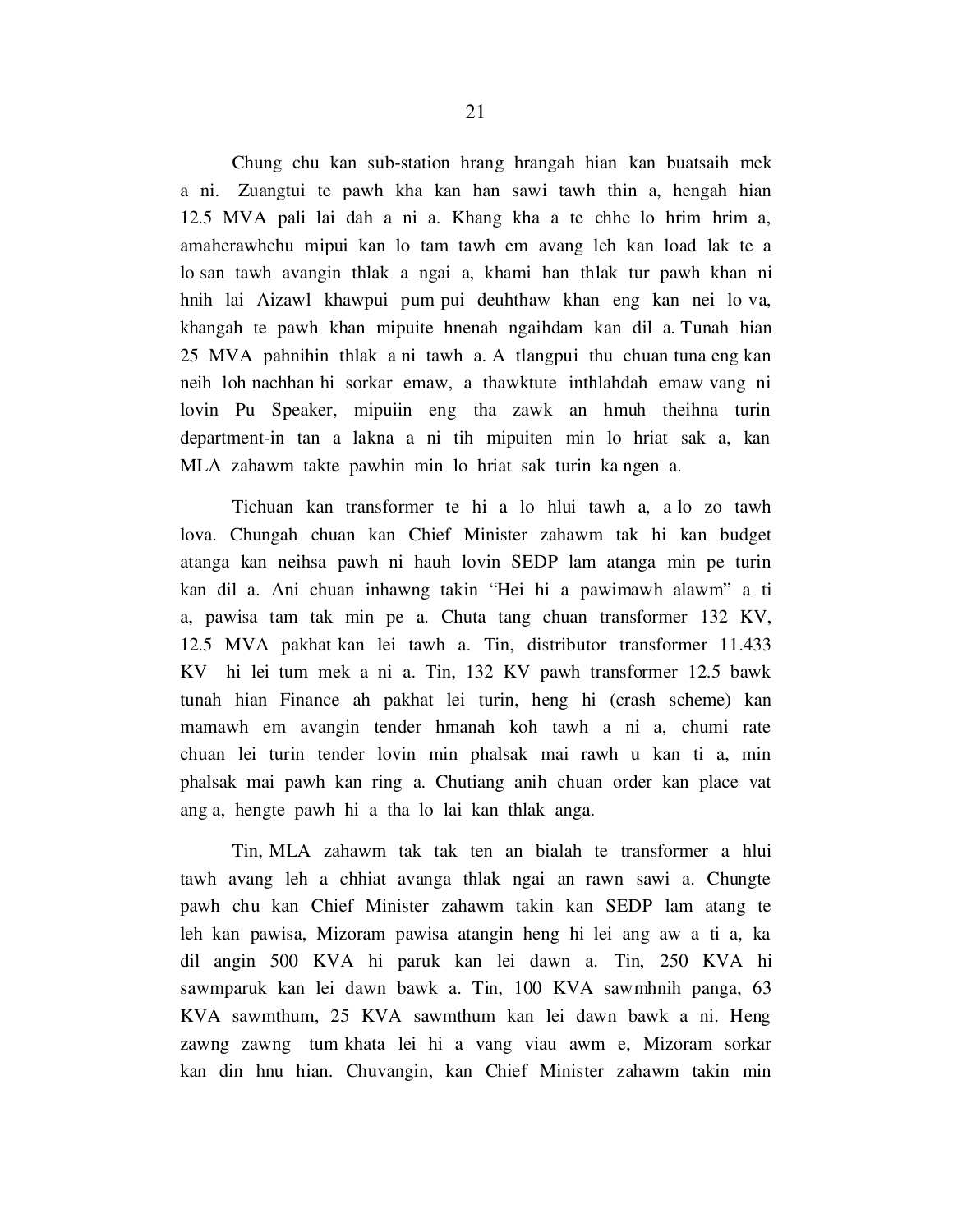Chung chu kan sub-station hrang hrangah hian kan buatsaih mek a ni. Zuangtui te pawh kha kan han sawi tawh thin a, hengah hian 12.5 MVA pali lai dah a ni a. Khang kha a te chhe lo hrim hrim a, amaherawhchu mipui kan lo tam tawh em avang leh kan load lak te a lo san tawh avangin thlak a ngai a, khami han thlak tur pawh khan ni hnih lai Aizawl khawpui pum pui deuhthaw khan eng kan nei lo va, khangah te pawh khan mipuite hnenah ngaihdam kan dil a. Tunah hian 25 MVA pahnihin thlak a ni tawh a. A tlangpui thu chuan tuna eng kan neih loh nachhan hi sorkar emaw, a thawktute inthlahdah emaw vang ni lovin Pu Speaker, mipuiin eng tha zawk an hmuh theihna turin department-in tan a lakna a ni tih mipuiten min lo hriat sak a, kan MLA zahawm takte pawhin min lo hriat sak turin ka ngen a.

Tichuan kan transformer te hi a lo hlui tawh a, a lo zo tawh lova. Chungah chuan kan Chief Minister zahawm tak hi kan budget atanga kan neihsa pawh ni hauh lovin SEDP lam atanga min pe turin kan dil a. Ani chuan inhawng takin "Hei hi a pawimawh alawm" a ti a, pawisa tam tak min pe a. Chuta tang chuan transformer 132 KV, 12.5 MVA pakhat kan lei tawh a. Tin, distributor transformer 11.433 KV hi lei tum mek a ni a. Tin, 132 KV pawh transformer 12.5 bawk tunah hian Finance ah pakhat lei turin, heng hi (crash scheme) kan mamawh em avangin tender hmanah koh tawh a ni a, chumi rate chuan lei turin tender lovin min phalsak mai rawh u kan ti a, min phalsak mai pawh kan ring a. Chutiang anih chuan order kan place vat ang a, hengte pawh hi a tha lo lai kan thlak anga.

Tin, MLA zahawm tak tak ten an bialah te transformer a hlui tawh avang leh a chhiat avanga thlak ngai an rawn sawi a. Chungte pawh chu kan Chief Minister zahawm takin kan SEDP lam atang te leh kan pawisa, Mizoram pawisa atangin heng hi lei ang aw a ti a, ka dil angin 500 KVA hi paruk kan lei dawn a. Tin, 250 KVA hi sawmparuk kan lei dawn bawk a. Tin, 100 KVA sawmhnih panga, 63 KVA sawmthum, 25 KVA sawmthum kan lei dawn bawk a ni. Heng zawng zawng tum khata lei hi a vang viau awm e, Mizoram sorkar kan din hnu hian. Chuvangin, kan Chief Minister zahawm takin min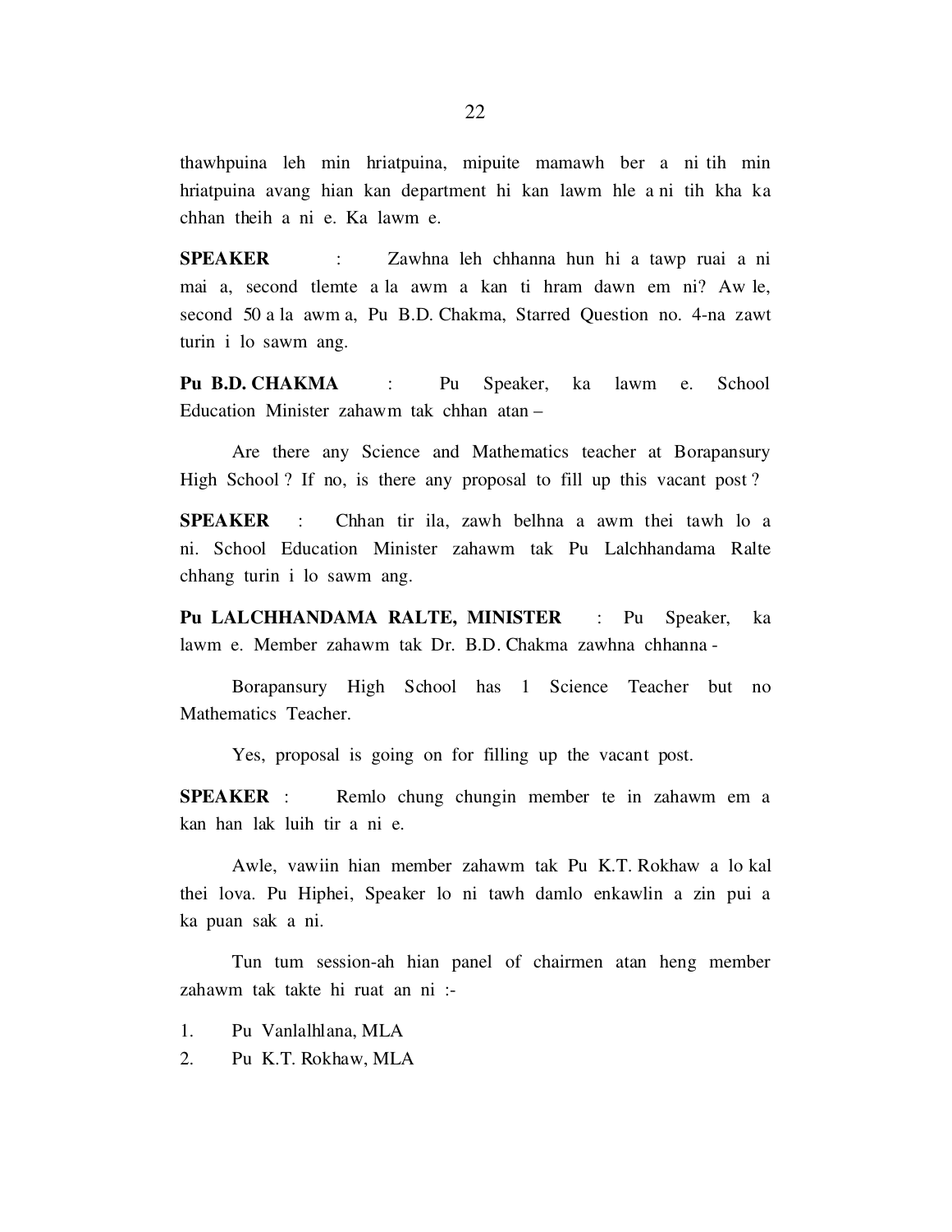thawhpuina leh min hriatpuina, mipuite mamawh ber a ni tih min hriatpuina avang hian kan department hi kan lawm hle a ni tih kha ka chhan theih a ni e. Ka lawm e.

**SPEAKER** : Zawhna leh chhanna hun hi a tawp ruai a ni mai a, second tlemte a la awm a kan ti hram dawn em ni? Aw le, second 50 a la awm a, Pu B.D. Chakma, Starred Question no. 4-na zawt turin i lo sawm ang.

**Pu B.D. CHAKMA** : Pu Speaker, ka lawm e. School Education Minister zahawm tak chhan atan –

Are there any Science and Mathematics teacher at Borapansury High School ? If no, is there any proposal to fill up this vacant post ?

**SPEAKER** : Chhan tir ila, zawh belhna a awm thei tawh lo a ni. School Education Minister zahawm tak Pu Lalchhandama Ralte chhang turin i lo sawm ang.

**Pu LALCHHANDAMA RALTE, MINISTER** : Pu Speaker, ka lawm e. Member zahawm tak Dr. B.D. Chakma zawhna chhanna -

Borapansury High School has 1 Science Teacher but no Mathematics Teacher.

Yes, proposal is going on for filling up the vacant post.

**SPEAKER** : Remlo chung chungin member te in zahawm em a kan han lak luih tir a ni e.

Awle, vawiin hian member zahawm tak Pu K.T. Rokhaw a lo kal thei lova. Pu Hiphei, Speaker lo ni tawh damlo enkawlin a zin pui a ka puan sak a ni.

Tun tum session-ah hian panel of chairmen atan heng member zahawm tak takte hi ruat an ni :-

1. Pu Vanlalhlana, MLA
2. Pu K.T. Rokhaw, MLA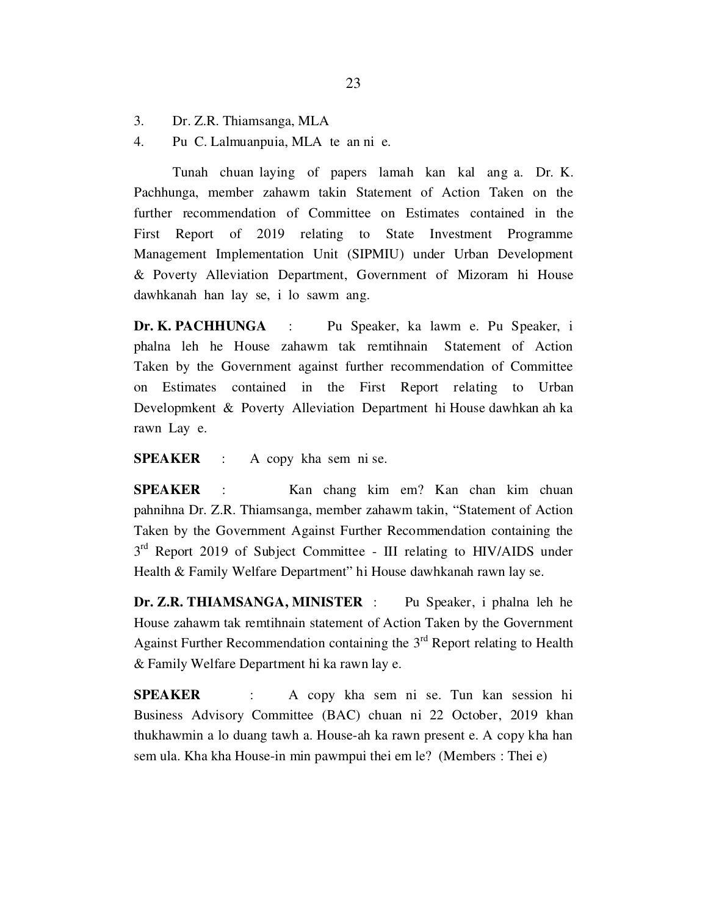3. Dr. Z.R. Thiamsanga, MLA
4. Pu C. Lalmuanpuia, MLA te an ni e.

Tunah chuan laying of papers lamah kan kal ang a. Dr. K. Pachhunga, member zahawm takin Statement of Action Taken on the further recommendation of Committee on Estimates contained in the First Report of 2019 relating to State Investment Programme Management Implementation Unit (SIPMIU) under Urban Development & Poverty Alleviation Department, Government of Mizoram hi House dawhkanah han lay se, i lo sawm ang.

**Dr. K. PACHHUNGA** : Pu Speaker, ka lawm e. Pu Speaker, i phalna leh he House zahawm tak remtihnain Statement of Action Taken by the Government against further recommendation of Committee on Estimates contained in the First Report relating to Urban Developmkent & Poverty Alleviation Department hi House dawhkan ah ka rawn Lay e.

**SPEAKER** : A copy kha sem ni se.

**SPEAKER** : Kan chang kim em? Kan chan kim chuan pahnihna Dr. Z.R. Thiamsanga, member zahawm takin, "Statement of Action Taken by the Government Against Further Recommendation containing the 3rd Report 2019 of Subject Committee - III relating to HIV/AIDS under Health & Family Welfare Department" hi House dawhkanah rawn lay se.

**Dr. Z.R. THIAMSANGA, MINISTER** : Pu Speaker, i phalna leh he House zahawm tak remtihnain statement of Action Taken by the Government Against Further Recommendation containing the 3rd Report relating to Health & Family Welfare Department hi ka rawn lay e.

**SPEAKER** : A copy kha sem ni se. Tun kan session hi Business Advisory Committee (BAC) chuan ni 22 October, 2019 khan thukhawmin a lo duang tawh a. House-ah ka rawn present e. A copy kha han sem ula. Kha kha House-in min pawmpui thei em le? (Members : Thei e)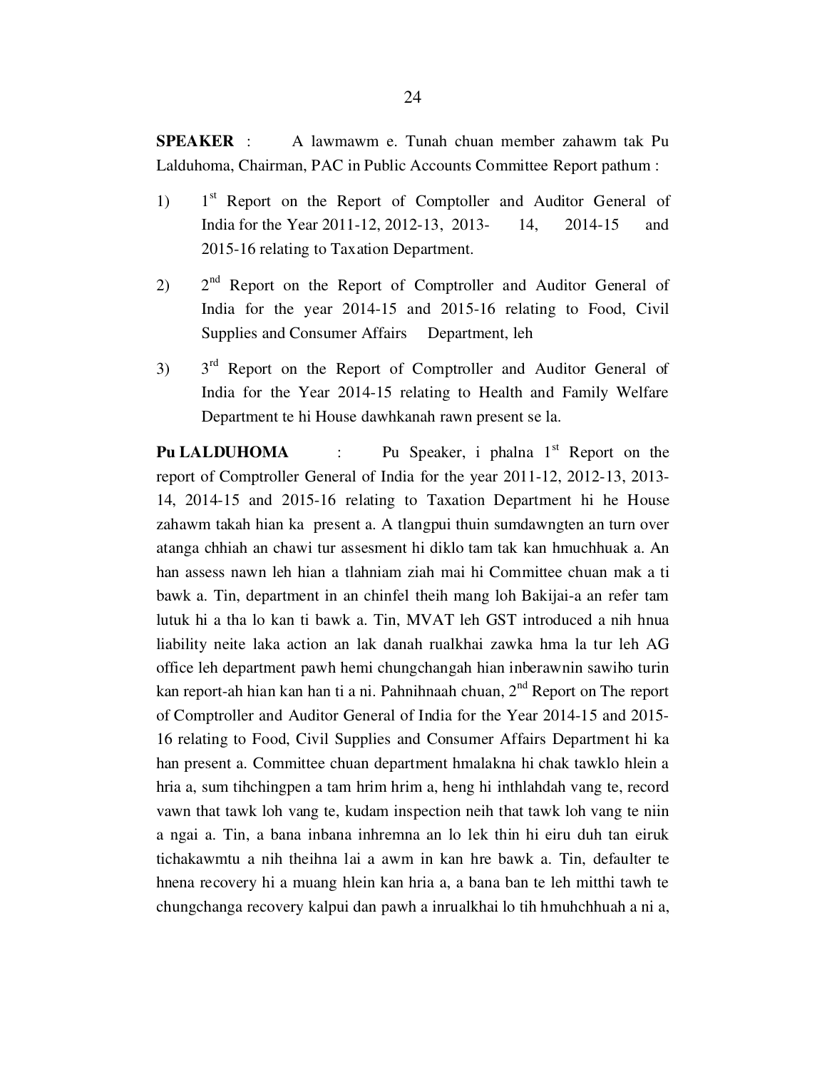**SPEAKER** : A lawmawm e. Tunah chuan member zahawm tak Pu Lalduhoma, Chairman, PAC in Public Accounts Committee Report pathum :

1) 1st Report on the Report of Comptroller and Auditor General of India for the Year 2011-12, 2012-13, 2013- 14, 2014-15 and 2015-16 relating to Taxation Department.

2) 2nd Report on the Report of Comptroller and Auditor General of India for the year 2014-15 and 2015-16 relating to Food, Civil Supplies and Consumer Affairs Department, leh

3) 3rd Report on the Report of Comptroller and Auditor General of India for the Year 2014-15 relating to Health and Family Welfare Department te hi House dawhkanah rawn present se la.

**Pu LALDUHOMA** : Pu Speaker, i phalna 1st Report on the report of Comptroller General of India for the year 2011-12, 2012-13, 2013-14, 2014-15 and 2015-16 relating to Taxation Department hi he House zahawm takah hian ka present a. A tlangpui thuin sumdawngten an turn over atanga chhiah an chawi tur assesment hi diklo tam tak kan hmuchhuak a. An han assess nawn leh hian a tlahniam ziah mai hi Committee chuan mak a ti bawk a. Tin, department in an chinfel theih mang loh Bakijai-a an refer tam lutuk hi a tha lo kan ti bawk a. Tin, MVAT leh GST introduced a nih hnua liability neite laka action an lak danah rualkhai zawka hma la tur leh AG office leh department pawh hemi chungchangah hian inberawnin sawiho turin kan report-ah hian kan han ti a ni. Pahnihnaah chuan, 2nd Report on The report of Comptroller and Auditor General of India for the Year 2014-15 and 2015-16 relating to Food, Civil Supplies and Consumer Affairs Department hi ka han present a. Committee chuan department hmalakna hi chak tawklo hlein a hria a, sum tihchingpen a tam hrim hrim a, heng hi inthlahdah vang te, record vawn that tawk loh vang te, kudam inspection neih that tawk loh vang te niin a ngai a. Tin, a bana inbana inhremna an lo lek thin hi eiru duh tan eiruk tichakawmtu a nih theihna lai a awm in kan hre bawk a. Tin, defaulter te hnena recovery hi a muang hlein kan hria a, a bana ban te leh mitthi tawh te chungchanga recovery kalpui dan pawh a inrualkhai lo tih hmuhchhuah a ni a,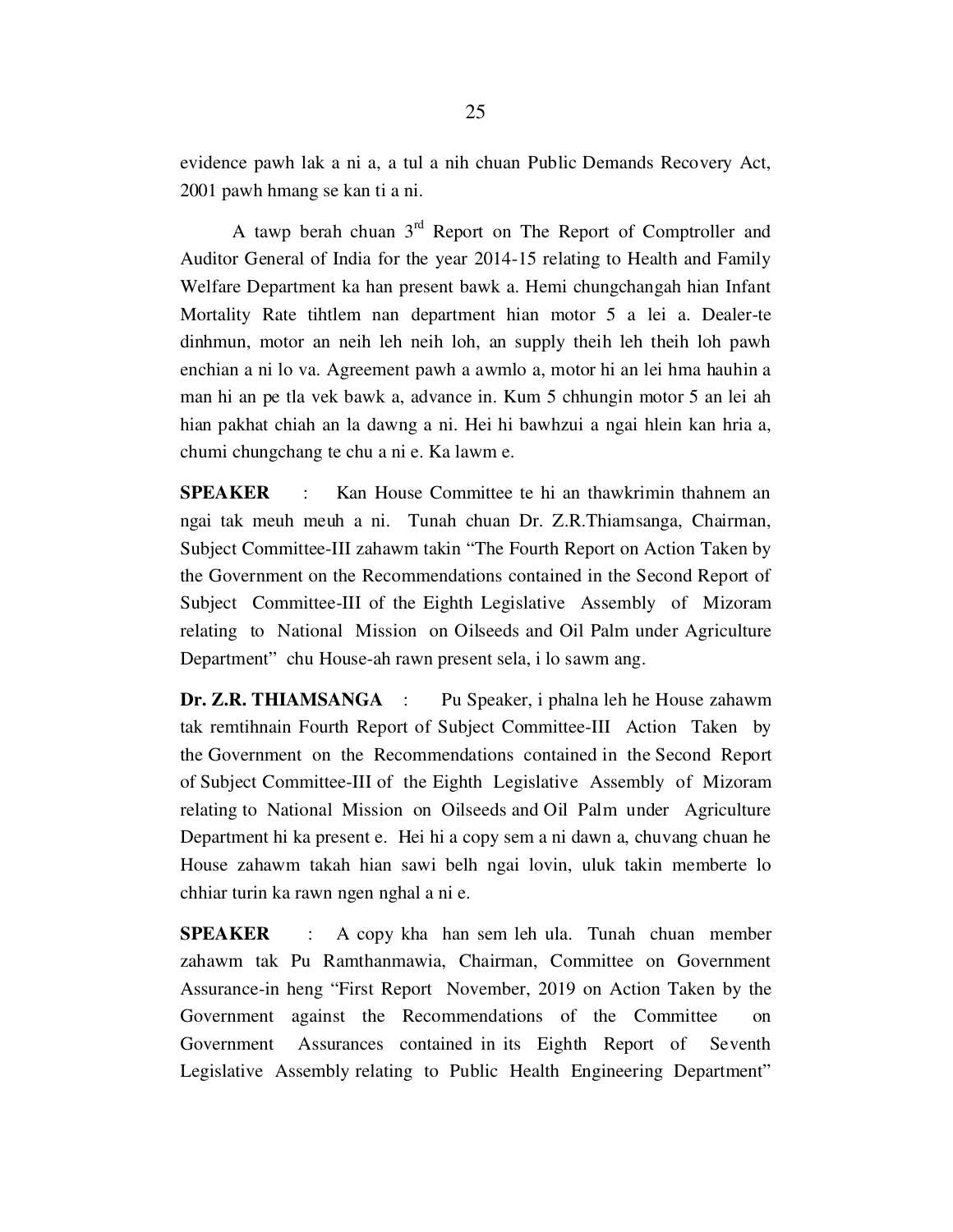evidence pawh lak a ni a, a tul a nih chuan Public Demands Recovery Act, 2001 pawh hmang se kan ti a ni.

A tawp berah chuan 3rd Report on The Report of Comptroller and Auditor General of India for the year 2014-15 relating to Health and Family Welfare Department ka han present bawk a. Hemi chungchangah hian Infant Mortality Rate tihtlem nan department hian motor 5 a lei a. Dealer-te dinhmun, motor an neih leh neih loh, an supply theih leh theih loh pawh enchian a ni lo va. Agreement pawh a awmlo a, motor hi an lei hma hauhin a man hi an pe tla vek bawk a, advance in. Kum 5 chhungin motor 5 an lei ah hian pakhat chiah an la dawng a ni. Hei hi bawhzui a ngai hlein kan hria a, chumi chungchang te chu a ni e. Ka lawm e.

**SPEAKER** : Kan House Committee te hi an thawkrimin thahnem an ngai tak meuh meuh a ni. Tunah chuan Dr. Z.R.Thiamsanga, Chairman, Subject Committee-III zahawm takin "The Fourth Report on Action Taken by the Government on the Recommendations contained in the Second Report of Subject Committee-III of the Eighth Legislative Assembly of Mizoram relating to National Mission on Oilseeds and Oil Palm under Agriculture Department" chu House-ah rawn present sela, i lo sawm ang.

**Dr. Z.R. THIAMSANGA** : Pu Speaker, i phalna leh he House zahawm tak remtihnain Fourth Report of Subject Committee-III Action Taken by the Government on the Recommendations contained in the Second Report of Subject Committee-III of the Eighth Legislative Assembly of Mizoram relating to National Mission on Oilseeds and Oil Palm under Agriculture Department hi ka present e. Hei hi a copy sem a ni dawn a, chuvang chuan he House zahawm takah hian sawi belh ngai lovin, uluk takin memberte lo chhiar turin ka rawn ngen nghal a ni e.

**SPEAKER** : A copy kha han sem leh ula. Tunah chuan member zahawm tak Pu Ramthanmawia, Chairman, Committee on Government Assurance-in heng "First Report November, 2019 on Action Taken by the Government against the Recommendations of the Committee on Government Assurances contained in its Eighth Report of Seventh Legislative Assembly relating to Public Health Engineering Department"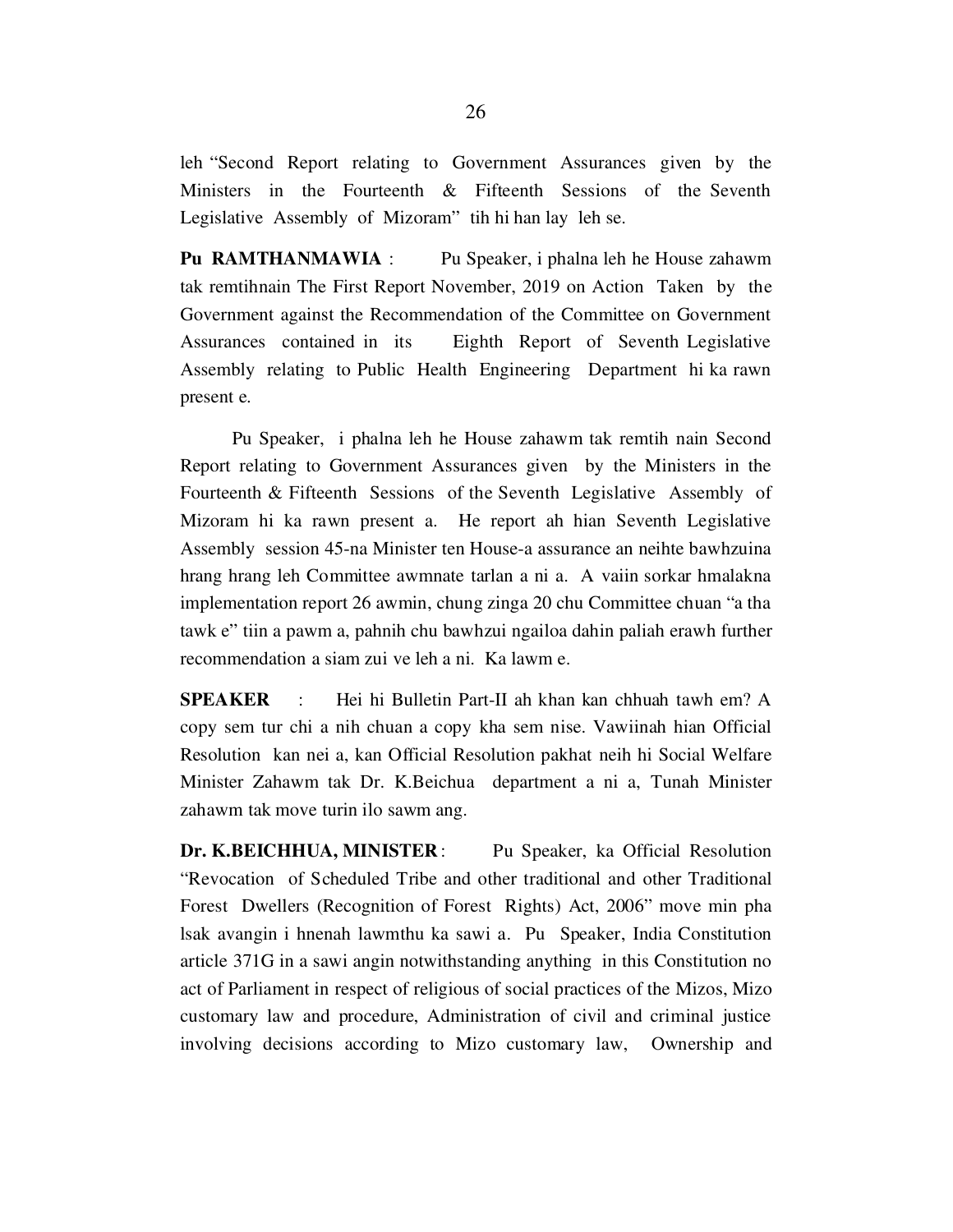leh "Second Report relating to Government Assurances given by the Ministers in the Fourteenth & Fifteenth Sessions of the Seventh Legislative Assembly of Mizoram" tih hi han lay leh se.

**Pu RAMTHANMAWIA** : Pu Speaker, i phalna leh he House zahawm tak remtihnain The First Report November, 2019 on Action Taken by the Government against the Recommendation of the Committee on Government Assurances contained in its Eighth Report of Seventh Legislative Assembly relating to Public Health Engineering Department hi ka rawn present e.

Pu Speaker, i phalna leh he House zahawm tak remtih nain Second Report relating to Government Assurances given by the Ministers in the Fourteenth & Fifteenth Sessions of the Seventh Legislative Assembly of Mizoram hi ka rawn present a. He report ah hian Seventh Legislative Assembly session 45-na Minister ten House-a assurance an neihte bawhzuina hrang hrang leh Committee awmnate tarlan a ni a. A vaiin sorkar hmalakna implementation report 26 awmin, chung zinga 20 chu Committee chuan "a tha tawk e" tiin a pawm a, pahnih chu bawhzui ngailoa dahin paliah erawh further recommendation a siam zui ve leh a ni. Ka lawm e.

**SPEAKER** : Hei hi Bulletin Part-II ah khan kan chhuah tawh em? A copy sem tur chi a nih chuan a copy kha sem nise. Vawiinah hian Official Resolution kan nei a, kan Official Resolution pakhat neih hi Social Welfare Minister Zahawm tak Dr. K.Beichua department a ni a, Tunah Minister zahawm tak move turin ilo sawm ang.

**Dr. K.BEICHHUA, MINISTER** : Pu Speaker, ka Official Resolution "Revocation of Scheduled Tribe and other traditional and other Traditional Forest Dwellers (Recognition of Forest Rights) Act, 2006" move min pha lsak avangin i hnenah lawmthu ka sawi a. Pu Speaker, India Constitution article 371G in a sawi angin notwithstanding anything in this Constitution no act of Parliament in respect of religious of social practices of the Mizos, Mizo customary law and procedure, Administration of civil and criminal justice involving decisions according to Mizo customary law, Ownership and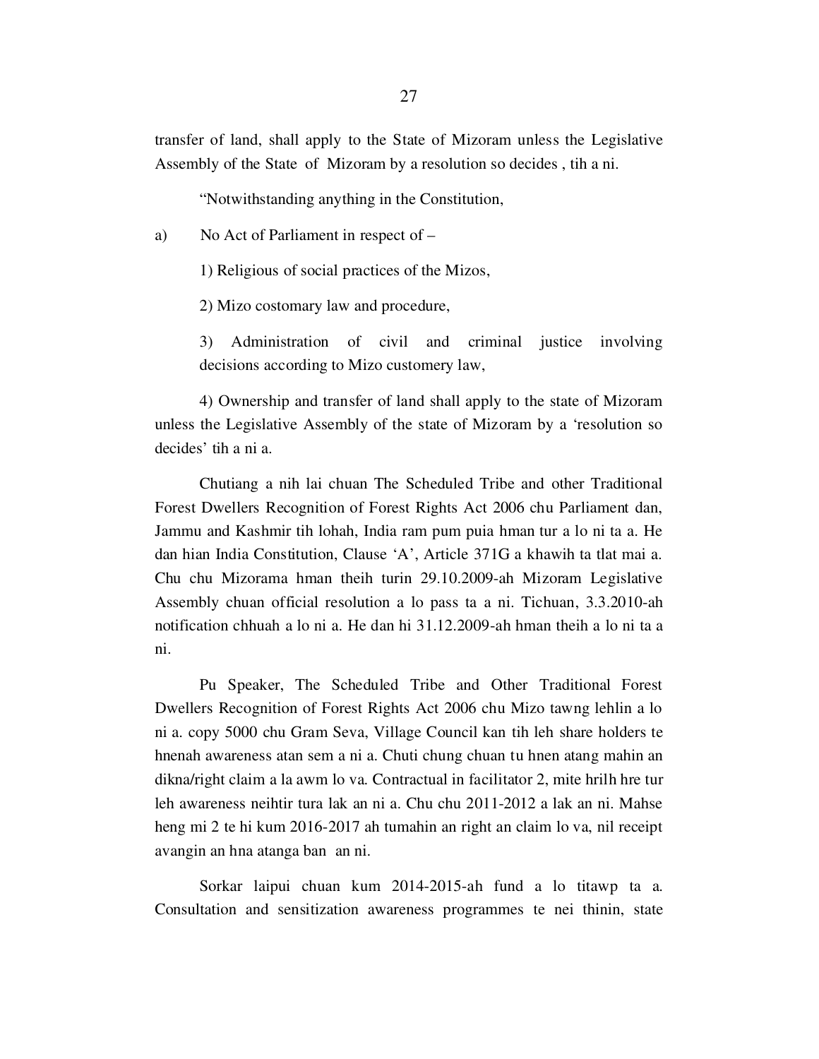transfer of land, shall apply to the State of Mizoram unless the Legislative Assembly of the State of Mizoram by a resolution so decides , tih a ni.

"Notwithstanding anything in the Constitution,

a) No Act of Parliament in respect of –

1) Religious of social practices of the Mizos,

2) Mizo costomary law and procedure,

3) Administration of civil and criminal justice involving decisions according to Mizo customery law,

4) Ownership and transfer of land shall apply to the state of Mizoram unless the Legislative Assembly of the state of Mizoram by a 'resolution so decides' tih a ni a.

Chutiang a nih lai chuan The Scheduled Tribe and other Traditional Forest Dwellers Recognition of Forest Rights Act 2006 chu Parliament dan, Jammu and Kashmir tih lohah, India ram pum puia hman tur a lo ni ta a. He dan hian India Constitution, Clause 'A', Article 371G a khawih ta tlat mai a. Chu chu Mizorama hman theih turin 29.10.2009-ah Mizoram Legislative Assembly chuan official resolution a lo pass ta a ni. Tichuan, 3.3.2010-ah notification chhuah a lo ni a. He dan hi 31.12.2009-ah hman theih a lo ni ta a ni.

Pu Speaker, The Scheduled Tribe and Other Traditional Forest Dwellers Recognition of Forest Rights Act 2006 chu Mizo tawng lehlin a lo ni a. copy 5000 chu Gram Seva, Village Council kan tih leh share holders te hnenah awareness atan sem a ni a. Chuti chung chuan tu hnen atang mahin an dikna/right claim a la awm lo va. Contractual in facilitator 2, mite hrilh hre tur leh awareness neihtir tura lak an ni a. Chu chu 2011-2012 a lak an ni. Mahse heng mi 2 te hi kum 2016-2017 ah tumahin an right an claim lo va, nil receipt avangin an hna atanga ban an ni.

Sorkar laipui chuan kum 2014-2015-ah fund a lo titawp ta a. Consultation and sensitization awareness programmes te nei thinin, state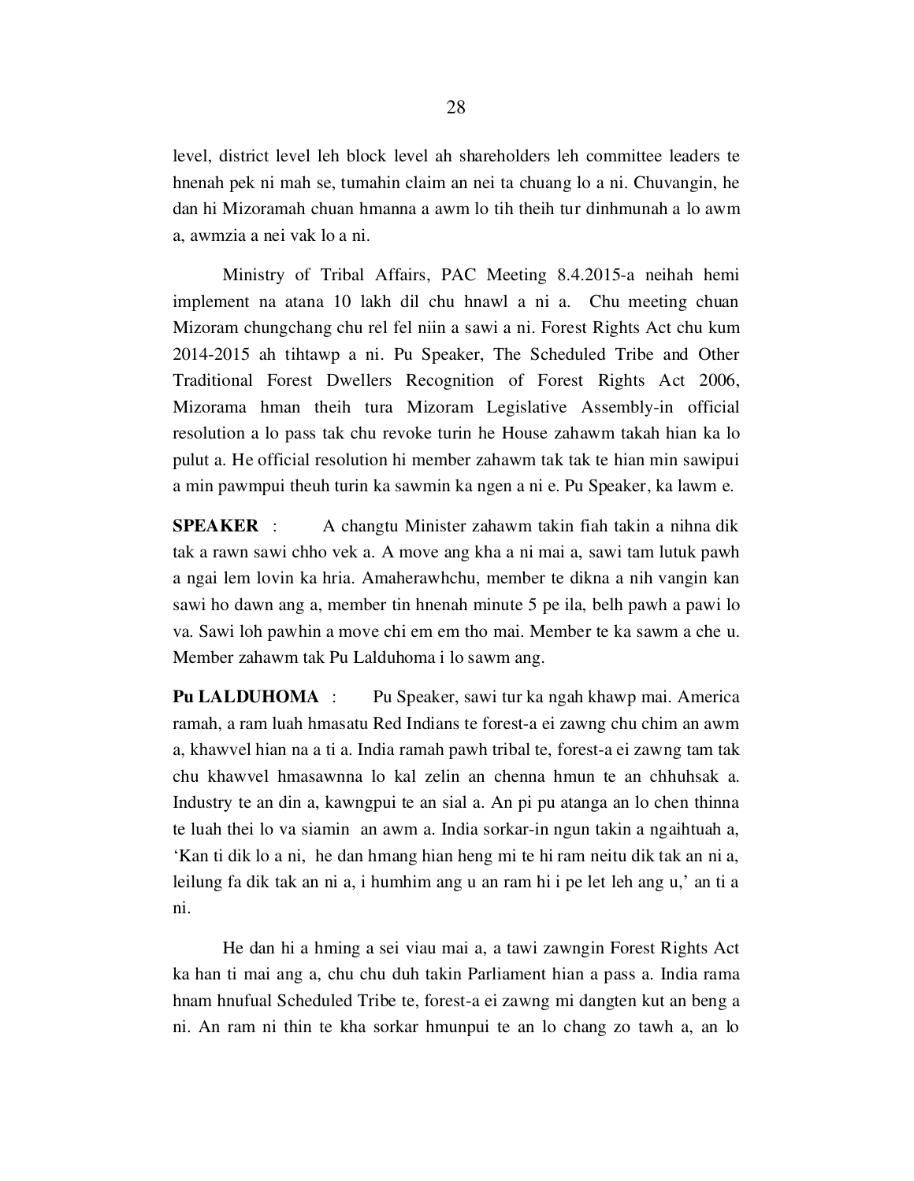level, district level leh block level ah shareholders leh committee leaders te hnenah pek ni mah se, tumahin claim an nei ta chuang lo a ni. Chuvangin, he dan hi Mizoramah chuan hmanna a awm lo tih theih tur dinhmunah a lo awm a, awmzia a nei vak lo a ni.

Ministry of Tribal Affairs, PAC Meeting 8.4.2015-a neihah hemi implement na atana 10 lakh dil chu hnawl a ni a. Chu meeting chuan Mizoram chungchang chu rel fel niin a sawi a ni. Forest Rights Act chu kum 2014-2015 ah tihtawp a ni. Pu Speaker, The Scheduled Tribe and Other Traditional Forest Dwellers Recognition of Forest Rights Act 2006, Mizorama hman theih tura Mizoram Legislative Assembly-in official resolution a lo pass tak chu revoke turin he House zahawm takah hian ka lo pulut a. He official resolution hi member zahawm tak tak te hian min sawipui a min pawmpui theuh turin ka sawmin ka ngen a ni e. Pu Speaker, ka lawm e.

**SPEAKER** : A changtu Minister zahawm takin fiah takin a nihna dik tak a rawn sawi chho vek a. A move ang kha a ni mai a, sawi tam lutuk pawh a ngai lem lovin ka hria. Amaherawhchu, member te dikna a nih vangin kan sawi ho dawn ang a, member tin hnenah minute 5 pe ila, belh pawh a pawi lo va. Sawi loh pawhin a move chi em em tho mai. Member te ka sawm a che u. Member zahawm tak Pu Lalduhoma i lo sawm ang.

**Pu LALDUHOMA** : Pu Speaker, sawi tur ka ngah khawp mai. America ramah, a ram luah hmasatu Red Indians te forest-a ei zawng chu chim an awm a, khawvel hian na a ti a. India ramah pawh tribal te, forest-a ei zawng tam tak chu khawvel hmasawnna lo kal zelin an chenna hmun te an chhuhsak a. Industry te an din a, kawngpui te an sial a. An pi pu atanga an lo chen thinna te luah thei lo va siamin an awm a. India sorkar-in ngun takin a ngaihtuah a, 'Kan ti dik lo a ni, he dan hmang hian heng mi te hi ram neitu dik tak an ni a, leilung fa dik tak an ni a, i humhim ang u an ram hi i pe let leh ang u,' an ti a ni.

He dan hi a hming a sei viau mai a, a tawi zawngin Forest Rights Act ka han ti mai ang a, chu chu duh takin Parliament hian a pass a. India rama hnam hnufual Scheduled Tribe te, forest-a ei zawng mi dangten kut an beng a ni. An ram ni thin te kha sorkar hmunpui te an lo chang zo tawh a, an lo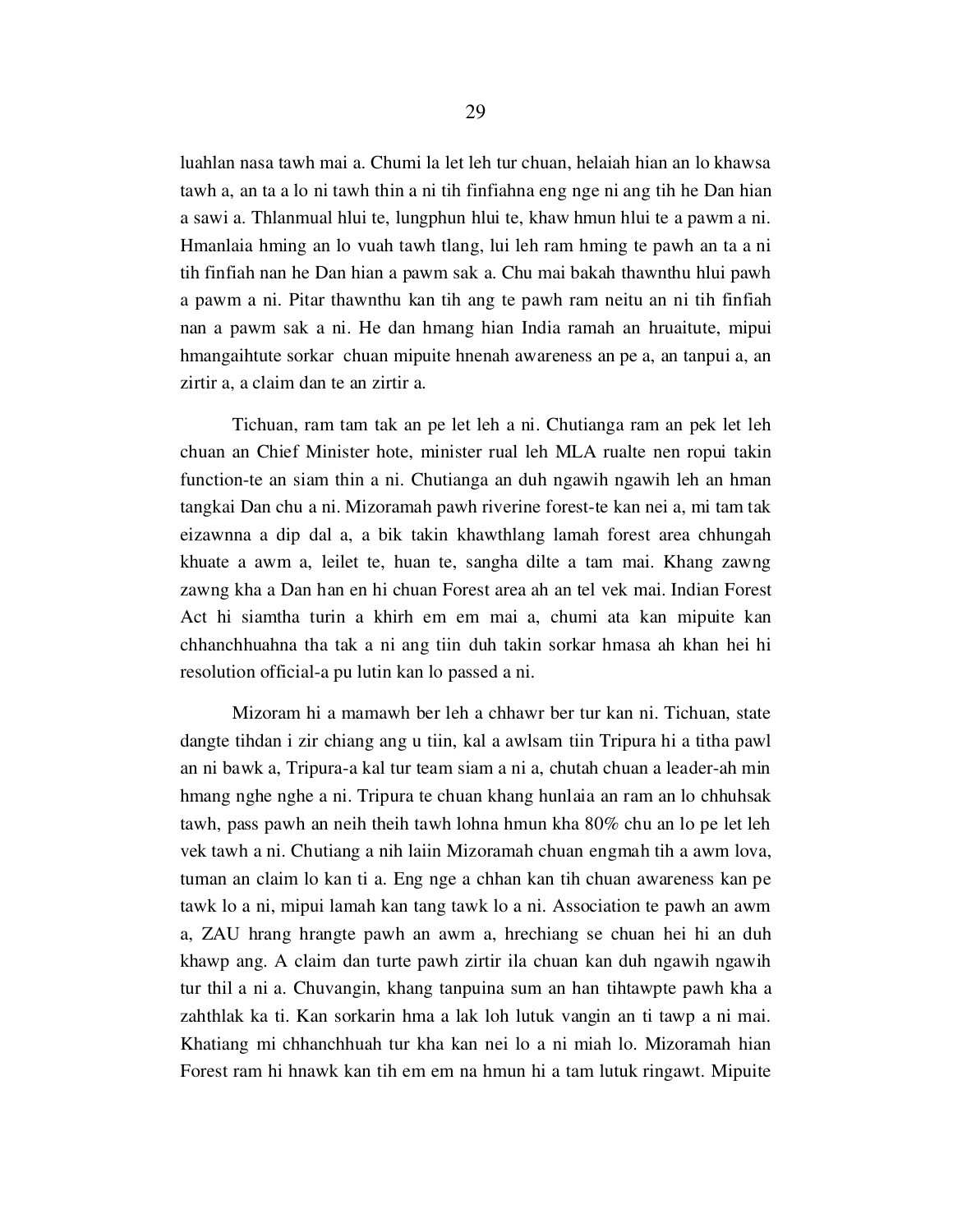luahlan nasa tawh mai a. Chumi la let leh tur chuan, helaiah hian an lo khawsa tawh a, an ta a lo ni tawh thin a ni tih finfiahna eng nge ni ang tih he Dan hian a sawi a. Thlanmual hlui te, lungphun hlui te, khaw hmun hlui te a pawm a ni. Hmanlaia hming an lo vuah tawh tlang, lui leh ram hming te pawh an ta a ni tih finfiah nan he Dan hian a pawm sak a. Chu mai bakah thawnthu hlui pawh a pawm a ni. Pitar thawnthu kan tih ang te pawh ram neitu an ni tih finfiah nan a pawm sak a ni. He dan hmang hian India ramah an hruaitute, mipui hmangaihtute sorkar chuan mipuite hnenah awareness an pe a, an tanpui a, an zirtir a, a claim dan te an zirtir a.

Tichuan, ram tam tak an pe let leh a ni. Chutianga ram an pek let leh chuan an Chief Minister hote, minister rual leh MLA rualte nen ropui takin function-te an siam thin a ni. Chutianga an duh ngawih ngawih leh an hman tangkai Dan chu a ni. Mizoramah pawh riverine forest-te kan nei a, mi tam tak eizawnna a dip dal a, a bik takin khawthlang lamah forest area chhungah khuate a awm a, leilet te, huan te, sangha dilte a tam mai. Khang zawng zawng kha a Dan han en hi chuan Forest area ah an tel vek mai. Indian Forest Act hi siamtha turin a khirh em em mai a, chumi ata kan mipuite kan chhanchhuahna tha tak a ni ang tiin duh takin sorkar hmasa ah khan hei hi resolution official-a pu lutin kan lo passed a ni.

Mizoram hi a mamawh ber leh a chhawr ber tur kan ni. Tichuan, state dangte tihdan i zir chiang ang u tiin, kal a awlsam tiin Tripura hi a titha pawl an ni bawk a, Tripura-a kal tur team siam a ni a, chutah chuan a leader-ah min hmang nghe nghe a ni. Tripura te chuan khang hunlaia an ram an lo chhuhsak tawh, pass pawh an neih theih tawh lohna hmun kha 80% chu an lo pe let leh vek tawh a ni. Chutiang a nih laiin Mizoramah chuan engmah tih a awm lova, tuman an claim lo kan ti a. Eng nge a chhan kan tih chuan awareness kan pe tawk lo a ni, mipui lamah kan tang tawk lo a ni. Association te pawh an awm a, ZAU hrang hrangte pawh an awm a, hrechiang se chuan hei hi an duh khawp ang. A claim dan turte pawh zirtir ila chuan kan duh ngawih ngawih tur thil a ni a. Chuvangin, khang tanpuina sum an han tihtawpte pawh kha a zahthlak ka ti. Kan sorkarin hma a lak loh lutuk vangin an ti tawp a ni mai. Khatiang mi chhanchhuah tur kha kan nei lo a ni miah lo. Mizoramah hian Forest ram hi hnawk kan tih em em na hmun hi a tam lutuk ringawt. Mipuite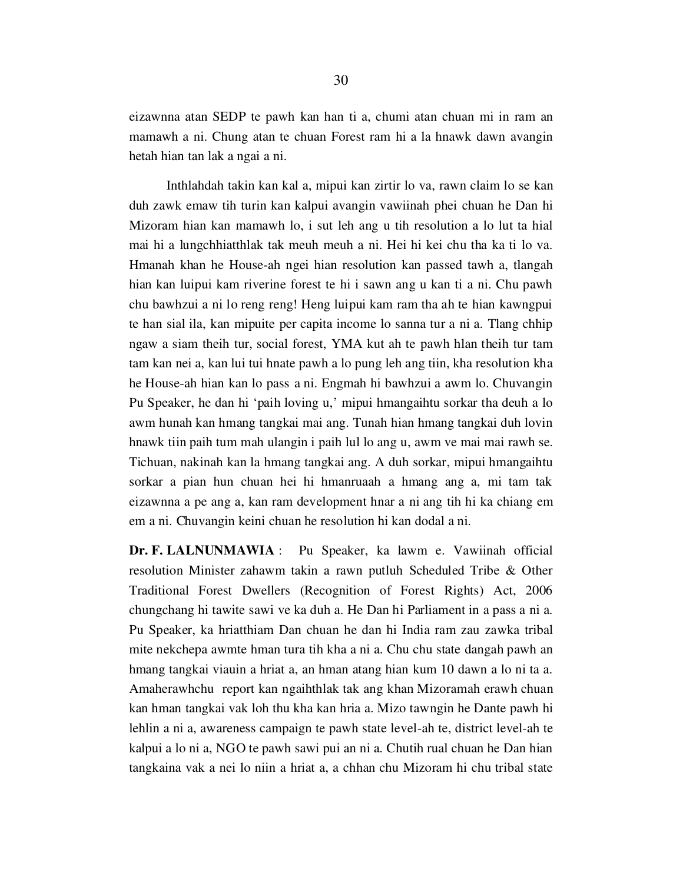eizawnna atan SEDP te pawh kan han ti a, chumi atan chuan mi in ram an mamawh a ni. Chung atan te chuan Forest ram hi a la hnawk dawn avangin hetah hian tan lak a ngai a ni.

Inthlahdah takin kan kal a, mipui kan zirtir lo va, rawn claim lo se kan duh zawk emaw tih turin kan kalpui avangin vawiinah phei chuan he Dan hi Mizoram hian kan mamawh lo, i sut leh ang u tih resolution a lo lut ta hial mai hi a lungchhiatthlak tak meuh meuh a ni. Hei hi kei chu tha ka ti lo va. Hmanah khan he House-ah ngei hian resolution kan passed tawh a, tlangah hian kan luipui kam riverine forest te hi i sawn ang u kan ti a ni. Chu pawh chu bawhzui a ni lo reng reng! Heng luipui kam ram tha ah te hian kawngpui te han sial ila, kan mipuite per capita income lo sanna tur a ni a. Tlang chhip ngaw a siam theih tur, social forest, YMA kut ah te pawh hlan theih tur tam tam kan nei a, kan lui tui hnate pawh a lo pung leh ang tiin, kha resolution kha he House-ah hian kan lo pass a ni. Engmah hi bawhzui a awm lo. Chuvangin Pu Speaker, he dan hi 'paih loving u,' mipui hmangaihtu sorkar tha deuh a lo awm hunah kan hmang tangkai mai ang. Tunah hian hmang tangkai duh lovin hnawk tiin paih tum mah ulangin i paih lul lo ang u, awm ve mai mai rawh se. Tichuan, nakinah kan la hmang tangkai ang. A duh sorkar, mipui hmangaihtu sorkar a pian hun chuan hei hi hmanruaah a hmang ang a, mi tam tak eizawnna a pe ang a, kan ram development hnar a ni ang tih hi ka chiang em em a ni. Chuvangin keini chuan he resolution hi kan dodal a ni.

**Dr. F. LALNUNMAWIA** : Pu Speaker, ka lawm e. Vawiinah official resolution Minister zahawm takin a rawn putluh Scheduled Tribe & Other Traditional Forest Dwellers (Recognition of Forest Rights) Act, 2006 chungchang hi tawite sawi ve ka duh a. He Dan hi Parliament in a pass a ni a. Pu Speaker, ka hriatthiam Dan chuan he dan hi India ram zau zawka tribal mite nekchepa awmte hman tura tih kha a ni a. Chu chu state dangah pawh an hmang tangkai viauin a hriat a, an hman atang hian kum 10 dawn a lo ni ta a. Amaherawhchu report kan ngaihthlak tak ang khan Mizoramah erawh chuan kan hman tangkai vak loh thu kha kan hria a. Mizo tawngin he Dante pawh hi lehlin a ni a, awareness campaign te pawh state level-ah te, district level-ah te kalpui a lo ni a, NGO te pawh sawi pui an ni a. Chutih rual chuan he Dan hian tangkaina vak a nei lo niin a hriat a, a chhan chu Mizoram hi chu tribal state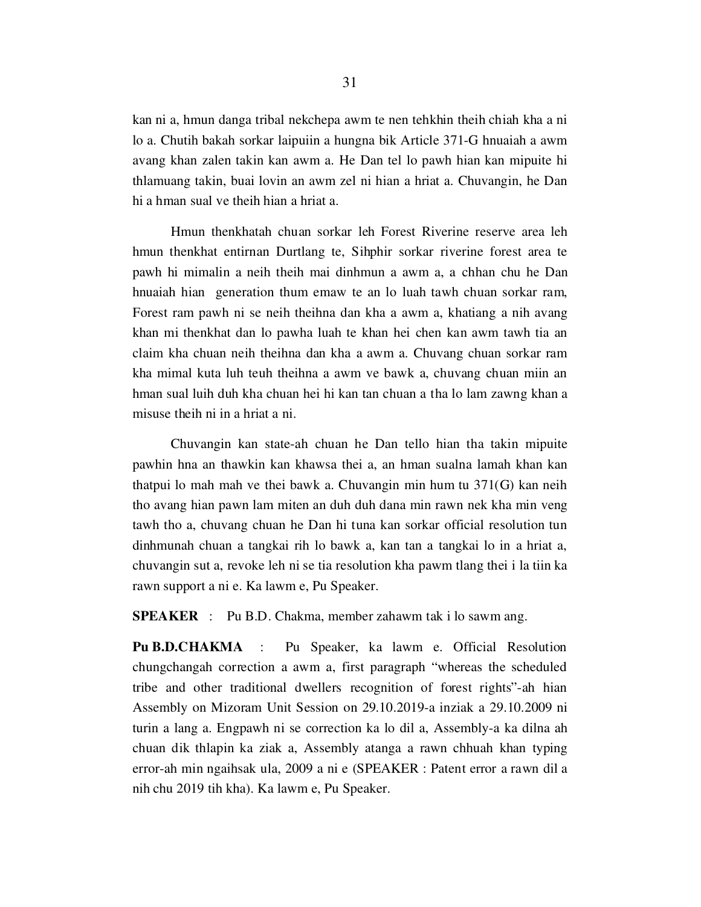kan ni a, hmun danga tribal nekchepa awm te nen tehkhin theih chiah kha a ni lo a. Chutih bakah sorkar laipuiin a hungna bik Article 371-G hnuaiah a awm avang khan zalen takin kan awm a. He Dan tel lo pawh hian kan mipuite hi thlamuang takin, buai lovin an awm zel ni hian a hriat a. Chuvangin, he Dan hi a hman sual ve theih hian a hriat a.

Hmun thenkhatah chuan sorkar leh Forest Riverine reserve area leh hmun thenkhat entirnan Durtlang te, Sihphir sorkar riverine forest area te pawh hi mimalin a neih theih mai dinhmun a awm a, a chhan chu he Dan hnuaiah hian generation thum emaw te an lo luah tawh chuan sorkar ram, Forest ram pawh ni se neih theihna dan kha a awm a, khatiang a nih avang khan mi thenkhat dan lo pawha luah te khan hei chen kan awm tawh tia an claim kha chuan neih theihna dan kha a awm a. Chuvang chuan sorkar ram kha mimal kuta luh teuh theihna a awm ve bawk a, chuvang chuan miin an hman sual luih duh kha chuan hei hi kan tan chuan a tha lo lam zawng khan a misuse theih ni in a hriat a ni.

Chuvangin kan state-ah chuan he Dan tello hian tha takin mipuite pawhin hna an thawkin kan khawsa thei a, an hman sualna lamah khan kan thatpui lo mah mah ve thei bawk a. Chuvangin min hum tu 371(G) kan neih tho avang hian pawn lam miten an duh duh dana min rawn nek kha min veng tawh tho a, chuvang chuan he Dan hi tuna kan sorkar official resolution tun dinhmunah chuan a tangkai rih lo bawk a, kan tan a tangkai lo in a hriat a, chuvangin sut a, revoke leh ni se tia resolution kha pawm tlang thei i la tiin ka rawn support a ni e. Ka lawm e, Pu Speaker.

**SPEAKER** : Pu B.D. Chakma, member zahawm tak i lo sawm ang.

**Pu B.D.CHAKMA** : Pu Speaker, ka lawm e. Official Resolution chungchangah correction a awm a, first paragraph "whereas the scheduled tribe and other traditional dwellers recognition of forest rights"-ah hian Assembly on Mizoram Unit Session on 29.10.2019-a inziak a 29.10.2009 ni turin a lang a. Engpawh ni se correction ka lo dil a, Assembly-a ka dilna ah chuan dik thlapin ka ziak a, Assembly atanga a rawn chhuah khan typing error-ah min ngaihsak ula, 2009 a ni e (SPEAKER : Patent error a rawn dil a nih chu 2019 tih kha). Ka lawm e, Pu Speaker.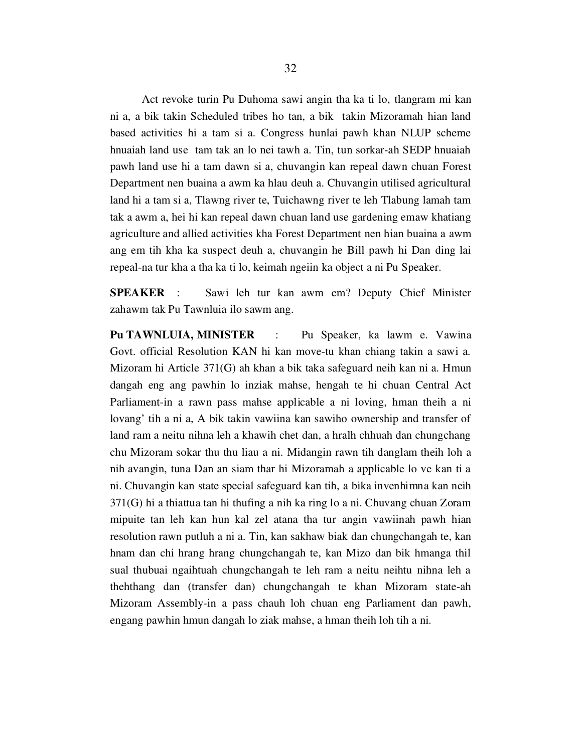Act revoke turin Pu Duhoma sawi angin tha ka ti lo, tlangram mi kan ni a, a bik takin Scheduled tribes ho tan, a bik takin Mizoramah hian land based activities hi a tam si a. Congress hunlai pawh khan NLUP scheme hnuaiah land use tam tak an lo nei tawh a. Tin, tun sorkar-ah SEDP hnuaiah pawh land use hi a tam dawn si a, chuvangin kan repeal dawn chuan Forest Department nen buaina a awm ka hlau deuh a. Chuvangin utilised agricultural land hi a tam si a, Tlawng river te, Tuichawng river te leh Tlabung lamah tam tak a awm a, hei hi kan repeal dawn chuan land use gardening emaw khatiang agriculture and allied activities kha Forest Department nen hian buaina a awm ang em tih kha ka suspect deuh a, chuvangin he Bill pawh hi Dan ding lai repeal-na tur kha a tha ka ti lo, keimah ngeiin ka object a ni Pu Speaker.

**SPEAKER** : Sawi leh tur kan awm em? Deputy Chief Minister zahawm tak Pu Tawnluia ilo sawm ang.

**Pu TAWNLUIA, MINISTER** : Pu Speaker, ka lawm e. Vawina Govt. official Resolution KAN hi kan move-tu khan chiang takin a sawi a. Mizoram hi Article 371(G) ah khan a bik taka safeguard neih kan ni a. Hmun dangah eng ang pawhin lo inziak mahse, hengah te hi chuan Central Act Parliament-in a rawn pass mahse applicable a ni loving, hman theih a ni lovang' tih a ni a, A bik takin vawiina kan sawiho ownership and transfer of land ram a neitu nihna leh a khawih chet dan, a hralh chhuah dan chungchang chu Mizoram sokar thu thu liau a ni. Midangin rawn tih danglam theih loh a nih avangin, tuna Dan an siam thar hi Mizoramah a applicable lo ve kan ti a ni. Chuvangin kan state special safeguard kan tih, a bika invenhimna kan neih 371(G) hi a thiattua tan hi thufing a nih ka ring lo a ni. Chuvang chuan Zoram mipuite tan leh kan hun kal zel atana tha tur angin vawiinah pawh hian resolution rawn putluh a ni a. Tin, kan sakhaw biak dan chungchangah te, kan hnam dan chi hrang hrang chungchangah te, kan Mizo dan bik hmanga thil sual thubuai ngaihtuah chungchangah te leh ram a neitu neihtu nihna leh a theh­thang dan (transfer dan) chungchangah te khan Mizoram state-ah Mizoram Assembly-in a pass chauh loh chuan eng Parliament dan pawh, engang pawhin hmun dangah lo ziak mahse, a hman theih loh tih a ni.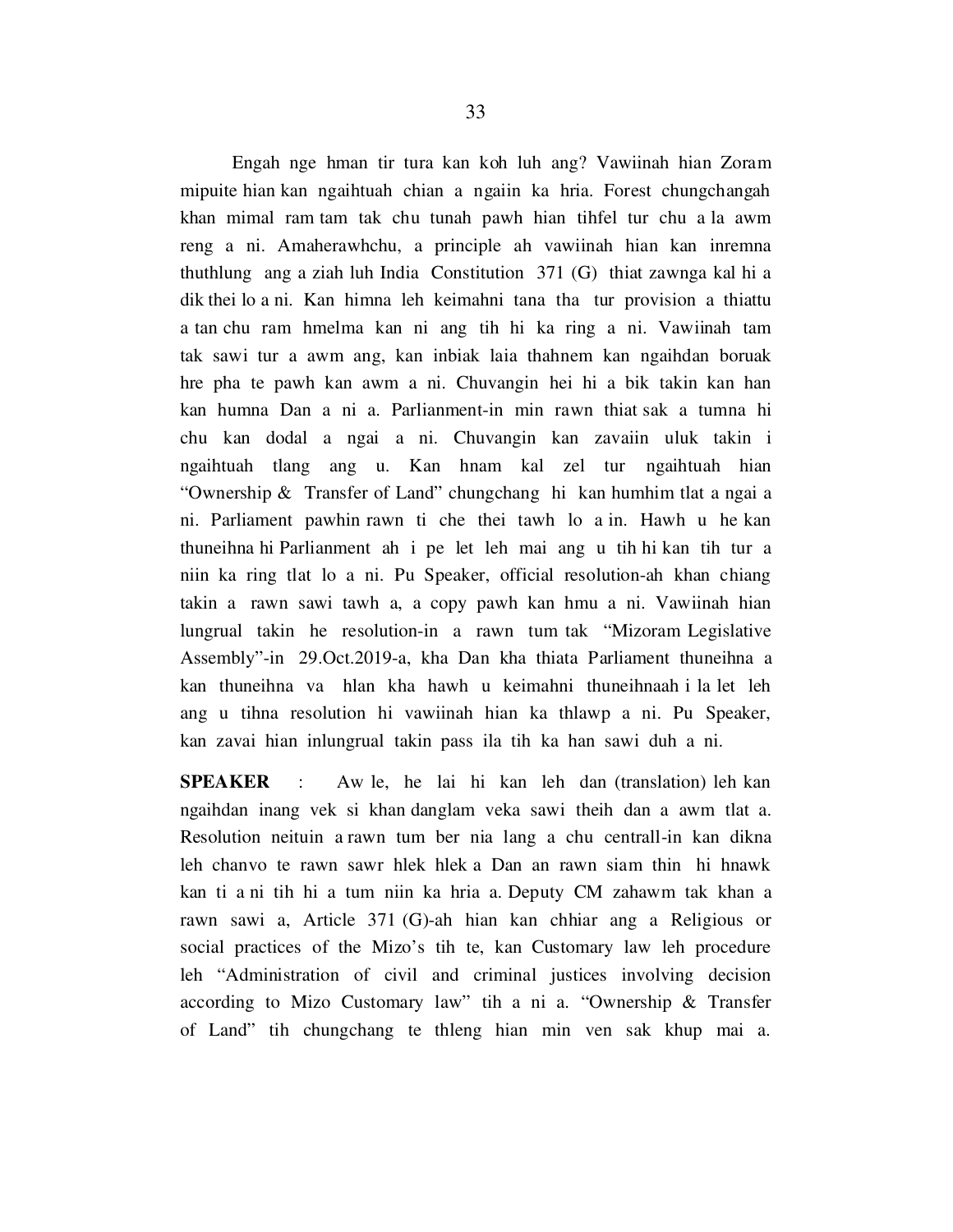Engah nge hman tir tura kan koh luh ang? Vawiinah hian Zoram mipuite hian kan ngaihtuah chian a ngaiin ka hria. Forest chungchangah khan mimal ram tam tak chu tunah pawh hian tihfel tur chu a la awm reng a ni. Amaherawhchu, a principle ah vawiinah hian kan inremna thuthlung ang a ziah luh India Constitution 371 (G) thiat zawnga kal hi a dik thei lo a ni. Kan himna leh keimahni tana tha tur provision a thiattu a tan chu ram hmelma kan ni ang tih hi ka ring a ni. Vawiinah tam tak sawi tur a awm ang, kan inbiak laia thahnem kan ngaihdan boruak hre pha te pawh kan awm a ni. Chuvangin hei hi a bik takin kan han kan humna Dan a ni a. Parlianment-in min rawn thiat sak a tumna hi chu kan dodal a ngai a ni. Chuvangin kan zavaiin uluk takin i ngaihtuah tlang ang u. Kan hnam kal zel tur ngaihtuah hian "Ownership & Transfer of Land" chungchang hi kan humhim tlat a ngai a ni. Parliament pawhin rawn ti che thei tawh lo a in. Hawh u he kan thuneihna hi Parlianment ah i pe let leh mai ang u tih hi kan tih tur a niin ka ring tlat lo a ni. Pu Speaker, official resolution-ah khan chiang takin a rawn sawi tawh a, a copy pawh kan hmu a ni. Vawiinah hian lungrual takin he resolution-in a rawn tum tak "Mizoram Legislative Assembly"-in 29.Oct.2019-a, kha Dan kha thiata Parliament thuneihna a kan thuneihna va hlan kha hawh u keimahni thuneihnaah i la let leh ang u tihna resolution hi vawiinah hian ka thlawp a ni. Pu Speaker, kan zavai hian inlungrual takin pass ila tih ka han sawi duh a ni.

**SPEAKER** : Aw le, he lai hi kan leh dan (translation) leh kan ngaihdan inang vek si khan danglam veka sawi theih dan a awm tlat a. Resolution neituin a rawn tum ber nia lang a chu centrall-in kan dikna leh chanvo te rawn sawr hlek hlek a Dan an rawn siam thin hi hnawk kan ti a ni tih hi a tum niin ka hria a. Deputy CM zahawm tak khan a rawn sawi a, Article 371 (G)-ah hian kan chhiar ang a Religious or social practices of the Mizo's tih te, kan Customary law leh procedure leh "Administration of civil and criminal justices involving decision according to Mizo Customary law" tih a ni a. "Ownership & Transfer of Land" tih chungchang te thleng hian min ven sak khup mai a.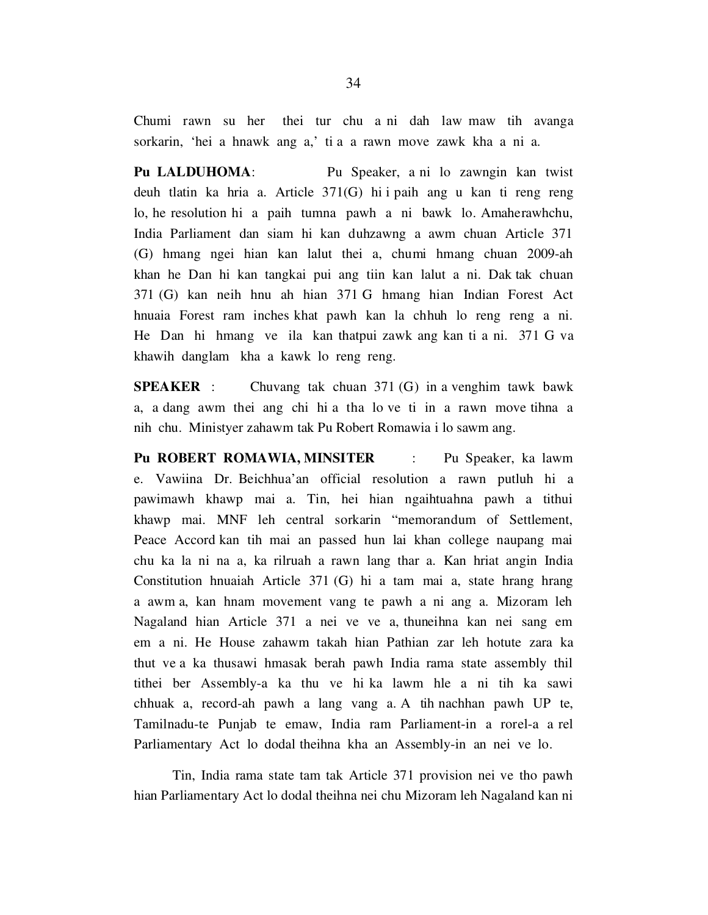Chumi rawn su her thei tur chu a ni dah law maw tih avanga sorkarin, 'hei a hnawk ang a,' ti a a rawn move zawk kha a ni a.

**Pu LALDUHOMA**: Pu Speaker, a ni lo zawngin kan twist deuh tlatin ka hria a. Article 371(G) hi i paih ang u kan ti reng reng lo, he resolution hi a paih tumna pawh a ni bawk lo. Amaherawhchu, India Parliament dan siam hi kan duhzawng a awm chuan Article 371 (G) hmang ngei hian kan lalut thei a, chumi hmang chuan 2009-ah khan he Dan hi kan tangkai pui ang tiin kan lalut a ni. Dak tak chuan 371 (G) kan neih hnu ah hian 371 G hmang hian Indian Forest Act hnuaia Forest ram inches khat pawh kan la chhuh lo reng reng a ni. He Dan hi hmang ve ila kan thatpui zawk ang kan ti a ni. 371 G va khawih danglam kha a kawk lo reng reng.

**SPEAKER** : Chuvang tak chuan 371 (G) in a venghim tawk bawk a, a dang awm thei ang chi hi a tha lo ve ti in a rawn move tihna a nih chu. Ministyer zahawm tak Pu Robert Romawia i lo sawm ang.

**Pu ROBERT ROMAWIA, MINSITER** : Pu Speaker, ka lawm e. Vawiina Dr. Beichhua'an official resolution a rawn putluh hi a pawimawh khawp mai a. Tin, hei hian ngaihtuahna pawh a tithui khawp mai. MNF leh central sorkarin "memorandum of Settlement, Peace Accord kan tih mai an passed hun lai khan college naupang mai chu ka la ni na a, ka rilruah a rawn lang thar a. Kan hriat angin India Constitution hnuaiah Article 371 (G) hi a tam mai a, state hrang hrang a awm a, kan hnam movement vang te pawh a ni ang a. Mizoram leh Nagaland hian Article 371 a nei ve ve a, thuneihna kan nei sang em em a ni. He House zahawm takah hian Pathian zar leh hotute zara ka thut ve a ka thusawi hmasak berah pawh India rama state assembly thil tithei ber Assembly-a ka thu ve hi ka lawm hle a ni tih ka sawi chhuak a, record-ah pawh a lang vang a. A tih nachhan pawh UP te, Tamilnadu-te Punjab te emaw, India ram Parliament-in a rorel-a a rel Parliamentary Act lo dodal theihna kha an Assembly-in an nei ve lo.

Tin, India rama state tam tak Article 371 provision nei ve tho pawh hian Parliamentary Act lo dodal theihna nei chu Mizoram leh Nagaland kan ni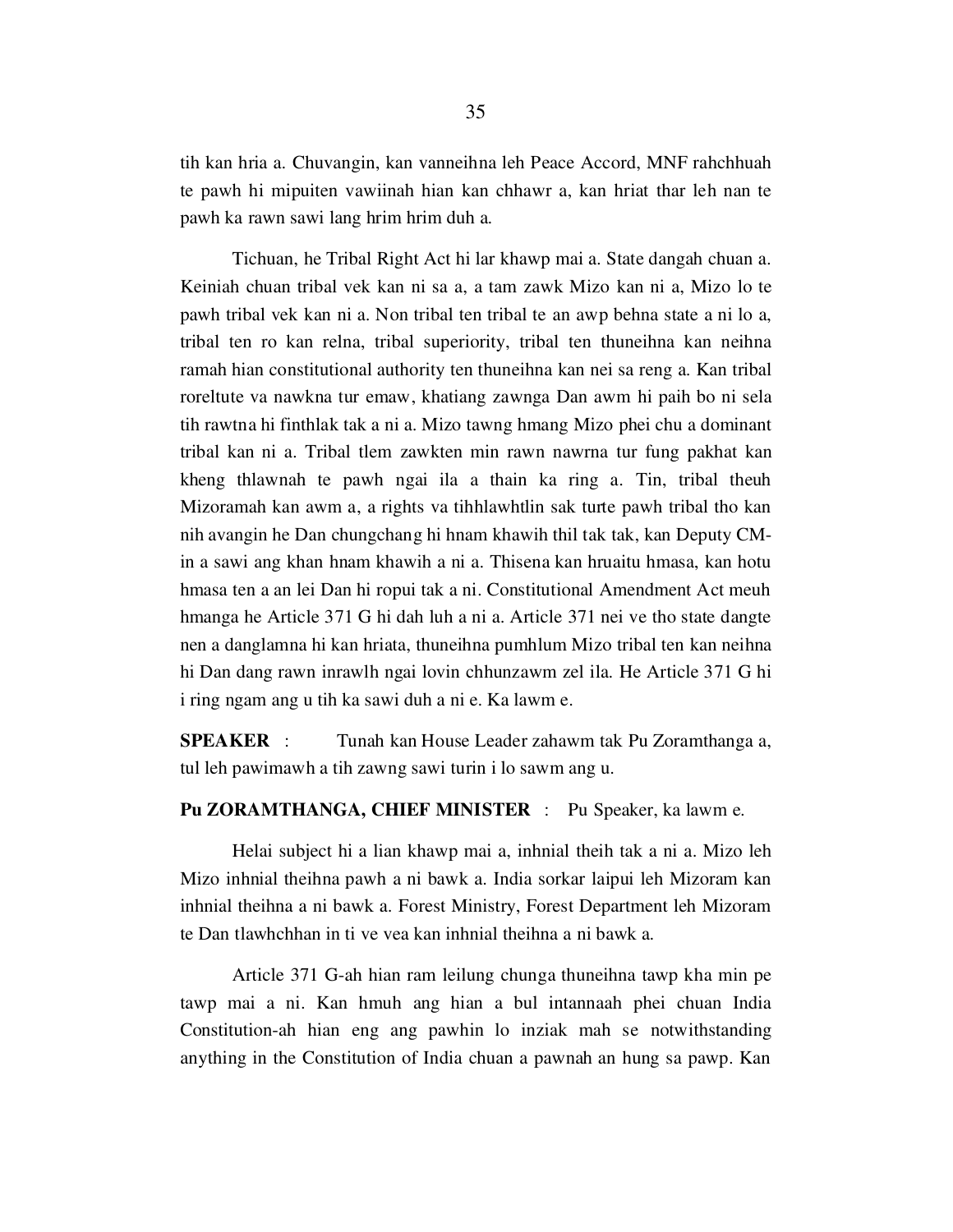tih kan hria a. Chuvangin, kan vanneihna leh Peace Accord, MNF rahchhuah te pawh hi mipuiten vawiinah hian kan chhawr a, kan hriat thar leh nan te pawh ka rawn sawi lang hrim hrim duh a.

Tichuan, he Tribal Right Act hi lar khawp mai a. State dangah chuan a. Keiniah chuan tribal vek kan ni sa a, a tam zawk Mizo kan ni a, Mizo lo te pawh tribal vek kan ni a. Non tribal ten tribal te an awp behna state a ni lo a, tribal ten ro kan relna, tribal superiority, tribal ten thuneihna kan neihna ramah hian constitutional authority ten thuneihna kan nei sa reng a. Kan tribal roreltute va nawkna tur emaw, khatiang zawnga Dan awm hi paih bo ni sela tih rawtna hi finthlak tak a ni a. Mizo tawng hmang Mizo phei chu a dominant tribal kan ni a. Tribal tlem zawkten min rawn nawrna tur fung pakhat kan kheng thlawnah te pawh ngai ila a thain ka ring a. Tin, tribal theuh Mizoramah kan awm a, a rights va tihhlawhtlin sak turte pawh tribal tho kan nih avangin he Dan chungchang hi hnam khawih thil tak tak, kan Deputy CM-in a sawi ang khan hnam khawih a ni a. Thisena kan hruaitu hmasa, kan hotu hmasa ten a an lei Dan hi ropui tak a ni. Constitutional Amendment Act meuh hmanga he Article 371 G hi dah luh a ni a. Article 371 nei ve tho state dangte nen a danglamna hi kan hriata, thuneihna pumhlum Mizo tribal ten kan neihna hi Dan dang rawn inrawlh ngai lovin chhunzawm zel ila. He Article 371 G hi i ring ngam ang u tih ka sawi duh a ni e. Ka lawm e.

**SPEAKER** : Tunah kan House Leader zahawm tak Pu Zoramthanga a, tul leh pawimawh a tih zawng sawi turin i lo sawm ang u.

**Pu ZORAMTHANGA, CHIEF MINISTER** : Pu Speaker, ka lawm e.

Helai subject hi a lian khawp mai a, inhnial theih tak a ni a. Mizo leh Mizo inhnial theihna pawh a ni bawk a. India sorkar laipui leh Mizoram kan inhnial theihna a ni bawk a. Forest Ministry, Forest Department leh Mizoram te Dan tlawhchhan in ti ve vea kan inhnial theihna a ni bawk a.

Article 371 G-ah hian ram leilung chunga thuneihna tawp kha min pe tawp mai a ni. Kan hmuh ang hian a bul intannaah phei chuan India Constitution-ah hian eng ang pawhin lo inziak mah se notwithstanding anything in the Constitution of India chuan a pawnah an hung sa pawp. Kan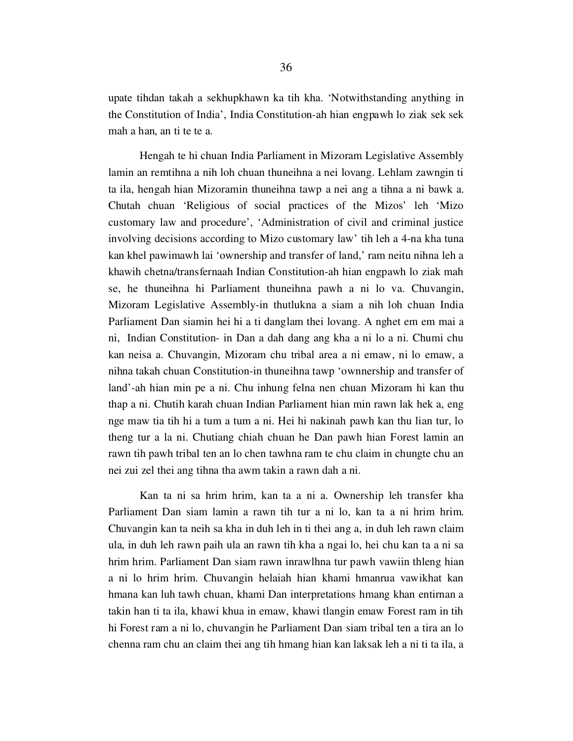upate tihdan takah a sekhupkhawn ka tih kha. 'Notwithstanding anything in the Constitution of India', India Constitution-ah hian engpawh lo ziak sek sek mah a han, an ti te te a.

Hengah te hi chuan India Parliament in Mizoram Legislative Assembly lamin an remtihna a nih loh chuan thuneihna a nei lovang. Lehlam zawngin ti ta ila, hengah hian Mizoramin thuneihna tawp a nei ang a tihna a ni bawk a. Chutah chuan 'Religious of social practices of the Mizos' leh 'Mizo customary law and procedure', 'Administration of civil and criminal justice involving decisions according to Mizo customary law' tih leh a 4-na kha tuna kan khel pawimawh lai 'ownership and transfer of land,' ram neitu nihna leh a khawih chetna/transfernaah Indian Constitution-ah hian engpawh lo ziak mah se, he thuneihna hi Parliament thuneihna pawh a ni lo va. Chuvangin, Mizoram Legislative Assembly-in thutlukna a siam a nih loh chuan India Parliament Dan siamin hei hi a ti danglam thei lovang. A nghet em em mai a ni, Indian Constitution- in Dan a dah dang ang kha a ni lo a ni. Chumi chu kan neisa a. Chuvangin, Mizoram chu tribal area a ni emaw, ni lo emaw, a nihna takah chuan Constitution-in thuneihna tawp 'ownnership and transfer of land'-ah hian min pe a ni. Chu inhung felna nen chuan Mizoram hi kan thu thap a ni. Chutih karah chuan Indian Parliament hian min rawn lak hek a, eng nge maw tia tih hi a tum a tum a ni. Hei hi nakinah pawh kan thu lian tur, lo theng tur a la ni. Chutiang chiah chuan he Dan pawh hian Forest lamin an rawn tih pawh tribal ten an lo chen tawhna ram te chu claim in chungte chu an nei zui zel thei ang tihna tha awm takin a rawn dah a ni.

Kan ta ni sa hrim hrim, kan ta a ni a. Ownership leh transfer kha Parliament Dan siam lamin a rawn tih tur a ni lo, kan ta a ni hrim hrim. Chuvangin kan ta neih sa kha in duh leh in ti thei ang a, in duh leh rawn claim ula, in duh leh rawn paih ula an rawn tih kha a ngai lo, hei chu kan ta a ni sa hrim hrim. Parliament Dan siam rawn inrawlhna tur pawh vawiin thleng hian a ni lo hrim hrim. Chuvangin helaiah hian khami hmanrua vawikhat kan hmana kan luh tawh chuan, khami Dan interpretations hmang khan entirnan a takin han ti ta ila, khawi khua in emaw, khawi tlangin emaw Forest ram in tih hi Forest ram a ni lo, chuvangin he Parliament Dan siam tribal ten a tira an lo chenna ram chu an claim thei ang tih hmang hian kan laksak leh a ni ti ta ila, a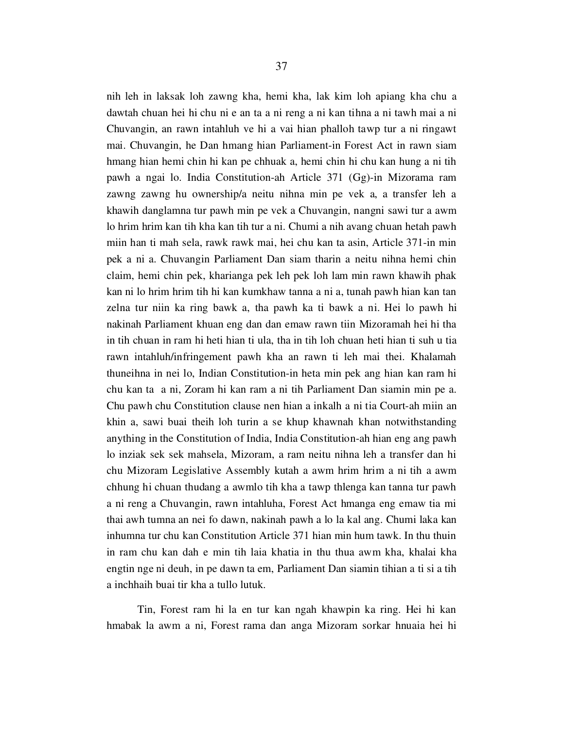nih leh in laksak loh zawng kha, hemi kha, lak kim loh apiang kha chu a dawtah chuan hei hi chu ni e an ta a ni reng a ni kan tihna a ni tawh mai a ni Chuvangin, an rawn intahluh ve hi a vai hian phalloh tawp tur a ni ringawt mai. Chuvangin, he Dan hmang hian Parliament-in Forest Act in rawn siam hmang hian hemi chin hi kan pe chhuak a, hemi chin hi chu kan hung a ni tih pawh a ngai lo. India Constitution-ah Article 371 (Gg)-in Mizorama ram zawng zawng hu ownership/a neitu nihna min pe vek a, a transfer leh a khawih danglamna tur pawh min pe vek a Chuvangin, nangni sawi tur a awm lo hrim hrim kan tih kha kan tih tur a ni. Chumi a nih avang chuan hetah pawh miin han ti mah sela, rawk rawk mai, hei chu kan ta asin, Article 371-in min pek a ni a. Chuvangin Parliament Dan siam tharin a neitu nihna hemi chin claim, hemi chin pek, kharianga pek leh pek loh lam min rawn khawih phak kan ni lo hrim hrim tih hi kan kumkhaw tanna a ni a, tunah pawh hian kan tan zelna tur niin ka ring bawk a, tha pawh ka ti bawk a ni. Hei lo pawh hi nakinah Parliament khuan eng dan dan emaw rawn tiin Mizoramah hei hi tha in tih chuan in ram hi heti hian ti ula, tha in tih loh chuan heti hian ti suh u tia rawn intahluh/infringement pawh kha an rawn ti leh mai thei. Khalamah thuneihna in nei lo, Indian Constitution-in heta min pek ang hian kan ram hi chu kan ta a ni, Zoram hi kan ram a ni tih Parliament Dan siamin min pe a. Chu pawh chu Constitution clause nen hian a inkalh a ni tia Court-ah miin an khin a, sawi buai theih loh turin a se khup khawnah khan notwithstanding anything in the Constitution of India, India Constitution-ah hian eng ang pawh lo inziak sek sek mahsela, Mizoram, a ram neitu nihna leh a transfer dan hi chu Mizoram Legislative Assembly kutah a awm hrim hrim a ni tih a awm chhung hi chuan thudang a awmlo tih kha a tawp thlenga kan tanna tur pawh a ni reng a Chuvangin, rawn intahluha, Forest Act hmanga eng emaw tia mi thai awh tumna an nei fo dawn, nakinah pawh a lo la kal ang. Chumi laka kan inhumna tur chu kan Constitution Article 371 hian min hum tawk. In thu thuin in ram chu kan dah e min tih laia khatia in thu thua awm kha, khalai kha engtin nge ni deuh, in pe dawn ta em, Parliament Dan siamin tihian a ti si a tih a inchhaih buai tir kha a tullo lutuk.

Tin, Forest ram hi la en tur kan ngah khawpin ka ring. Hei hi kan hmabak la awm a ni, Forest rama dan anga Mizoram sorkar hnuaia hei hi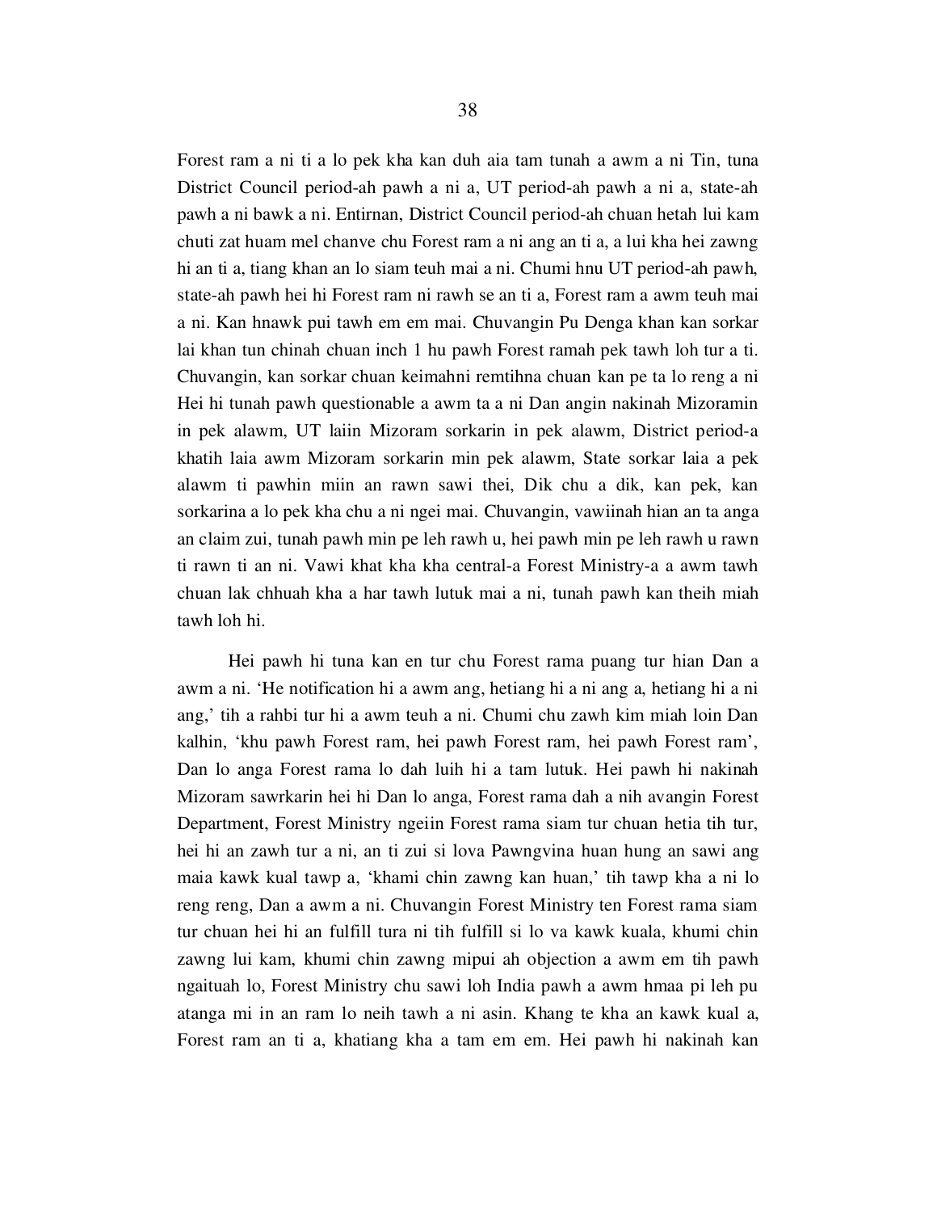Forest ram a ni ti a lo pek kha kan duh aia tam tunah a awm a ni Tin, tuna District Council period-ah pawh a ni a, UT period-ah pawh a ni a, state-ah pawh a ni bawk a ni. Entirnan, District Council period-ah chuan hetah lui kam chuti zat huam mel chanve chu Forest ram a ni ang an ti a, a lui kha hei zawng hi an ti a, tiang khan an lo siam teuh mai a ni. Chumi hnu UT period-ah pawh, state-ah pawh hei hi Forest ram ni rawh se an ti a, Forest ram a awm teuh mai a ni. Kan hnawk pui tawh em em mai. Chuvangin Pu Denga khan kan sorkar lai khan tun chinah chuan inch 1 hu pawh Forest ramah pek tawh loh tur a ti. Chuvangin, kan sorkar chuan keimahni remtihna chuan kan pe ta lo reng a ni Hei hi tunah pawh questionable a awm ta a ni Dan angin nakinah Mizoramin in pek alawm, UT laiin Mizoram sorkarin in pek alawm, District period-a khatih laia awm Mizoram sorkarin min pek alawm, State sorkar laia a pek alawm ti pawhin miin an rawn sawi thei, Dik chu a dik, kan pek, kan sorkarina a lo pek kha chu a ni ngei mai. Chuvangin, vawiinah hian an ta anga an claim zui, tunah pawh min pe leh rawh u, hei pawh min pe leh rawh u rawn ti rawn ti an ni. Vawi khat kha kha central-a Forest Ministry-a a awm tawh chuan lak chhuah kha a har tawh lutuk mai a ni, tunah pawh kan theih miah tawh loh hi.

Hei pawh hi tuna kan en tur chu Forest rama puang tur hian Dan a awm a ni. 'He notification hi a awm ang, hetiang hi a ni ang a, hetiang hi a ni ang,' tih a rahbi tur hi a awm teuh a ni. Chumi chu zawh kim miah loin Dan kalhin, 'khu pawh Forest ram, hei pawh Forest ram, hei pawh Forest ram', Dan lo anga Forest rama lo dah luih hi a tam lutuk. Hei pawh hi nakinah Mizoram sawrkarin hei hi Dan lo anga, Forest rama dah a nih avangin Forest Department, Forest Ministry ngeiin Forest rama siam tur chuan hetia tih tur, hei hi an zawh tur a ni, an ti zui si lova Pawngvina huan hung an sawi ang maia kawk kual tawp a, 'khami chin zawng kan huan,' tih tawp kha a ni lo reng reng, Dan a awm a ni. Chuvangin Forest Ministry ten Forest rama siam tur chuan hei hi an fulfill tura ni tih fulfill si lo va kawk kuala, khumi chin zawng lui kam, khumi chin zawng mipui ah objection a awm em tih pawh ngaituah lo, Forest Ministry chu sawi loh India pawh a awm hmaa pi leh pu atanga mi in an ram lo neih tawh a ni asin. Khang te kha an kawk kual a, Forest ram an ti a, khatiang kha a tam em em. Hei pawh hi nakinah kan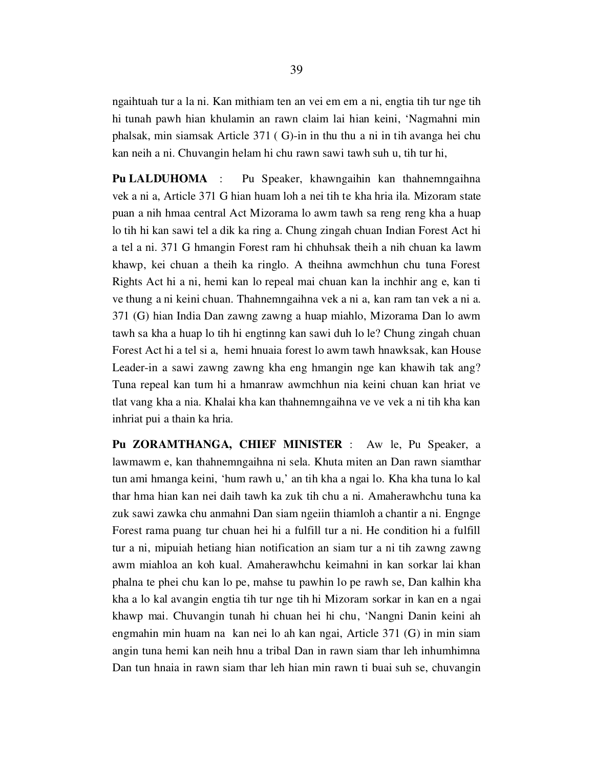ngaihtuah tur a la ni. Kan mithiam ten an vei em em a ni, engtia tih tur nge tih hi tunah pawh hian khulamin an rawn claim lai hian keini, 'Nagmahni min phalsak, min siamsak Article 371 ( G)-in in thu thu a ni in tih avanga hei chu kan neih a ni. Chuvangin helam hi chu rawn sawi tawh suh u, tih tur hi,

**Pu LALDUHOMA** : Pu Speaker, khawngaihin kan thahnemngaihna vek a ni a, Article 371 G hian huam loh a nei tih te kha hria ila. Mizoram state puan a nih hmaa central Act Mizorama lo awm tawh sa reng reng kha a huap lo tih hi kan sawi tel a dik ka ring a. Chung zingah chuan Indian Forest Act hi a tel a ni. 371 G hmangin Forest ram hi chhuhsak theih a nih chuan ka lawm khawp, kei chuan a theih ka ringlo. A theihna awmchhun chu tuna Forest Rights Act hi a ni, hemi kan lo repeal mai chuan kan la inchhir ang e, kan ti ve thung a ni keini chuan. Thahnemngaihna vek a ni a, kan ram tan vek a ni a. 371 (G) hian India Dan zawng zawng a huap miahlo, Mizorama Dan lo awm tawh sa kha a huap lo tih hi engtinng kan sawi duh lo le? Chung zingah chuan Forest Act hi a tel si a, hemi hnuaia forest lo awm tawh hnawksak, kan House Leader-in a sawi zawng zawng kha eng hmangin nge kan khawih tak ang? Tuna repeal kan tum hi a hmanraw awmchhun nia keini chuan kan hriat ve tlat vang kha a nia. Khalai kha kan thahnemngaihna ve ve vek a ni tih kha kan inhriat pui a thain ka hria.

**Pu ZORAMTHANGA, CHIEF MINISTER** : Aw le, Pu Speaker, a lawmawm e, kan thahnemngaihna ni sela. Khuta miten an Dan rawn siamthar tun ami hmanga keini, 'hum rawh u,' an tih kha a ngai lo. Kha kha tuna lo kal thar hma hian kan nei daih tawh ka zuk tih chu a ni. Amaherawhchu tuna ka zuk sawi zawka chu anmahni Dan siam ngeiin thiamloh a chantir a ni. Engnge Forest rama puang tur chuan hei hi a fulfill tur a ni. He condition hi a fulfill tur a ni, mipuiah hetiang hian notification an siam tur a ni tih zawng zawng awm miahloa an koh kual. Amaherawhchu keimahni in kan sorkar lai khan phalna te phei chu kan lo pe, mahse tu pawhin lo pe rawh se, Dan kalhin kha kha a lo kal avangin engtia tih tur nge tih hi Mizoram sorkar in kan en a ngai khawp mai. Chuvangin tunah hi chuan hei hi chu, 'Nangni Danin keini ah engmahin min huam na kan nei lo ah kan ngai, Article 371 (G) in min siam angin tuna hemi kan neih hnu a tribal Dan in rawn siam thar leh inhumhimna Dan tun hnaia in rawn siam thar leh hian min rawn ti buai suh se, chuvangin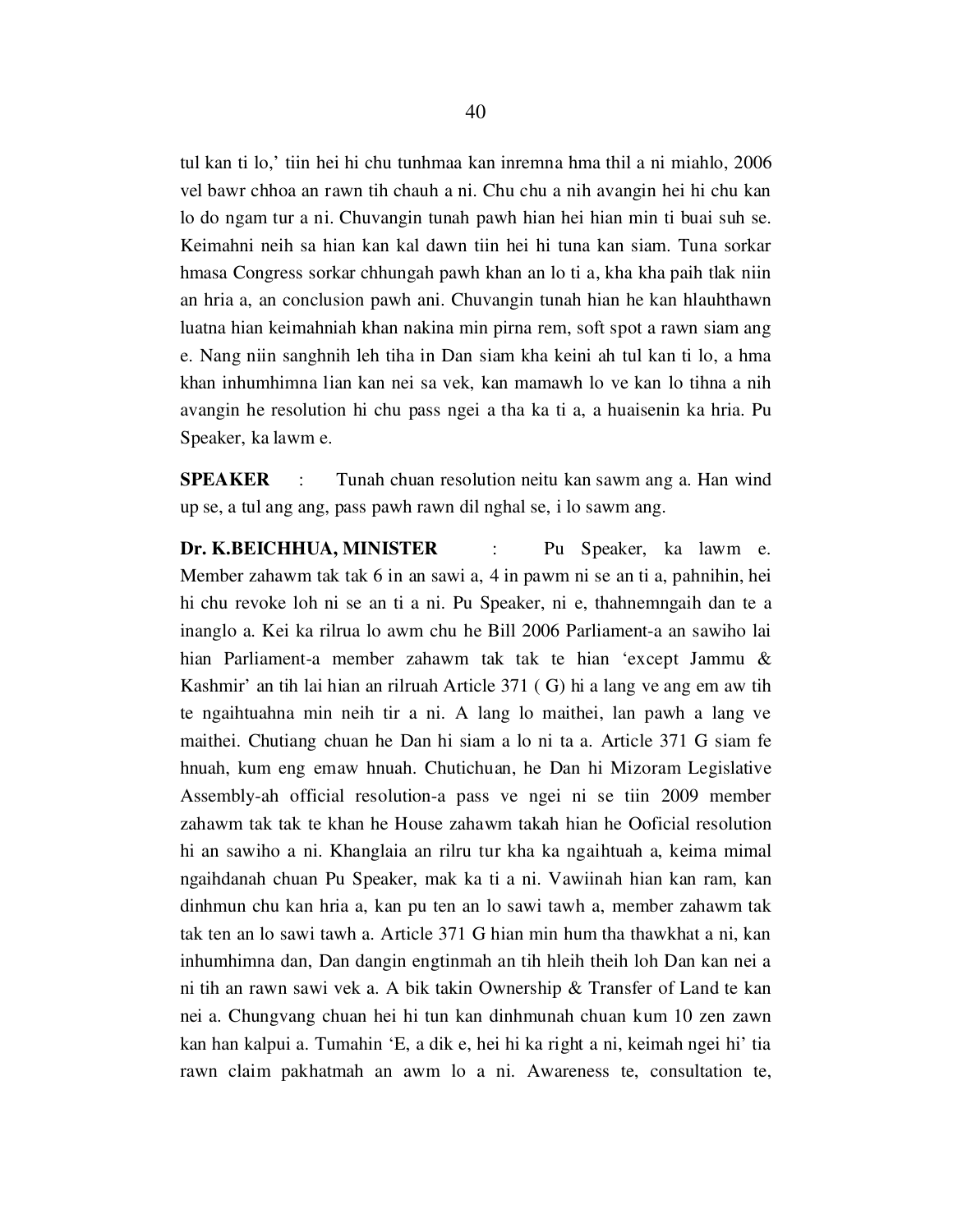tul kan ti lo,' tiin hei hi chu tunhmaa kan inremna hma thil a ni miahlo, 2006 vel bawr chhoa an rawn tih chauh a ni. Chu chu a nih avangin hei hi chu kan lo do ngam tur a ni. Chuvangin tunah pawh hian hei hian min ti buai suh se. Keimahni neih sa hian kan kal dawn tiin hei hi tuna kan siam. Tuna sorkar hmasa Congress sorkar chhungah pawh khan an lo ti a, kha kha paih tlak niin an hria a, an conclusion pawh ani. Chuvangin tunah hian he kan hlauhthawn luatna hian keimahniah khan nakina min pirna rem, soft spot a rawn siam ang e. Nang niin sanghnih leh tiha in Dan siam kha keini ah tul kan ti lo, a hma khan inhumhimna lian kan nei sa vek, kan mamawh lo ve kan lo tihna a nih avangin he resolution hi chu pass ngei a tha ka ti a, a huaisenin ka hria. Pu Speaker, ka lawm e.

**SPEAKER** : Tunah chuan resolution neitu kan sawm ang a. Han wind up se, a tul ang ang, pass pawh rawn dil nghal se, i lo sawm ang.

**Dr. K.BEICHHUA, MINISTER** : Pu Speaker, ka lawm e. Member zahawm tak tak 6 in an sawi a, 4 in pawm ni se an ti a, pahnihin, hei hi chu revoke loh ni se an ti a ni. Pu Speaker, ni e, thahnemngaih dan te a inanglo a. Kei ka rilrua lo awm chu he Bill 2006 Parliament-a an sawiho lai hian Parliament-a member zahawm tak tak te hian 'except Jammu & Kashmir' an tih lai hian an rilruah Article 371 ( G) hi a lang ve ang em aw tih te ngaihtuahna min neih tir a ni. A lang lo maithei, lan pawh a lang ve maithei. Chutiang chuan he Dan hi siam a lo ni ta a. Article 371 G siam fe hnuah, kum eng emaw hnuah. Chutichuan, he Dan hi Mizoram Legislative Assembly-ah official resolution-a pass ve ngei ni se tiin 2009 member zahawm tak tak te khan he House zahawm takah hian he Ooficial resolution hi an sawiho a ni. Khanglaia an rilru tur kha ka ngaihtuah a, keima mimal ngaihdanah chuan Pu Speaker, mak ka ti a ni. Vawiinah hian kan ram, kan dinhmun chu kan hria a, kan pu ten an lo sawi tawh a, member zahawm tak tak ten an lo sawi tawh a. Article 371 G hian min hum tha thawkhat a ni, kan inhumhimna dan, Dan dangin engtinmah an tih hleih theih loh Dan kan nei a ni tih an rawn sawi vek a. A bik takin Ownership & Transfer of Land te kan nei a. Chungvang chuan hei hi tun kan dinhmunah chuan kum 10 zen zawn kan han kalpui a. Tumahin 'E, a dik e, hei hi ka right a ni, keimah ngei hi' tia rawn claim pakhatmah an awm lo a ni. Awareness te, consultation te,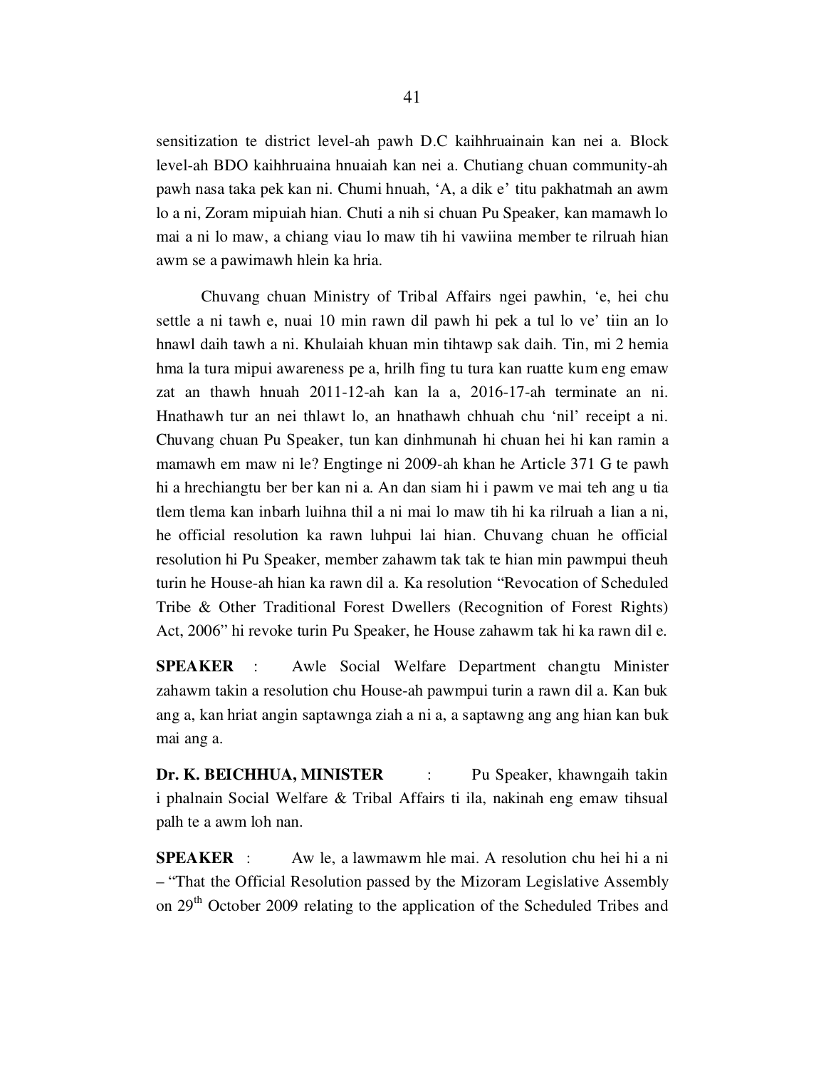sensitization te district level-ah pawh D.C kaihhruainain kan nei a. Block level-ah BDO kaihhruaina hnuaiah kan nei a. Chutiang chuan community-ah pawh nasa taka pek kan ni. Chumi hnuah, 'A, a dik e' titu pakhatmah an awm lo a ni, Zoram mipuiah hian. Chuti a nih si chuan Pu Speaker, kan mamawh lo mai a ni lo maw, a chiang viau lo maw tih hi vawiina member te rilruah hian awm se a pawimawh hlein ka hria.

Chuvang chuan Ministry of Tribal Affairs ngei pawhin, 'e, hei chu settle a ni tawh e, nuai 10 min rawn dil pawh hi pek a tul lo ve' tiin an lo hnawl daih tawh a ni. Khulaiah khuan min tihtawp sak daih. Tin, mi 2 hemia hma la tura mipui awareness pe a, hrilh fing tu tura kan ruatte kum eng emaw zat an thawh hnuah 2011-12-ah kan la a, 2016-17-ah terminate an ni. Hnathawh tur an nei thlawt lo, an hnathawh chhuah chu 'nil' receipt a ni. Chuvang chuan Pu Speaker, tun kan dinhmunah hi chuan hei hi kan ramin a mamawh em maw ni le? Engtinge ni 2009-ah khan he Article 371 G te pawh hi a hrechiangtu ber ber kan ni a. An dan siam hi i pawm ve mai teh ang u tia tlem tlema kan inbarh luihna thil a ni mai lo maw tih hi ka rilruah a lian a ni, he official resolution ka rawn luhpui lai hian. Chuvang chuan he official resolution hi Pu Speaker, member zahawm tak tak te hian min pawmpui theuh turin he House-ah hian ka rawn dil a. Ka resolution "Revocation of Scheduled Tribe & Other Traditional Forest Dwellers (Recognition of Forest Rights) Act, 2006" hi revoke turin Pu Speaker, he House zahawm tak hi ka rawn dil e.

**SPEAKER** : Awle Social Welfare Department changtu Minister zahawm takin a resolution chu House-ah pawmpui turin a rawn dil a. Kan buk ang a, kan hriat angin saptawnga ziah a ni a, a saptawng ang ang hian kan buk mai ang a.

**Dr. K. BEICHHUA, MINISTER** : Pu Speaker, khawngaih takin i phalnain Social Welfare & Tribal Affairs ti ila, nakinah eng emaw tihsual palh te a awm loh nan.

**SPEAKER** : Aw le, a lawmawm hle mai. A resolution chu hei hi a ni – "That the Official Resolution passed by the Mizoram Legislative Assembly on 29th October 2009 relating to the application of the Scheduled Tribes and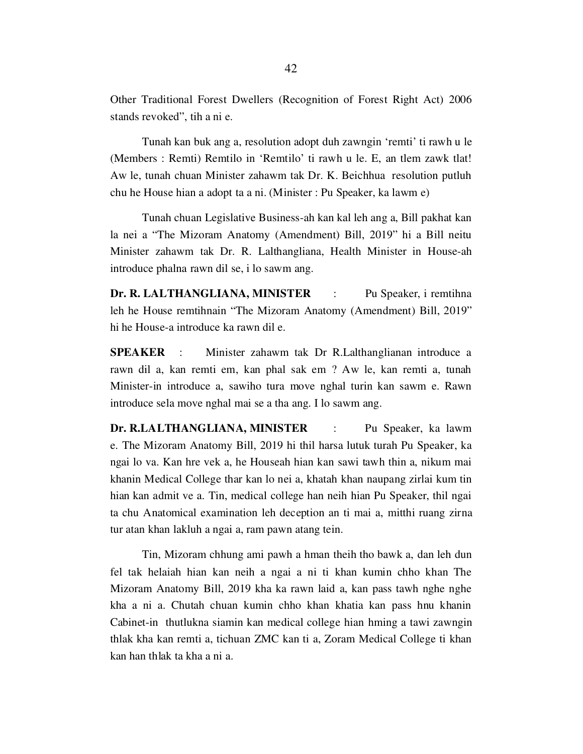Other Traditional Forest Dwellers (Recognition of Forest Right Act) 2006 stands revoked", tih a ni e.

Tunah kan buk ang a, resolution adopt duh zawngin 'remti' ti rawh u le (Members : Remti) Remtilo in 'Remtilo' ti rawh u le. E, an tlem zawk tlat! Aw le, tunah chuan Minister zahawm tak Dr. K. Beichhua resolution putluh chu he House hian a adopt ta a ni. (Minister : Pu Speaker, ka lawm e)

Tunah chuan Legislative Business-ah kan kal leh ang a, Bill pakhat kan la nei a "The Mizoram Anatomy (Amendment) Bill, 2019" hi a Bill neitu Minister zahawm tak Dr. R. Lalthangliana, Health Minister in House-ah introduce phalna rawn dil se, i lo sawm ang.

**Dr. R. LALTHANGLIANA, MINISTER** : Pu Speaker, i remtihna leh he House remtihnain "The Mizoram Anatomy (Amendment) Bill, 2019" hi he House-a introduce ka rawn dil e.

**SPEAKER** : Minister zahawm tak Dr R.Lalthanglianan introduce a rawn dil a, kan remti em, kan phal sak em ? Aw le, kan remti a, tunah Minister-in introduce a, sawiho tura move nghal turin kan sawm e. Rawn introduce sela move nghal mai se a tha ang. I lo sawm ang.

**Dr. R.LALTHANGLIANA, MINISTER** : Pu Speaker, ka lawm e. The Mizoram Anatomy Bill, 2019 hi thil harsa lutuk turah Pu Speaker, ka ngai lo va. Kan hre vek a, he Houseah hian kan sawi tawh thin a, nikum mai khanin Medical College thar kan lo nei a, khatah khan naupang zirlai kum tin hian kan admit ve a. Tin, medical college han neih hian Pu Speaker, thil ngai ta chu Anatomical examination leh deception an ti mai a, mitthi ruang zirna tur atan khan lakluh a ngai a, ram pawn atang tein.

Tin, Mizoram chhung ami pawh a hman theih tho bawk a, dan leh dun fel tak helaiah hian kan neih a ngai a ni ti khan kumin chho khan The Mizoram Anatomy Bill, 2019 kha ka rawn laid a, kan pass tawh nghe nghe kha a ni a. Chutah chuan kumin chho khan khatia kan pass hnu khanin Cabinet-in thutlukna siamin kan medical college hian hming a tawi zawngin thlak kha kan remti a, tichuan ZMC kan ti a, Zoram Medical College ti khan kan han thlak ta kha a ni a.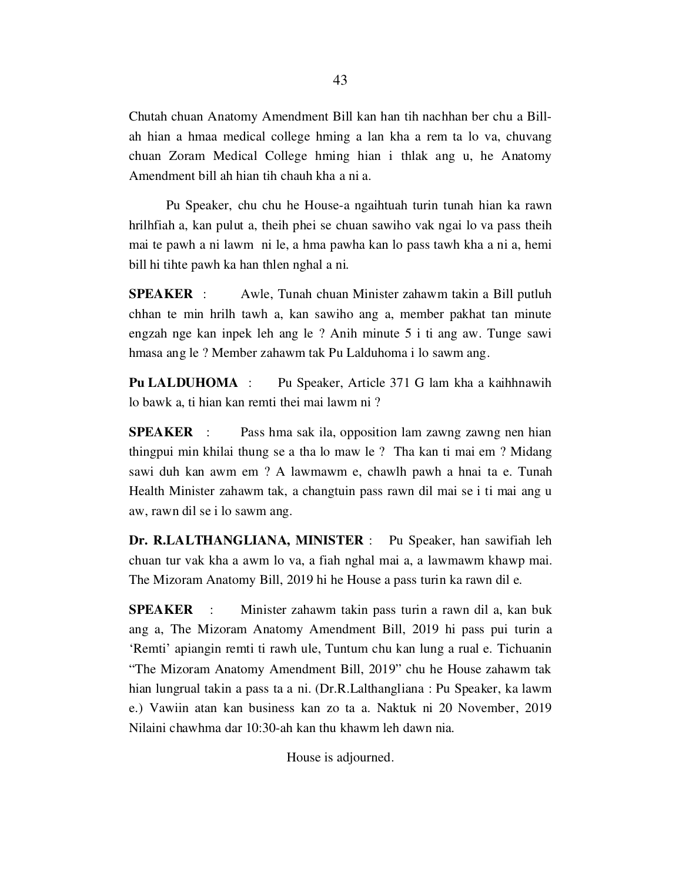Chutah chuan Anatomy Amendment Bill kan han tih nachhan ber chu a Bill-ah hian a hmaa medical college hming a lan kha a rem ta lo va, chuvang chuan Zoram Medical College hming hian i thlak ang u, he Anatomy Amendment bill ah hian tih chauh kha a ni a.

Pu Speaker, chu chu he House-a ngaihtuah turin tunah hian ka rawn hrilhfiah a, kan pulut a, theih phei se chuan sawiho vak ngai lo va pass theih mai te pawh a ni lawm ni le, a hma pawha kan lo pass tawh kha a ni a, hemi bill hi tihte pawh ka han thlen nghal a ni.

**SPEAKER** : Awle, Tunah chuan Minister zahawm takin a Bill putluh chhan te min hrilh tawh a, kan sawiho ang a, member pakhat tan minute engzah nge kan inpek leh ang le ? Anih minute 5 i ti ang aw. Tunge sawi hmasa ang le ? Member zahawm tak Pu Lalduhoma i lo sawm ang.

**Pu LALDUHOMA** : Pu Speaker, Article 371 G lam kha a kaihhnawih lo bawk a, ti hian kan remti thei mai lawm ni ?

**SPEAKER** : Pass hma sak ila, opposition lam zawng zawng nen hian thingpui min khilai thung se a tha lo maw le ? Tha kan ti mai em ? Midang sawi duh kan awm em ? A lawmawm e, chawlh pawh a hnai ta e. Tunah Health Minister zahawm tak, a changtuin pass rawn dil mai se i ti mai ang u aw, rawn dil se i lo sawm ang.

**Dr. R.LALTHANGLIANA, MINISTER** : Pu Speaker, han sawifiah leh chuan tur vak kha a awm lo va, a fiah nghal mai a, a lawmawm khawp mai. The Mizoram Anatomy Bill, 2019 hi he House a pass turin ka rawn dil e.

**SPEAKER** : Minister zahawm takin pass turin a rawn dil a, kan buk ang a, The Mizoram Anatomy Amendment Bill, 2019 hi pass pui turin a 'Remti' apiangin remti ti rawh ule, Tuntum chu kan lung a rual e. Tichuanin "The Mizoram Anatomy Amendment Bill, 2019" chu he House zahawm tak hian lungrual takin a pass ta a ni. (Dr.R.Lalthangliana : Pu Speaker, ka lawm e.) Vawiin atan kan business kan zo ta a. Naktuk ni 20 November, 2019 Nilaini chawhma dar 10:30-ah kan thu khawm leh dawn nia.

House is adjourned.